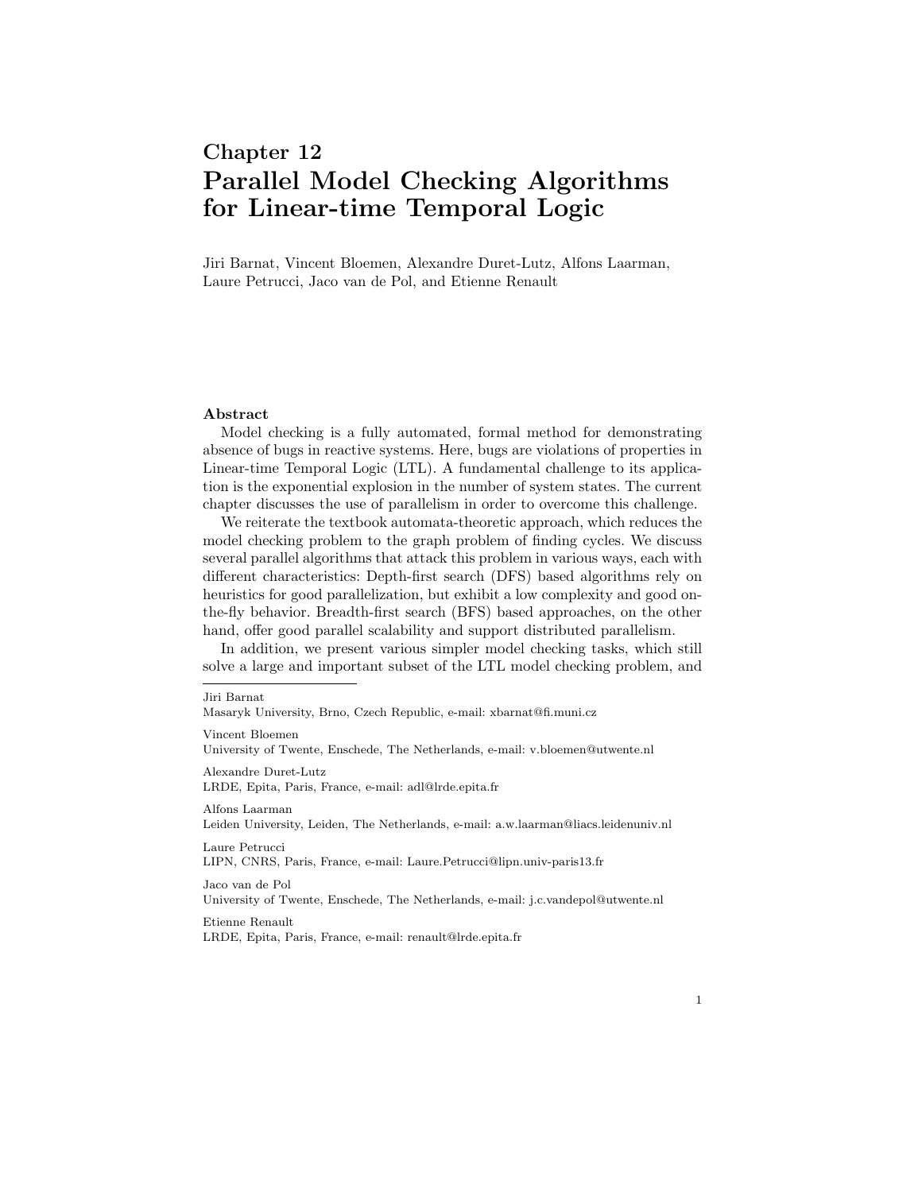# Chapter 12
# Parallel Model Checking Algorithms for Linear-time Temporal Logic

Jiri Barnat, Vincent Bloemen, Alexandre Duret-Lutz, Alfons Laarman, Laure Petrucci, Jaco van de Pol, and Etienne Renault

**Abstract**

Model checking is a fully automated, formal method for demonstrating absence of bugs in reactive systems. Here, bugs are violations of properties in Linear-time Temporal Logic (LTL). A fundamental challenge to its application is the exponential explosion in the number of system states. The current chapter discusses the use of parallelism in order to overcome this challenge.

We reiterate the textbook automata-theoretic approach, which reduces the model checking problem to the graph problem of finding cycles. We discuss several parallel algorithms that attack this problem in various ways, each with different characteristics: Depth-first search (DFS) based algorithms rely on heuristics for good parallelization, but exhibit a low complexity and good on-the-fly behavior. Breadth-first search (BFS) based approaches, on the other hand, offer good parallel scalability and support distributed parallelism.

In addition, we present various simpler model checking tasks, which still solve a large and important subset of the LTL model checking problem, and

---

Jiri Barnat
Masaryk University, Brno, Czech Republic, e-mail: xbarnat@fi.muni.cz

Vincent Bloemen
University of Twente, Enschede, The Netherlands, e-mail: v.bloemen@utwente.nl

Alexandre Duret-Lutz
LRDE, Epita, Paris, France, e-mail: adl@lrde.epita.fr

Alfons Laarman
Leiden University, Leiden, The Netherlands, e-mail: a.w.laarman@liacs.leidenuniv.nl

Laure Petrucci
LIPN, CNRS, Paris, France, e-mail: Laure.Petrucci@lipn.univ-paris13.fr

Jaco van de Pol
University of Twente, Enschede, The Netherlands, e-mail: j.c.vandepol@utwente.nl

Etienne Renault
LRDE, Epita, Paris, France, e-mail: renault@lrde.epita.fr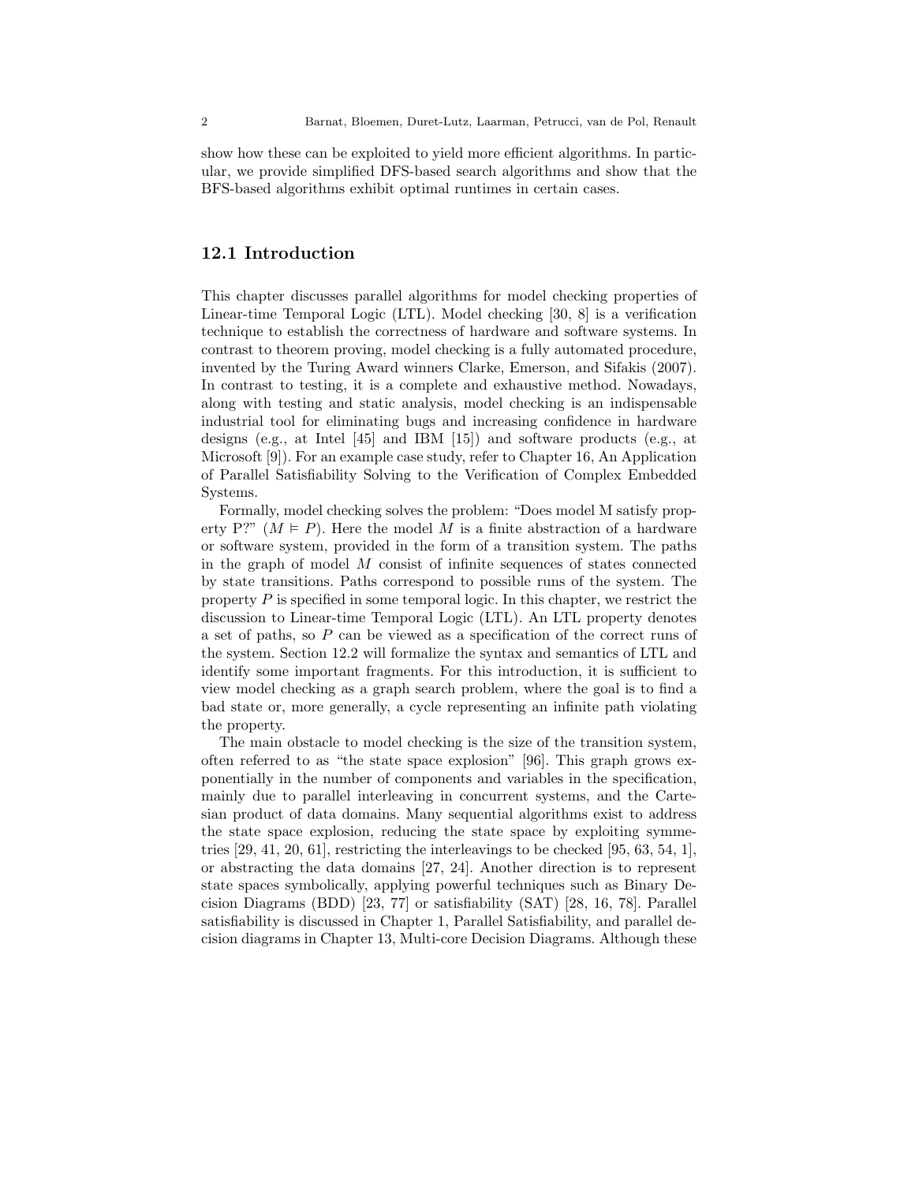show how these can be exploited to yield more efficient algorithms. In particular, we provide simplified DFS-based search algorithms and show that the BFS-based algorithms exhibit optimal runtimes in certain cases.

## 12.1 Introduction

This chapter discusses parallel algorithms for model checking properties of Linear-time Temporal Logic (LTL). Model checking [30, 8] is a verification technique to establish the correctness of hardware and software systems. In contrast to theorem proving, model checking is a fully automated procedure, invented by the Turing Award winners Clarke, Emerson, and Sifakis (2007). In contrast to testing, it is a complete and exhaustive method. Nowadays, along with testing and static analysis, model checking is an indispensable industrial tool for eliminating bugs and increasing confidence in hardware designs (e.g., at Intel [45] and IBM [15]) and software products (e.g., at Microsoft [9]). For an example case study, refer to Chapter 16, An Application of Parallel Satisfiability Solving to the Verification of Complex Embedded Systems.

Formally, model checking solves the problem: "Does model M satisfy property P?" ($M \vDash P$). Here the model $M$ is a finite abstraction of a hardware or software system, provided in the form of a transition system. The paths in the graph of model $M$ consist of infinite sequences of states connected by state transitions. Paths correspond to possible runs of the system. The property $P$ is specified in some temporal logic. In this chapter, we restrict the discussion to Linear-time Temporal Logic (LTL). An LTL property denotes a set of paths, so $P$ can be viewed as a specification of the correct runs of the system. Section 12.2 will formalize the syntax and semantics of LTL and identify some important fragments. For this introduction, it is sufficient to view model checking as a graph search problem, where the goal is to find a bad state or, more generally, a cycle representing an infinite path violating the property.

The main obstacle to model checking is the size of the transition system, often referred to as "the state space explosion" [96]. This graph grows exponentially in the number of components and variables in the specification, mainly due to parallel interleaving in concurrent systems, and the Cartesian product of data domains. Many sequential algorithms exist to address the state space explosion, reducing the state space by exploiting symmetries [29, 41, 20, 61], restricting the interleavings to be checked [95, 63, 54, 1], or abstracting the data domains [27, 24]. Another direction is to represent state spaces symbolically, applying powerful techniques such as Binary Decision Diagrams (BDD) [23, 77] or satisfiability (SAT) [28, 16, 78]. Parallel satisfiability is discussed in Chapter 1, Parallel Satisfiability, and parallel decision diagrams in Chapter 13, Multi-core Decision Diagrams. Although these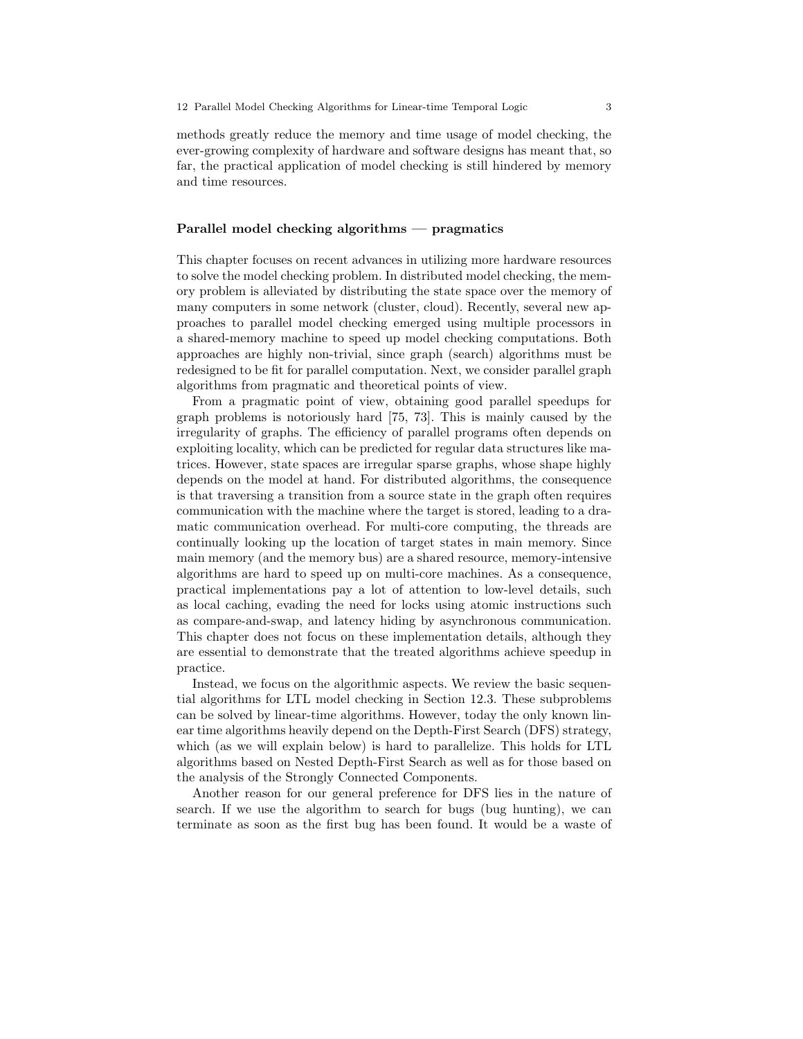methods greatly reduce the memory and time usage of model checking, the ever-growing complexity of hardware and software designs has meant that, so far, the practical application of model checking is still hindered by memory and time resources.

### Parallel model checking algorithms — pragmatics

This chapter focuses on recent advances in utilizing more hardware resources to solve the model checking problem. In distributed model checking, the memory problem is alleviated by distributing the state space over the memory of many computers in some network (cluster, cloud). Recently, several new approaches to parallel model checking emerged using multiple processors in a shared-memory machine to speed up model checking computations. Both approaches are highly non-trivial, since graph (search) algorithms must be redesigned to be fit for parallel computation. Next, we consider parallel graph algorithms from pragmatic and theoretical points of view.

From a pragmatic point of view, obtaining good parallel speedups for graph problems is notoriously hard [75, 73]. This is mainly caused by the irregularity of graphs. The efficiency of parallel programs often depends on exploiting locality, which can be predicted for regular data structures like matrices. However, state spaces are irregular sparse graphs, whose shape highly depends on the model at hand. For distributed algorithms, the consequence is that traversing a transition from a source state in the graph often requires communication with the machine where the target is stored, leading to a dramatic communication overhead. For multi-core computing, the threads are continually looking up the location of target states in main memory. Since main memory (and the memory bus) are a shared resource, memory-intensive algorithms are hard to speed up on multi-core machines. As a consequence, practical implementations pay a lot of attention to low-level details, such as local caching, evading the need for locks using atomic instructions such as compare-and-swap, and latency hiding by asynchronous communication. This chapter does not focus on these implementation details, although they are essential to demonstrate that the treated algorithms achieve speedup in practice.

Instead, we focus on the algorithmic aspects. We review the basic sequential algorithms for LTL model checking in Section 12.3. These subproblems can be solved by linear-time algorithms. However, today the only known linear time algorithms heavily depend on the Depth-First Search (DFS) strategy, which (as we will explain below) is hard to parallelize. This holds for LTL algorithms based on Nested Depth-First Search as well as for those based on the analysis of the Strongly Connected Components.

Another reason for our general preference for DFS lies in the nature of search. If we use the algorithm to search for bugs (bug hunting), we can terminate as soon as the first bug has been found. It would be a waste of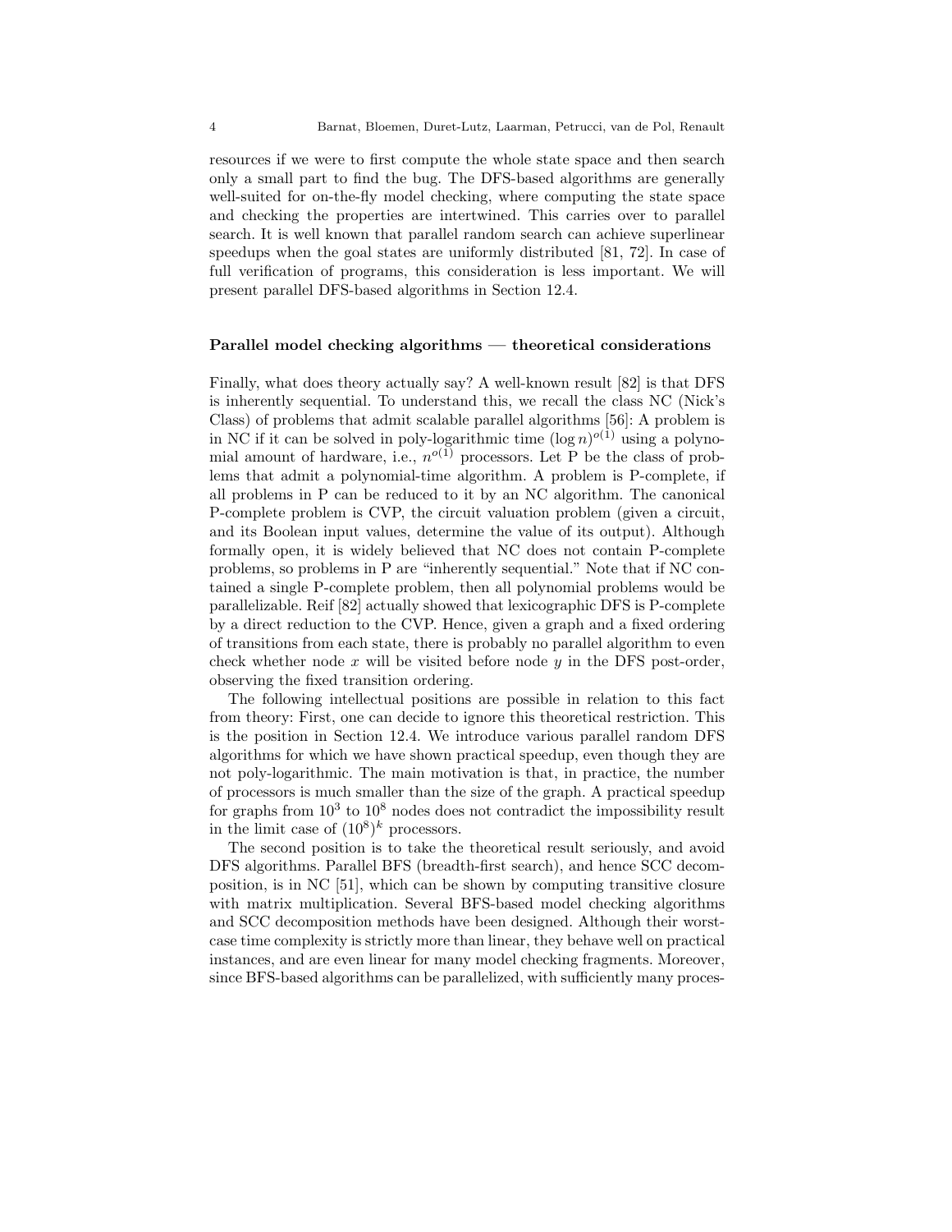resources if we were to first compute the whole state space and then search only a small part to find the bug. The DFS-based algorithms are generally well-suited for on-the-fly model checking, where computing the state space and checking the properties are intertwined. This carries over to parallel search. It is well known that parallel random search can achieve superlinear speedups when the goal states are uniformly distributed [81, 72]. In case of full verification of programs, this consideration is less important. We will present parallel DFS-based algorithms in Section 12.4.

### Parallel model checking algorithms — theoretical considerations

Finally, what does theory actually say? A well-known result [82] is that DFS is inherently sequential. To understand this, we recall the class NC (Nick's Class) of problems that admit scalable parallel algorithms [56]: A problem is in NC if it can be solved in poly-logarithmic time $(\log n)^{o(1)}$ using a polynomial amount of hardware, i.e., $n^{o(1)}$ processors. Let P be the class of problems that admit a polynomial-time algorithm. A problem is P-complete, if all problems in P can be reduced to it by an NC algorithm. The canonical P-complete problem is CVP, the circuit valuation problem (given a circuit, and its Boolean input values, determine the value of its output). Although formally open, it is widely believed that NC does not contain P-complete problems, so problems in P are "inherently sequential." Note that if NC contained a single P-complete problem, then all polynomial problems would be parallelizable. Reif [82] actually showed that lexicographic DFS is P-complete by a direct reduction to the CVP. Hence, given a graph and a fixed ordering of transitions from each state, there is probably no parallel algorithm to even check whether node $x$ will be visited before node $y$ in the DFS post-order, observing the fixed transition ordering.

The following intellectual positions are possible in relation to this fact from theory: First, one can decide to ignore this theoretical restriction. This is the position in Section 12.4. We introduce various parallel random DFS algorithms for which we have shown practical speedup, even though they are not poly-logarithmic. The main motivation is that, in practice, the number of processors is much smaller than the size of the graph. A practical speedup for graphs from $10^3$ to $10^8$ nodes does not contradict the impossibility result in the limit case of $(10^8)^k$ processors.

The second position is to take the theoretical result seriously, and avoid DFS algorithms. Parallel BFS (breadth-first search), and hence SCC decomposition, is in NC [51], which can be shown by computing transitive closure with matrix multiplication. Several BFS-based model checking algorithms and SCC decomposition methods have been designed. Although their worst-case time complexity is strictly more than linear, they behave well on practical instances, and are even linear for many model checking fragments. Moreover, since BFS-based algorithms can be parallelized, with sufficiently many proces-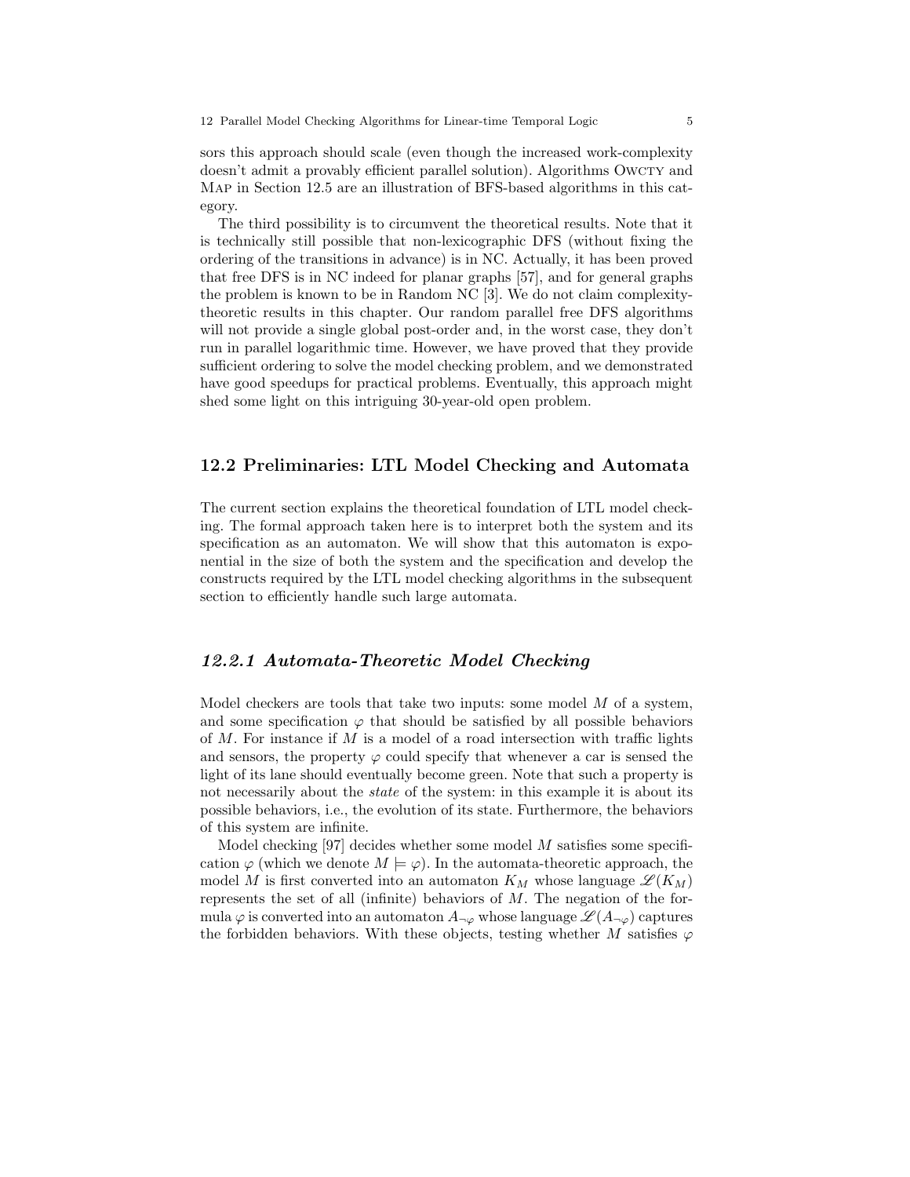sors this approach should scale (even though the increased work-complexity doesn't admit a provably efficient parallel solution). Algorithms OWCTY and MAP in Section 12.5 are an illustration of BFS-based algorithms in this category.

The third possibility is to circumvent the theoretical results. Note that it is technically still possible that non-lexicographic DFS (without fixing the ordering of the transitions in advance) is in NC. Actually, it has been proved that free DFS is in NC indeed for planar graphs [57], and for general graphs the problem is known to be in Random NC [3]. We do not claim complexity-theoretic results in this chapter. Our random parallel free DFS algorithms will not provide a single global post-order and, in the worst case, they don't run in parallel logarithmic time. However, we have proved that they provide sufficient ordering to solve the model checking problem, and we demonstrated have good speedups for practical problems. Eventually, this approach might shed some light on this intriguing 30-year-old open problem.

## 12.2 Preliminaries: LTL Model Checking and Automata

The current section explains the theoretical foundation of LTL model checking. The formal approach taken here is to interpret both the system and its specification as an automaton. We will show that this automaton is exponential in the size of both the system and the specification and develop the constructs required by the LTL model checking algorithms in the subsequent section to efficiently handle such large automata.

### *12.2.1 Automata-Theoretic Model Checking*

Model checkers are tools that take two inputs: some model $M$ of a system, and some specification $\varphi$ that should be satisfied by all possible behaviors of $M$. For instance if $M$ is a model of a road intersection with traffic lights and sensors, the property $\varphi$ could specify that whenever a car is sensed the light of its lane should eventually become green. Note that such a property is not necessarily about the *state* of the system: in this example it is about its possible behaviors, i.e., the evolution of its state. Furthermore, the behaviors of this system are infinite.

Model checking [97] decides whether some model $M$ satisfies some specification $\varphi$ (which we denote $M \models \varphi$). In the automata-theoretic approach, the model $M$ is first converted into an automaton $K_M$ whose language $\mathscr{L}(K_M)$ represents the set of all (infinite) behaviors of $M$. The negation of the formula $\varphi$ is converted into an automaton $A_{\neg\varphi}$ whose language $\mathscr{L}(A_{\neg\varphi})$ captures the forbidden behaviors. With these objects, testing whether $M$ satisfies $\varphi$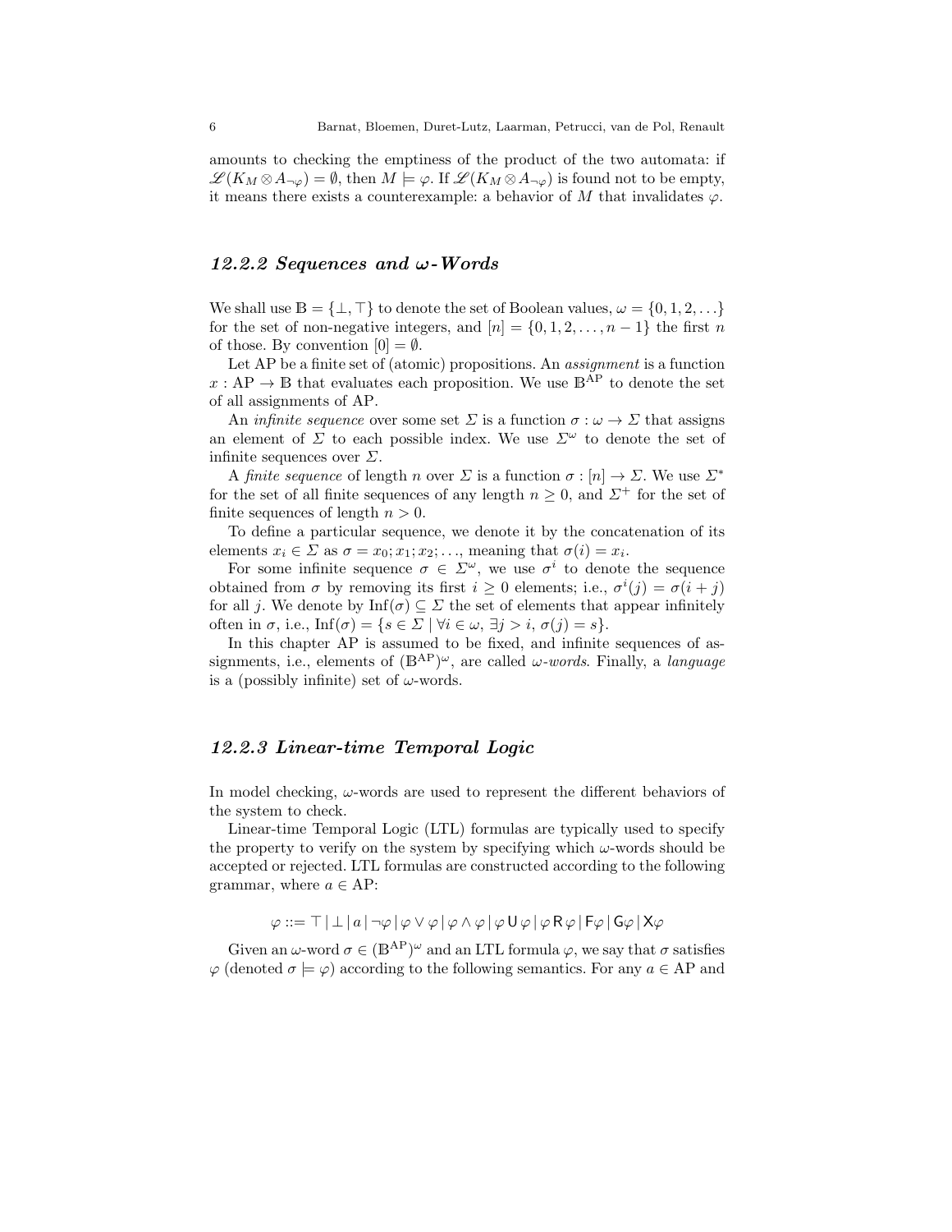amounts to checking the emptiness of the product of the two automata: if $\mathscr{L}(K_M \otimes A_{\neg\varphi}) = \emptyset$, then $M \models \varphi$. If $\mathscr{L}(K_M \otimes A_{\neg\varphi})$ is found not to be empty, it means there exists a counterexample: a behavior of $M$ that invalidates $\varphi$.

### 12.2.2 Sequences and ω-Words

We shall use $\mathbb{B} = \{\bot, \top\}$ to denote the set of Boolean values, $\omega = \{0, 1, 2, \ldots\}$ for the set of non-negative integers, and $[n] = \{0, 1, 2, \ldots, n-1\}$ the first $n$ of those. By convention $[0] = \emptyset$.

Let AP be a finite set of (atomic) propositions. An *assignment* is a function $x : \mathrm{AP} \to \mathbb{B}$ that evaluates each proposition. We use $\mathbb{B}^{\mathrm{AP}}$ to denote the set of all assignments of AP.

An *infinite sequence* over some set $\Sigma$ is a function $\sigma : \omega \to \Sigma$ that assigns an element of $\Sigma$ to each possible index. We use $\Sigma^\omega$ to denote the set of infinite sequences over $\Sigma$.

A *finite sequence* of length $n$ over $\Sigma$ is a function $\sigma : [n] \to \Sigma$. We use $\Sigma^*$ for the set of all finite sequences of any length $n \geq 0$, and $\Sigma^+$ for the set of finite sequences of length $n > 0$.

To define a particular sequence, we denote it by the concatenation of its elements $x_i \in \Sigma$ as $\sigma = x_0; x_1; x_2; \ldots$, meaning that $\sigma(i) = x_i$.

For some infinite sequence $\sigma \in \Sigma^\omega$, we use $\sigma^i$ to denote the sequence obtained from $\sigma$ by removing its first $i \geq 0$ elements; i.e., $\sigma^i(j) = \sigma(i + j)$ for all $j$. We denote by $\mathrm{Inf}(\sigma) \subseteq \Sigma$ the set of elements that appear infinitely often in $\sigma$, i.e., $\mathrm{Inf}(\sigma) = \{s \in \Sigma \mid \forall i \in \omega, \exists j > i, \sigma(j) = s\}$.

In this chapter AP is assumed to be fixed, and infinite sequences of assignments, i.e., elements of $(\mathbb{B}^{\mathrm{AP}})^\omega$, are called *ω-words*. Finally, a *language* is a (possibly infinite) set of ω-words.

### 12.2.3 Linear-time Temporal Logic

In model checking, ω-words are used to represent the different behaviors of the system to check.

Linear-time Temporal Logic (LTL) formulas are typically used to specify the property to verify on the system by specifying which ω-words should be accepted or rejected. LTL formulas are constructed according to the following grammar, where $a \in \mathrm{AP}$:

$$\varphi ::= \top \mid \bot \mid a \mid \neg\varphi \mid \varphi \vee \varphi \mid \varphi \wedge \varphi \mid \varphi \,\mathsf{U}\, \varphi \mid \varphi \,\mathsf{R}\, \varphi \mid \mathsf{F}\varphi \mid \mathsf{G}\varphi \mid \mathsf{X}\varphi$$

Given an ω-word $\sigma \in (\mathbb{B}^{\mathrm{AP}})^\omega$ and an LTL formula $\varphi$, we say that $\sigma$ satisfies $\varphi$ (denoted $\sigma \models \varphi$) according to the following semantics. For any $a \in \mathrm{AP}$ and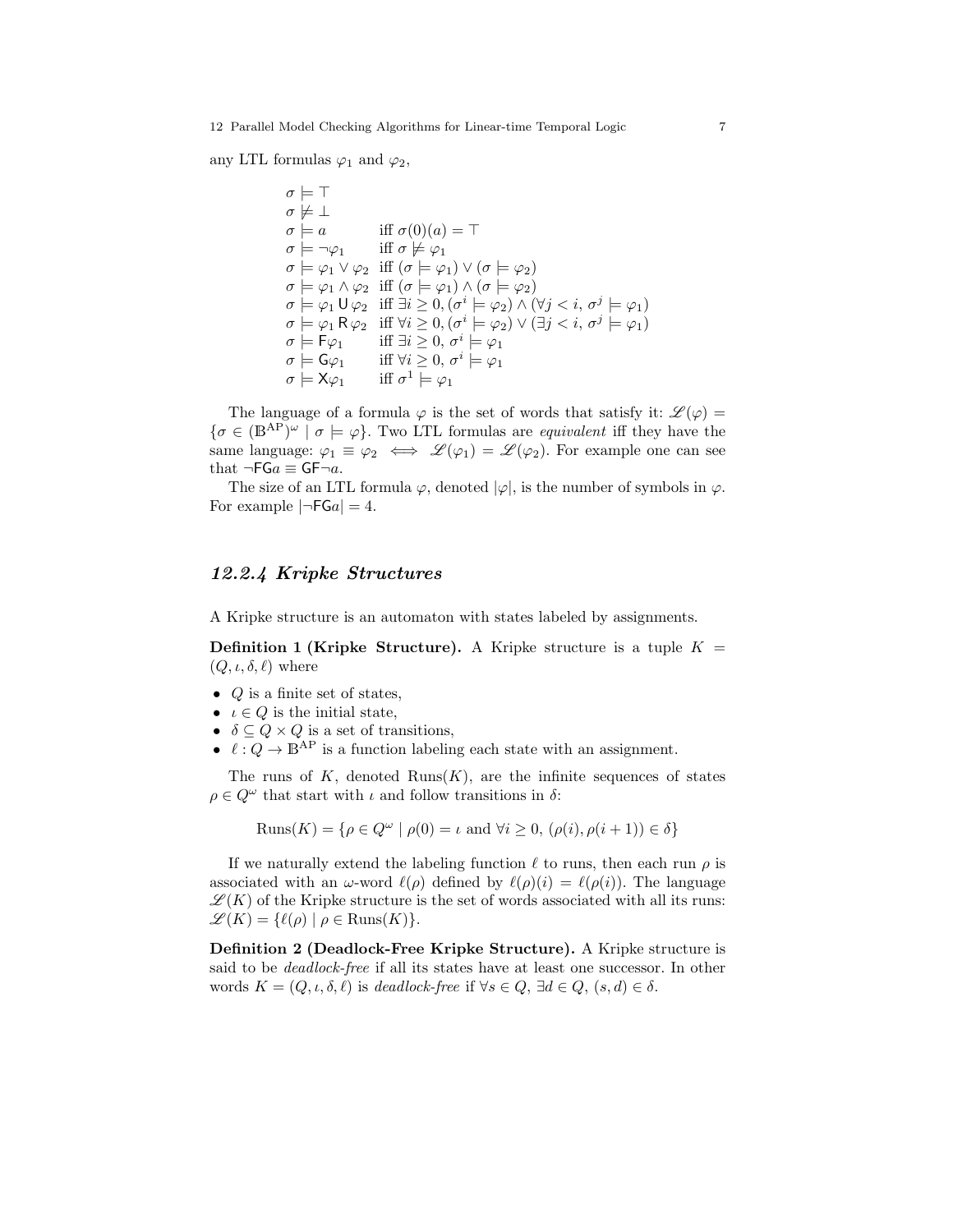any LTL formulas $\varphi_1$ and $\varphi_2$,

$$
\begin{array}{ll}
\sigma \models \top & \\
\sigma \not\models \bot & \\
\sigma \models a & \text{iff } \sigma(0)(a) = \top \\
\sigma \models \neg\varphi_1 & \text{iff } \sigma \not\models \varphi_1 \\
\sigma \models \varphi_1 \vee \varphi_2 & \text{iff } (\sigma \models \varphi_1) \vee (\sigma \models \varphi_2) \\
\sigma \models \varphi_1 \wedge \varphi_2 & \text{iff } (\sigma \models \varphi_1) \wedge (\sigma \models \varphi_2) \\
\sigma \models \varphi_1 \,\mathsf{U}\, \varphi_2 & \text{iff } \exists i \geq 0, (\sigma^i \models \varphi_2) \wedge (\forall j < i,\, \sigma^j \models \varphi_1) \\
\sigma \models \varphi_1 \,\mathsf{R}\, \varphi_2 & \text{iff } \forall i \geq 0, (\sigma^i \models \varphi_2) \vee (\exists j < i,\, \sigma^j \models \varphi_1) \\
\sigma \models \mathsf{F}\varphi_1 & \text{iff } \exists i \geq 0,\, \sigma^i \models \varphi_1 \\
\sigma \models \mathsf{G}\varphi_1 & \text{iff } \forall i \geq 0,\, \sigma^i \models \varphi_1 \\
\sigma \models \mathsf{X}\varphi_1 & \text{iff } \sigma^1 \models \varphi_1
\end{array}
$$

The language of a formula $\varphi$ is the set of words that satisfy it: $\mathscr{L}(\varphi) = \{\sigma \in (\mathbb{B}^{\mathrm{AP}})^\omega \mid \sigma \models \varphi\}$. Two LTL formulas are *equivalent* iff they have the same language: $\varphi_1 \equiv \varphi_2 \iff \mathscr{L}(\varphi_1) = \mathscr{L}(\varphi_2)$. For example one can see that $\neg\mathsf{FG}a \equiv \mathsf{GF}\neg a$.

The size of an LTL formula $\varphi$, denoted $|\varphi|$, is the number of symbols in $\varphi$. For example $|\neg\mathsf{FG}a| = 4$.

### *12.2.4 Kripke Structures*

A Kripke structure is an automaton with states labeled by assignments.

**Definition 1 (Kripke Structure).** A Kripke structure is a tuple $K = (Q, \iota, \delta, \ell)$ where

- $Q$ is a finite set of states,
- $\iota \in Q$ is the initial state,
- $\delta \subseteq Q \times Q$ is a set of transitions,
- $\ell : Q \to \mathbb{B}^{\mathrm{AP}}$ is a function labeling each state with an assignment.

The runs of $K$, denoted $\mathrm{Runs}(K)$, are the infinite sequences of states $\rho \in Q^\omega$ that start with $\iota$ and follow transitions in $\delta$:

$$\mathrm{Runs}(K) = \{\rho \in Q^\omega \mid \rho(0) = \iota \text{ and } \forall i \geq 0,\, (\rho(i), \rho(i+1)) \in \delta\}$$

If we naturally extend the labeling function $\ell$ to runs, then each run $\rho$ is associated with an $\omega$-word $\ell(\rho)$ defined by $\ell(\rho)(i) = \ell(\rho(i))$. The language $\mathscr{L}(K)$ of the Kripke structure is the set of words associated with all its runs: $\mathscr{L}(K) = \{\ell(\rho) \mid \rho \in \mathrm{Runs}(K)\}$.

**Definition 2 (Deadlock-Free Kripke Structure).** A Kripke structure is said to be *deadlock-free* if all its states have at least one successor. In other words $K = (Q, \iota, \delta, \ell)$ is *deadlock-free* if $\forall s \in Q,\, \exists d \in Q,\, (s, d) \in \delta$.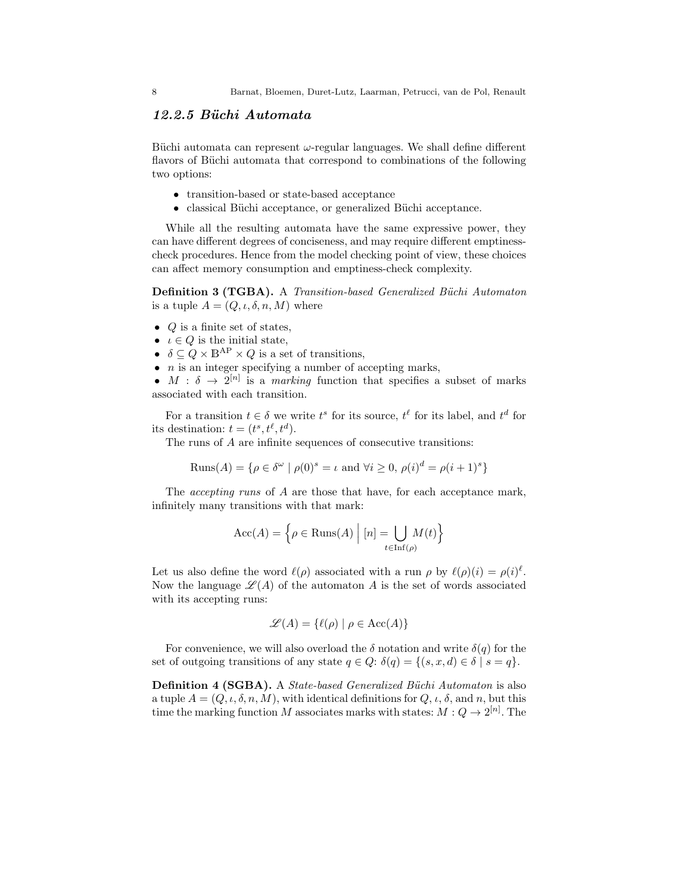### 12.2.5 Büchi Automata

Büchi automata can represent $\omega$-regular languages. We shall define different flavors of Büchi automata that correspond to combinations of the following two options:

- transition-based or state-based acceptance
- classical Büchi acceptance, or generalized Büchi acceptance.

While all the resulting automata have the same expressive power, they can have different degrees of conciseness, and may require different emptiness-check procedures. Hence from the model checking point of view, these choices can affect memory consumption and emptiness-check complexity.

**Definition 3 (TGBA).** A *Transition-based Generalized Büchi Automaton* is a tuple $A = (Q, \iota, \delta, n, M)$ where

- $Q$ is a finite set of states,
- $\iota \in Q$ is the initial state,
- $\delta \subseteq Q \times \mathbb{B}^{\mathrm{AP}} \times Q$ is a set of transitions,
- $n$ is an integer specifying a number of accepting marks,
- $M : \delta \to 2^{[n]}$ is a *marking* function that specifies a subset of marks associated with each transition.

For a transition $t \in \delta$ we write $t^s$ for its source, $t^\ell$ for its label, and $t^d$ for its destination: $t = (t^s, t^\ell, t^d)$.

The runs of $A$ are infinite sequences of consecutive transitions:

$$\mathrm{Runs}(A) = \{\rho \in \delta^\omega \mid \rho(0)^s = \iota \text{ and } \forall i \geq 0,\ \rho(i)^d = \rho(i+1)^s\}$$

The *accepting runs* of $A$ are those that have, for each acceptance mark, infinitely many transitions with that mark:

$$\mathrm{Acc}(A) = \Big\{\rho \in \mathrm{Runs}(A) \;\Big|\; [n] = \bigcup_{t \in \mathrm{Inf}(\rho)} M(t)\Big\}$$

Let us also define the word $\ell(\rho)$ associated with a run $\rho$ by $\ell(\rho)(i) = \rho(i)^\ell$. Now the language $\mathscr{L}(A)$ of the automaton $A$ is the set of words associated with its accepting runs:

$$\mathscr{L}(A) = \{\ell(\rho) \mid \rho \in \mathrm{Acc}(A)\}$$

For convenience, we will also overload the $\delta$ notation and write $\delta(q)$ for the set of outgoing transitions of any state $q \in Q$: $\delta(q) = \{(s, x, d) \in \delta \mid s = q\}$.

**Definition 4 (SGBA).** A *State-based Generalized Büchi Automaton* is also a tuple $A = (Q, \iota, \delta, n, M)$, with identical definitions for $Q$, $\iota$, $\delta$, and $n$, but this time the marking function $M$ associates marks with states: $M : Q \to 2^{[n]}$. The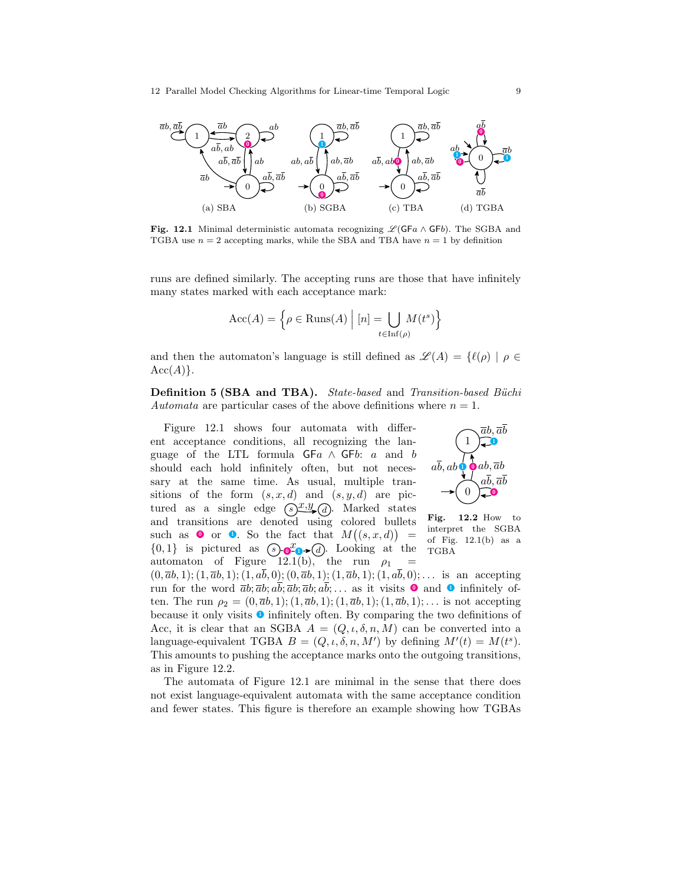Fig. 12.1 Minimal deterministic automata recognizing $\mathscr{L}(\mathsf{GF}a \wedge \mathsf{GF}b)$. The SGBA and TGBA use $n = 2$ accepting marks, while the SBA and TBA have $n = 1$ by definition

runs are defined similarly. The accepting runs are those that have infinitely many states marked with each acceptance mark:

$$\mathrm{Acc}(A) = \Big\{\rho \in \mathrm{Runs}(A) \;\Big|\; [n] = \bigcup_{t \in \mathrm{Inf}(\rho)} M(t^s)\Big\}$$

and then the automaton's language is still defined as $\mathscr{L}(A) = \{\ell(\rho) \mid \rho \in \mathrm{Acc}(A)\}$.

**Definition 5 (SBA and TBA).** *State-based* and *Transition-based Büchi Automata* are particular cases of the above definitions where $n = 1$.

Figure 12.1 shows four automata with different acceptance conditions, all recognizing the language of the LTL formula $\mathsf{GF}a \wedge \mathsf{GF}b$: $a$ and $b$ should each hold infinitely often, but not necessary at the same time. As usual, multiple transitions of the form $(s, x, d)$ and $(s, y, d)$ are pictured as a single edge $s \xrightarrow{x;y} d$. Marked states and transitions are denoted using colored bullets such as 0 or 1. So the fact that $M\big((s, x, d)\big) = \{0, 1\}$ is pictured as $s \xrightarrow{x}$ (marked 0, 1) $d$. Looking at the automaton of Figure 12.1(b), the run $\rho_1 = (0, \bar{a}b, 1); (1, \bar{a}b, 1); (1, a\bar{b}, 0); (0, \bar{a}b, 1); (1, \bar{a}b, 1); (1, a\bar{b}, 0); \ldots$ is an accepting run for the word $\bar{a}b; \bar{a}b; a\bar{b}; \bar{a}b; \bar{a}b; a\bar{b}; \ldots$ as it visits 0 and 1 infinitely often. The run $\rho_2 = (0, \bar{a}b, 1); (1, \bar{a}b, 1); (1, \bar{a}b, 1); (1, \bar{a}b, 1); \ldots$ is not accepting because it only visits 1 infinitely often. By comparing the two definitions of Acc, it is clear that an SGBA $A = (Q, \iota, \delta, n, M)$ can be converted into a language-equivalent TGBA $B = (Q, \iota, \delta, n, M')$ by defining $M'(t) = M(t^s)$. This amounts to pushing the acceptance marks onto the outgoing transitions, as in Figure 12.2.

**Fig. 12.2** How to interpret the SGBA of Fig. 12.1(b) as a TGBA

The automata of Figure 12.1 are minimal in the sense that there does not exist language-equivalent automata with the same acceptance condition and fewer states. This figure is therefore an example showing how TGBAs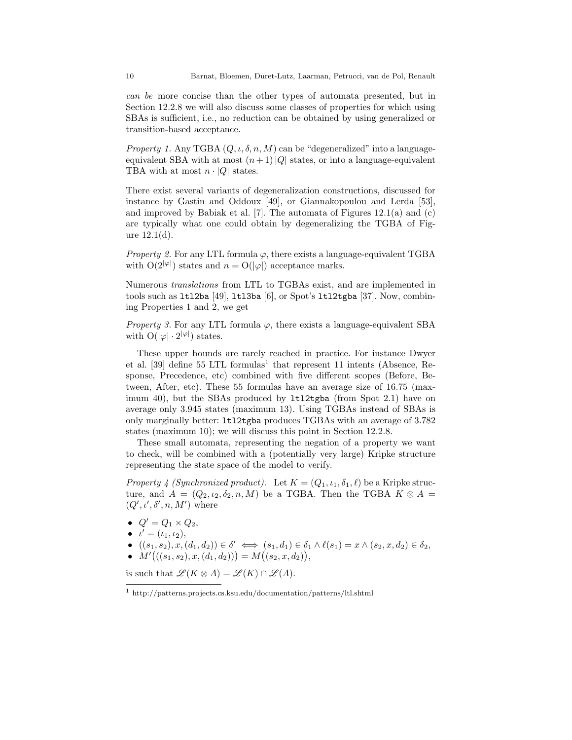*can be* more concise than the other types of automata presented, but in Section 12.2.8 we will also discuss some classes of properties for which using SBAs is sufficient, i.e., no reduction can be obtained by using generalized or transition-based acceptance.

*Property 1.* Any TGBA $(Q, \iota, \delta, n, M)$ can be "degeneralized" into a language-equivalent SBA with at most $(n+1)\,|Q|$ states, or into a language-equivalent TBA with at most $n \cdot |Q|$ states.

There exist several variants of degeneralization constructions, discussed for instance by Gastin and Oddoux [49], or Giannakopoulou and Lerda [53], and improved by Babiak et al. [7]. The automata of Figures 12.1(a) and (c) are typically what one could obtain by degeneralizing the TGBA of Figure 12.1(d).

*Property 2.* For any LTL formula $\varphi$, there exists a language-equivalent TGBA with $\mathrm{O}(2^{|\varphi|})$ states and $n = \mathrm{O}(|\varphi|)$ acceptance marks.

Numerous *translations* from LTL to TGBAs exist, and are implemented in tools such as `ltl2ba` [49], `ltl3ba` [6], or Spot's `ltl2tgba` [37]. Now, combining Properties 1 and 2, we get

*Property 3.* For any LTL formula $\varphi$, there exists a language-equivalent SBA with $\mathrm{O}(|\varphi| \cdot 2^{|\varphi|})$ states.

These upper bounds are rarely reached in practice. For instance Dwyer et al. [39] define 55 LTL formulas[1] that represent 11 intents (Absence, Response, Precedence, etc) combined with five different scopes (Before, Between, After, etc). These 55 formulas have an average size of 16.75 (maximum 40), but the SBAs produced by `ltl2tgba` (from Spot 2.1) have on average only 3.945 states (maximum 13). Using TGBAs instead of SBAs is only marginally better: `ltl2tgba` produces TGBAs with an average of 3.782 states (maximum 10); we will discuss this point in Section 12.2.8.

These small automata, representing the negation of a property we want to check, will be combined with a (potentially very large) Kripke structure representing the state space of the model to verify.

*Property 4 (Synchronized product).* Let $K = (Q_1, \iota_1, \delta_1, \ell)$ be a Kripke structure, and $A = (Q_2, \iota_2, \delta_2, n, M)$ be a TGBA. Then the TGBA $K \otimes A = (Q', \iota', \delta', n, M')$ where

- $Q' = Q_1 \times Q_2$,
- $\iota' = (\iota_1, \iota_2)$,
- $((s_1, s_2), x, (d_1, d_2)) \in \delta' \iff (s_1, d_1) \in \delta_1 \wedge \ell(s_1) = x \wedge (s_2, x, d_2) \in \delta_2$,
- $M'\big(((s_1, s_2), x, (d_1, d_2))\big) = M\big((s_2, x, d_2)\big)$,

is such that $\mathscr{L}(K \otimes A) = \mathscr{L}(K) \cap \mathscr{L}(A)$.

[1] http://patterns.projects.cs.ksu.edu/documentation/patterns/ltl.shtml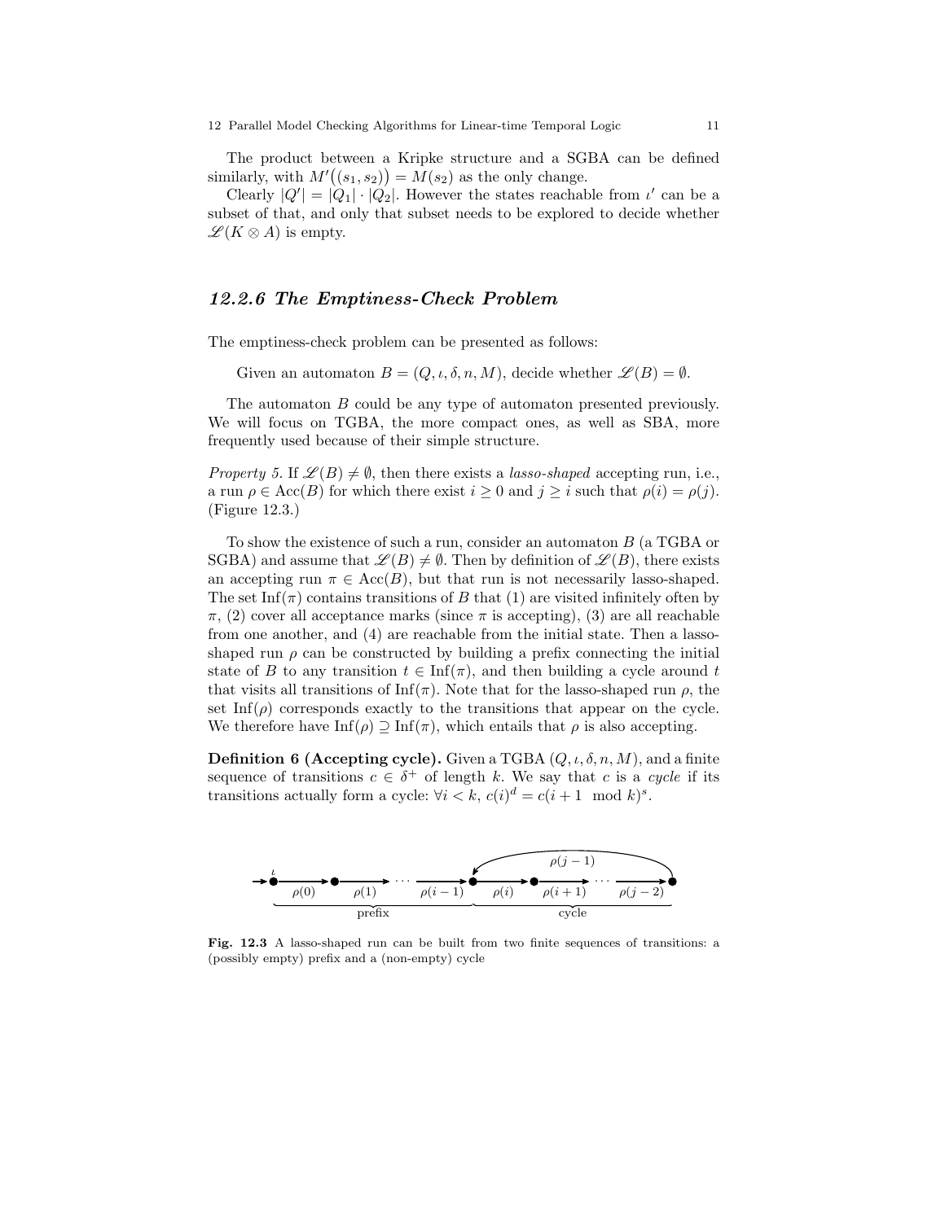The product between a Kripke structure and a SGBA can be defined similarly, with $M'((s_1, s_2)) = M(s_2)$ as the only change.

Clearly $|Q'| = |Q_1| \cdot |Q_2|$. However the states reachable from $\iota'$ can be a subset of that, and only that subset needs to be explored to decide whether $\mathscr{L}(K \otimes A)$ is empty.

### 12.2.6 The Emptiness-Check Problem

The emptiness-check problem can be presented as follows:

Given an automaton $B = (Q, \iota, \delta, n, M)$, decide whether $\mathscr{L}(B) = \emptyset$.

The automaton $B$ could be any type of automaton presented previously. We will focus on TGBA, the more compact ones, as well as SBA, more frequently used because of their simple structure.

*Property 5.* If $\mathscr{L}(B) \neq \emptyset$, then there exists a *lasso-shaped* accepting run, i.e., a run $\rho \in \mathrm{Acc}(B)$ for which there exist $i \geq 0$ and $j \geq i$ such that $\rho(i) = \rho(j)$. (Figure 12.3.)

To show the existence of such a run, consider an automaton $B$ (a TGBA or SGBA) and assume that $\mathscr{L}(B) \neq \emptyset$. Then by definition of $\mathscr{L}(B)$, there exists an accepting run $\pi \in \mathrm{Acc}(B)$, but that run is not necessarily lasso-shaped. The set $\mathrm{Inf}(\pi)$ contains transitions of $B$ that (1) are visited infinitely often by $\pi$, (2) cover all acceptance marks (since $\pi$ is accepting), (3) are all reachable from one another, and (4) are reachable from the initial state. Then a lasso-shaped run $\rho$ can be constructed by building a prefix connecting the initial state of $B$ to any transition $t \in \mathrm{Inf}(\pi)$, and then building a cycle around $t$ that visits all transitions of $\mathrm{Inf}(\pi)$. Note that for the lasso-shaped run $\rho$, the set $\mathrm{Inf}(\rho)$ corresponds exactly to the transitions that appear on the cycle. We therefore have $\mathrm{Inf}(\rho) \supseteq \mathrm{Inf}(\pi)$, which entails that $\rho$ is also accepting.

**Definition 6 (Accepting cycle).** Given a TGBA $(Q, \iota, \delta, n, M)$, and a finite sequence of transitions $c \in \delta^+$ of length $k$. We say that $c$ is a *cycle* if its transitions actually form a cycle: $\forall i < k,\ c(i)^d = c(i+1 \mod k)^s$.

Fig. 12.3 A lasso-shaped run can be built from two finite sequences of transitions: a (possibly empty) prefix and a (non-empty) cycle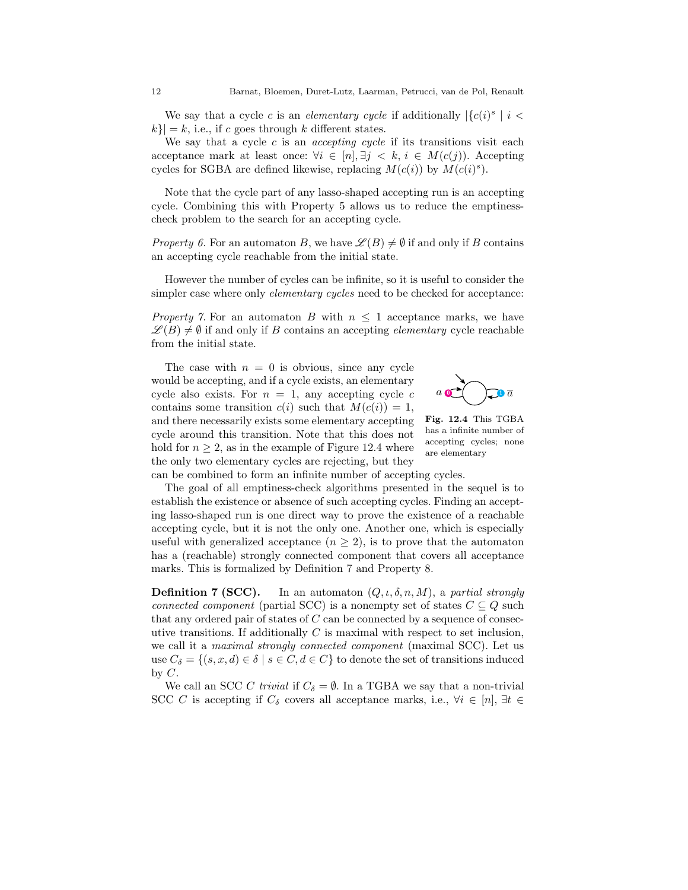We say that a cycle $c$ is an *elementary cycle* if additionally $|\{c(i)^s \mid i < k\}| = k$, i.e., if $c$ goes through $k$ different states.

We say that a cycle $c$ is an *accepting cycle* if its transitions visit each acceptance mark at least once: $\forall i \in [n], \exists j < k, i \in M(c(j))$. Accepting cycles for SGBA are defined likewise, replacing $M(c(i))$ by $M(c(i)^s)$.

Note that the cycle part of any lasso-shaped accepting run is an accepting cycle. Combining this with Property 5 allows us to reduce the emptiness-check problem to the search for an accepting cycle.

*Property 6.* For an automaton $B$, we have $\mathscr{L}(B) \neq \emptyset$ if and only if $B$ contains an accepting cycle reachable from the initial state.

However the number of cycles can be infinite, so it is useful to consider the simpler case where only *elementary cycles* need to be checked for acceptance:

*Property 7.* For an automaton $B$ with $n \leq 1$ acceptance marks, we have $\mathscr{L}(B) \neq \emptyset$ if and only if $B$ contains an accepting *elementary* cycle reachable from the initial state.

The case with $n = 0$ is obvious, since any cycle would be accepting, and if a cycle exists, an elementary cycle also exists. For $n = 1$, any accepting cycle $c$ contains some transition $c(i)$ such that $M(c(i)) = 1$, and there necessarily exists some elementary accepting cycle around this transition. Note that this does not hold for $n \geq 2$, as in the example of Figure 12.4 where the only two elementary cycles are rejecting, but they can be combined to form an infinite number of accepting cycles.

**Fig. 12.4** This TGBA has a infinite number of accepting cycles; none are elementary

The goal of all emptiness-check algorithms presented in the sequel is to establish the existence or absence of such accepting cycles. Finding an accepting lasso-shaped run is one direct way to prove the existence of a reachable accepting cycle, but it is not the only one. Another one, which is especially useful with generalized acceptance ($n \geq 2$), is to prove that the automaton has a (reachable) strongly connected component that covers all acceptance marks. This is formalized by Definition 7 and Property 8.

**Definition 7 (SCC).** In an automaton $(Q, \iota, \delta, n, M)$, a *partial strongly connected component* (partial SCC) is a nonempty set of states $C \subseteq Q$ such that any ordered pair of states of $C$ can be connected by a sequence of consecutive transitions. If additionally $C$ is maximal with respect to set inclusion, we call it a *maximal strongly connected component* (maximal SCC). Let us use $C_\delta = \{(s, x, d) \in \delta \mid s \in C, d \in C\}$ to denote the set of transitions induced by $C$.

We call an SCC $C$ *trivial* if $C_\delta = \emptyset$. In a TGBA we say that a non-trivial SCC $C$ is accepting if $C_\delta$ covers all acceptance marks, i.e., $\forall i \in [n], \exists t \in$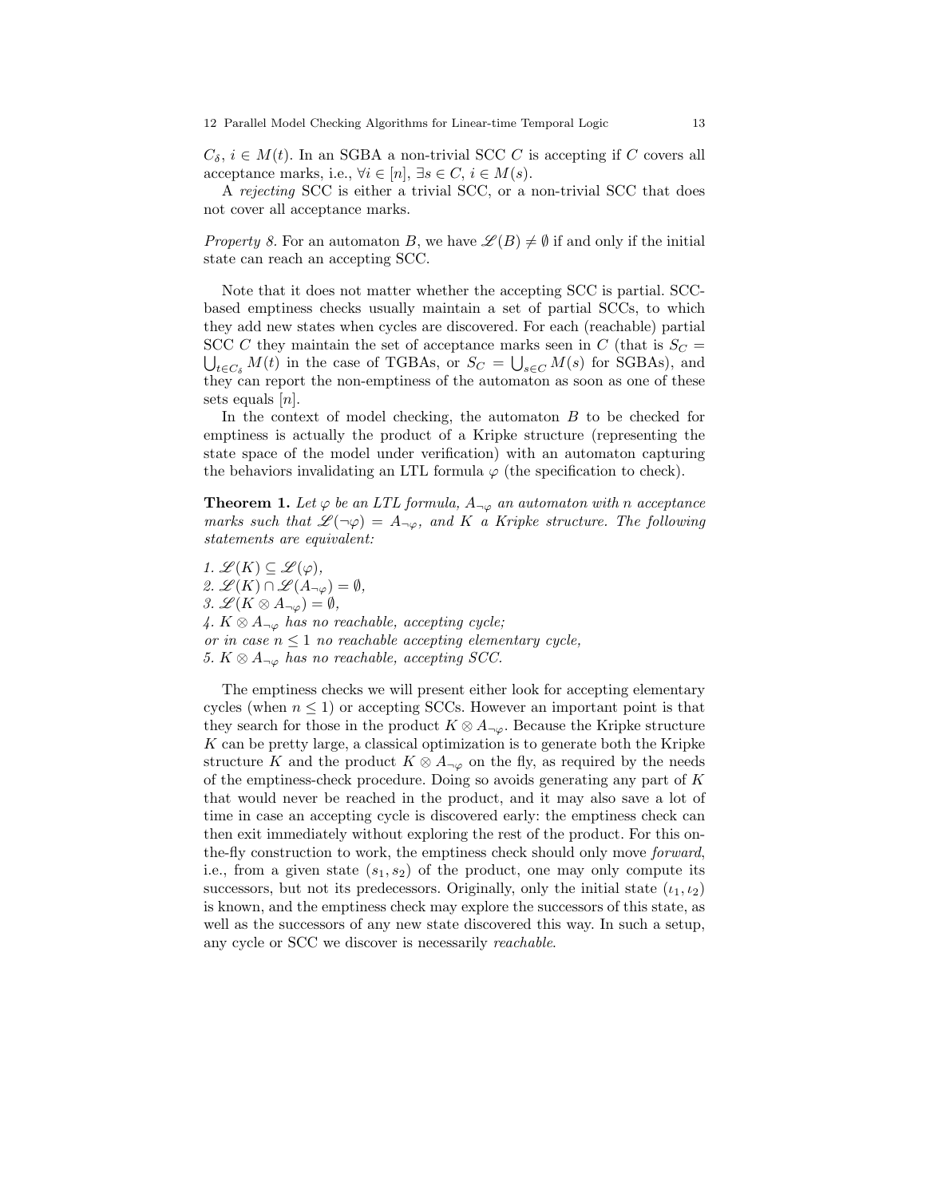$C_\delta$, $i \in M(t)$. In an SGBA a non-trivial SCC $C$ is accepting if $C$ covers all acceptance marks, i.e., $\forall i \in [n]$, $\exists s \in C$, $i \in M(s)$.

A *rejecting* SCC is either a trivial SCC, or a non-trivial SCC that does not cover all acceptance marks.

*Property 8.* For an automaton $B$, we have $\mathscr{L}(B) \neq \emptyset$ if and only if the initial state can reach an accepting SCC.

Note that it does not matter whether the accepting SCC is partial. SCC-based emptiness checks usually maintain a set of partial SCCs, to which they add new states when cycles are discovered. For each (reachable) partial SCC $C$ they maintain the set of acceptance marks seen in $C$ (that is $S_C = \bigcup_{t \in C_\delta} M(t)$ in the case of TGBAs, or $S_C = \bigcup_{s \in C} M(s)$ for SGBAs), and they can report the non-emptiness of the automaton as soon as one of these sets equals $[n]$.

In the context of model checking, the automaton $B$ to be checked for emptiness is actually the product of a Kripke structure (representing the state space of the model under verification) with an automaton capturing the behaviors invalidating an LTL formula $\varphi$ (the specification to check).

**Theorem 1.** *Let $\varphi$ be an LTL formula, $A_{\neg\varphi}$ an automaton with $n$ acceptance marks such that $\mathscr{L}(\neg\varphi) = A_{\neg\varphi}$, and $K$ a Kripke structure. The following statements are equivalent:*

1. $\mathscr{L}(K) \subseteq \mathscr{L}(\varphi)$,
2. $\mathscr{L}(K) \cap \mathscr{L}(A_{\neg\varphi}) = \emptyset$,
3. $\mathscr{L}(K \otimes A_{\neg\varphi}) = \emptyset$,
4. *$K \otimes A_{\neg\varphi}$ has no reachable, accepting cycle; or in case $n \leq 1$ no reachable accepting elementary cycle,*
5. *$K \otimes A_{\neg\varphi}$ has no reachable, accepting SCC.*

The emptiness checks we will present either look for accepting elementary cycles (when $n \leq 1$) or accepting SCCs. However an important point is that they search for those in the product $K \otimes A_{\neg\varphi}$. Because the Kripke structure $K$ can be pretty large, a classical optimization is to generate both the Kripke structure $K$ and the product $K \otimes A_{\neg\varphi}$ on the fly, as required by the needs of the emptiness-check procedure. Doing so avoids generating any part of $K$ that would never be reached in the product, and it may also save a lot of time in case an accepting cycle is discovered early: the emptiness check can then exit immediately without exploring the rest of the product. For this on-the-fly construction to work, the emptiness check should only move *forward*, i.e., from a given state $(s_1, s_2)$ of the product, one may only compute its successors, but not its predecessors. Originally, only the initial state $(\iota_1, \iota_2)$ is known, and the emptiness check may explore the successors of this state, as well as the successors of any new state discovered this way. In such a setup, any cycle or SCC we discover is necessarily *reachable*.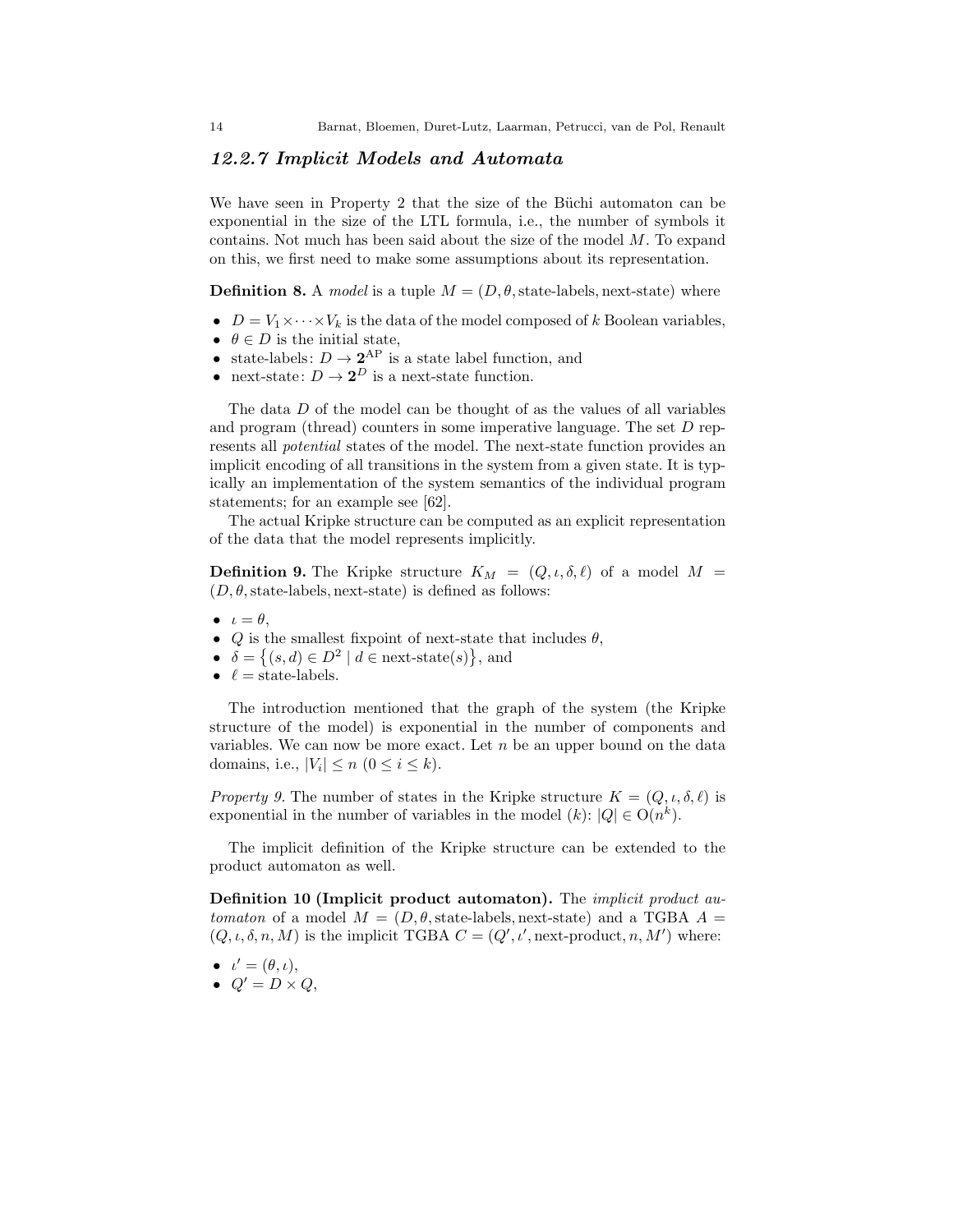### *12.2.7 Implicit Models and Automata*

We have seen in Property 2 that the size of the Büchi automaton can be exponential in the size of the LTL formula, i.e., the number of symbols it contains. Not much has been said about the size of the model $M$. To expand on this, we first need to make some assumptions about its representation.

**Definition 8.** A *model* is a tuple $M = (D, \theta, \text{state-labels}, \text{next-state})$ where

- $D = V_1 \times \cdots \times V_k$ is the data of the model composed of $k$ Boolean variables,
- $\theta \in D$ is the initial state,
- state-labels: $D \to \mathbf{2}^{\text{AP}}$ is a state label function, and
- next-state: $D \to \mathbf{2}^{D}$ is a next-state function.

The data $D$ of the model can be thought of as the values of all variables and program (thread) counters in some imperative language. The set $D$ represents all *potential* states of the model. The next-state function provides an implicit encoding of all transitions in the system from a given state. It is typically an implementation of the system semantics of the individual program statements; for an example see [62].

The actual Kripke structure can be computed as an explicit representation of the data that the model represents implicitly.

**Definition 9.** The Kripke structure $K_M = (Q, \iota, \delta, \ell)$ of a model $M = (D, \theta, \text{state-labels}, \text{next-state})$ is defined as follows:

- $\iota = \theta$,
- $Q$ is the smallest fixpoint of next-state that includes $\theta$,
- $\delta = \{(s, d) \in D^2 \mid d \in \text{next-state}(s)\}$, and
- $\ell = \text{state-labels}$.

The introduction mentioned that the graph of the system (the Kripke structure of the model) is exponential in the number of components and variables. We can now be more exact. Let $n$ be an upper bound on the data domains, i.e., $|V_i| \le n$ $(0 \le i \le k)$.

*Property 9.* The number of states in the Kripke structure $K = (Q, \iota, \delta, \ell)$ is exponential in the number of variables in the model ($k$): $|Q| \in \mathrm{O}(n^k)$.

The implicit definition of the Kripke structure can be extended to the product automaton as well.

**Definition 10 (Implicit product automaton).** The *implicit product automaton* of a model $M = (D, \theta, \text{state-labels}, \text{next-state})$ and a TGBA $A = (Q, \iota, \delta, n, M)$ is the implicit TGBA $C = (Q', \iota', \text{next-product}, n, M')$ where:

- $\iota' = (\theta, \iota)$,
- $Q' = D \times Q$,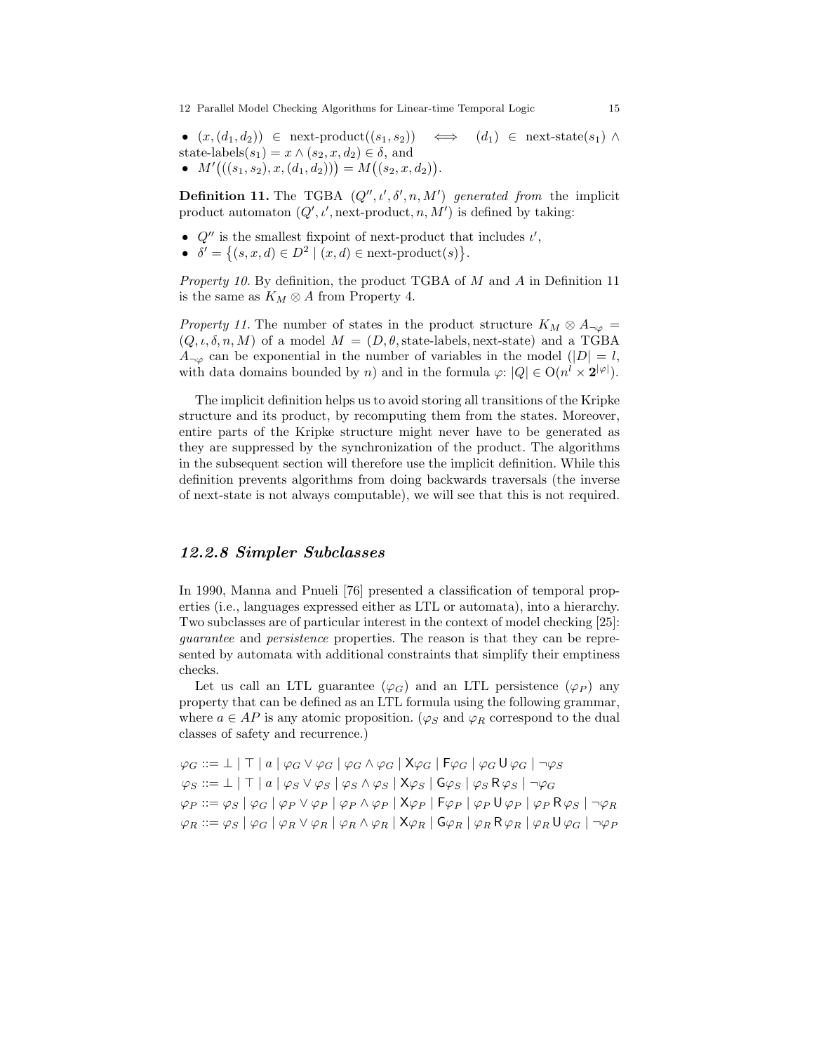- $(x, (d_1, d_2)) \in \text{next-product}((s_1, s_2)) \iff (d_1) \in \text{next-state}(s_1) \wedge \text{state-labels}(s_1) = x \wedge (s_2, x, d_2) \in \delta$, and
- $M'\big(((s_1, s_2), x, (d_1, d_2))\big) = M\big((s_2, x, d_2)\big)$.

**Definition 11.** The TGBA $(Q'', \iota', \delta', n, M')$ *generated from* the implicit product automaton $(Q', \iota', \text{next-product}, n, M')$ is defined by taking:

- $Q''$ is the smallest fixpoint of next-product that includes $\iota'$,
- $\delta' = \{(s, x, d) \in D^2 \mid (x, d) \in \text{next-product}(s)\}$.

*Property 10.* By definition, the product TGBA of $M$ and $A$ in Definition 11 is the same as $K_M \otimes A$ from Property 4.

*Property 11.* The number of states in the product structure $K_M \otimes A_{\neg\varphi} = (Q, \iota, \delta, n, M)$ of a model $M = (D, \theta, \text{state-labels}, \text{next-state})$ and a TGBA $A_{\neg\varphi}$ can be exponential in the number of variables in the model ($|D| = l$, with data domains bounded by $n$) and in the formula $\varphi$: $|Q| \in \mathrm{O}(n^l \times \mathbf{2}^{|\varphi|})$.

The implicit definition helps us to avoid storing all transitions of the Kripke structure and its product, by recomputing them from the states. Moreover, entire parts of the Kripke structure might never have to be generated as they are suppressed by the synchronization of the product. The algorithms in the subsequent section will therefore use the implicit definition. While this definition prevents algorithms from doing backwards traversals (the inverse of next-state is not always computable), we will see that this is not required.

### 12.2.8 Simpler Subclasses

In 1990, Manna and Pnueli [76] presented a classification of temporal properties (i.e., languages expressed either as LTL or automata), into a hierarchy. Two subclasses are of particular interest in the context of model checking [25]: *guarantee* and *persistence* properties. The reason is that they can be represented by automata with additional constraints that simplify their emptiness checks.

Let us call an LTL guarantee ($\varphi_G$) and an LTL persistence ($\varphi_P$) any property that can be defined as an LTL formula using the following grammar, where $a \in AP$ is any atomic proposition. ($\varphi_S$ and $\varphi_R$ correspond to the dual classes of safety and recurrence.)

$$\varphi_G ::= \bot \mid \top \mid a \mid \varphi_G \vee \varphi_G \mid \varphi_G \wedge \varphi_G \mid \mathsf{X}\varphi_G \mid \mathsf{F}\varphi_G \mid \varphi_G \,\mathsf{U}\, \varphi_G \mid \neg\varphi_S$$
$$\varphi_S ::= \bot \mid \top \mid a \mid \varphi_S \vee \varphi_S \mid \varphi_S \wedge \varphi_S \mid \mathsf{X}\varphi_S \mid \mathsf{G}\varphi_S \mid \varphi_S \,\mathsf{R}\, \varphi_S \mid \neg\varphi_G$$
$$\varphi_P ::= \varphi_S \mid \varphi_G \mid \varphi_P \vee \varphi_P \mid \varphi_P \wedge \varphi_P \mid \mathsf{X}\varphi_P \mid \mathsf{F}\varphi_P \mid \varphi_P \,\mathsf{U}\, \varphi_P \mid \varphi_P \,\mathsf{R}\, \varphi_S \mid \neg\varphi_R$$
$$\varphi_R ::= \varphi_S \mid \varphi_G \mid \varphi_R \vee \varphi_R \mid \varphi_R \wedge \varphi_R \mid \mathsf{X}\varphi_R \mid \mathsf{G}\varphi_R \mid \varphi_R \,\mathsf{R}\, \varphi_R \mid \varphi_R \,\mathsf{U}\, \varphi_G \mid \neg\varphi_P$$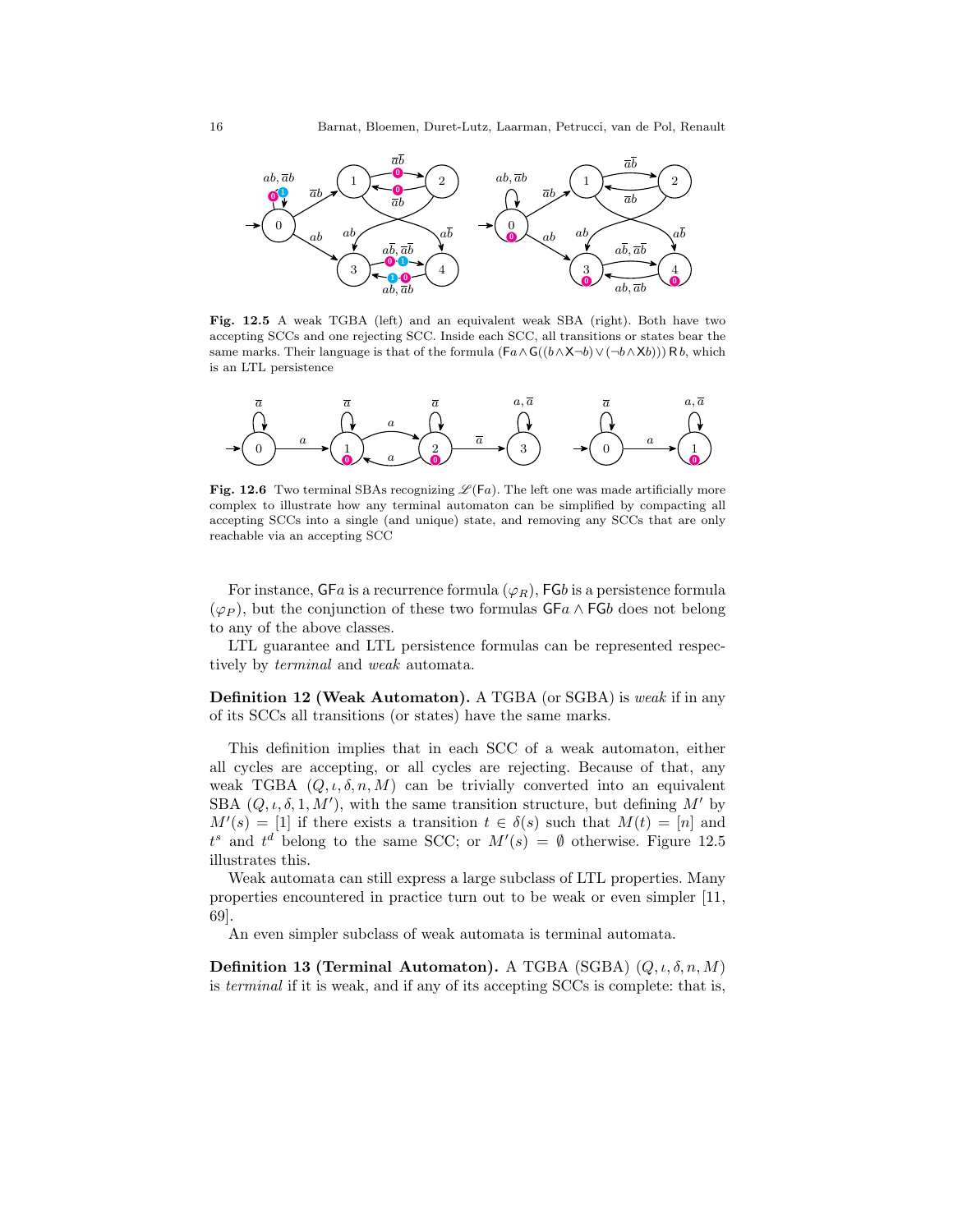**Fig. 12.5** A weak TGBA (left) and an equivalent weak SBA (right). Both have two accepting SCCs and one rejecting SCC. Inside each SCC, all transitions or states bear the same marks. Their language is that of the formula $(\mathsf{F}a \wedge \mathsf{G}((b \wedge \mathsf{X}\neg b) \vee (\neg b \wedge \mathsf{X} b)))\,\mathsf{R}\,b$, which is an LTL persistence

**Fig. 12.6** Two terminal SBAs recognizing $\mathscr{L}(\mathsf{F}a)$. The left one was made artificially more complex to illustrate how any terminal automaton can be simplified by compacting all accepting SCCs into a single (and unique) state, and removing any SCCs that are only reachable via an accepting SCC

For instance, $\mathsf{GF}a$ is a recurrence formula ($\varphi_R$), $\mathsf{FG}b$ is a persistence formula ($\varphi_P$), but the conjunction of these two formulas $\mathsf{GF}a \wedge \mathsf{FG}b$ does not belong to any of the above classes.

LTL guarantee and LTL persistence formulas can be represented respectively by *terminal* and *weak* automata.

**Definition 12 (Weak Automaton).** A TGBA (or SGBA) is *weak* if in any of its SCCs all transitions (or states) have the same marks.

This definition implies that in each SCC of a weak automaton, either all cycles are accepting, or all cycles are rejecting. Because of that, any weak TGBA $(Q, \iota, \delta, n, M)$ can be trivially converted into an equivalent SBA $(Q, \iota, \delta, 1, M')$, with the same transition structure, but defining $M'$ by $M'(s) = [1]$ if there exists a transition $t \in \delta(s)$ such that $M(t) = [n]$ and $t^s$ and $t^d$ belong to the same SCC; or $M'(s) = \emptyset$ otherwise. Figure 12.5 illustrates this.

Weak automata can still express a large subclass of LTL properties. Many properties encountered in practice turn out to be weak or even simpler [11, 69].

An even simpler subclass of weak automata is terminal automata.

**Definition 13 (Terminal Automaton).** A TGBA (SGBA) $(Q, \iota, \delta, n, M)$ is *terminal* if it is weak, and if any of its accepting SCCs is complete: that is,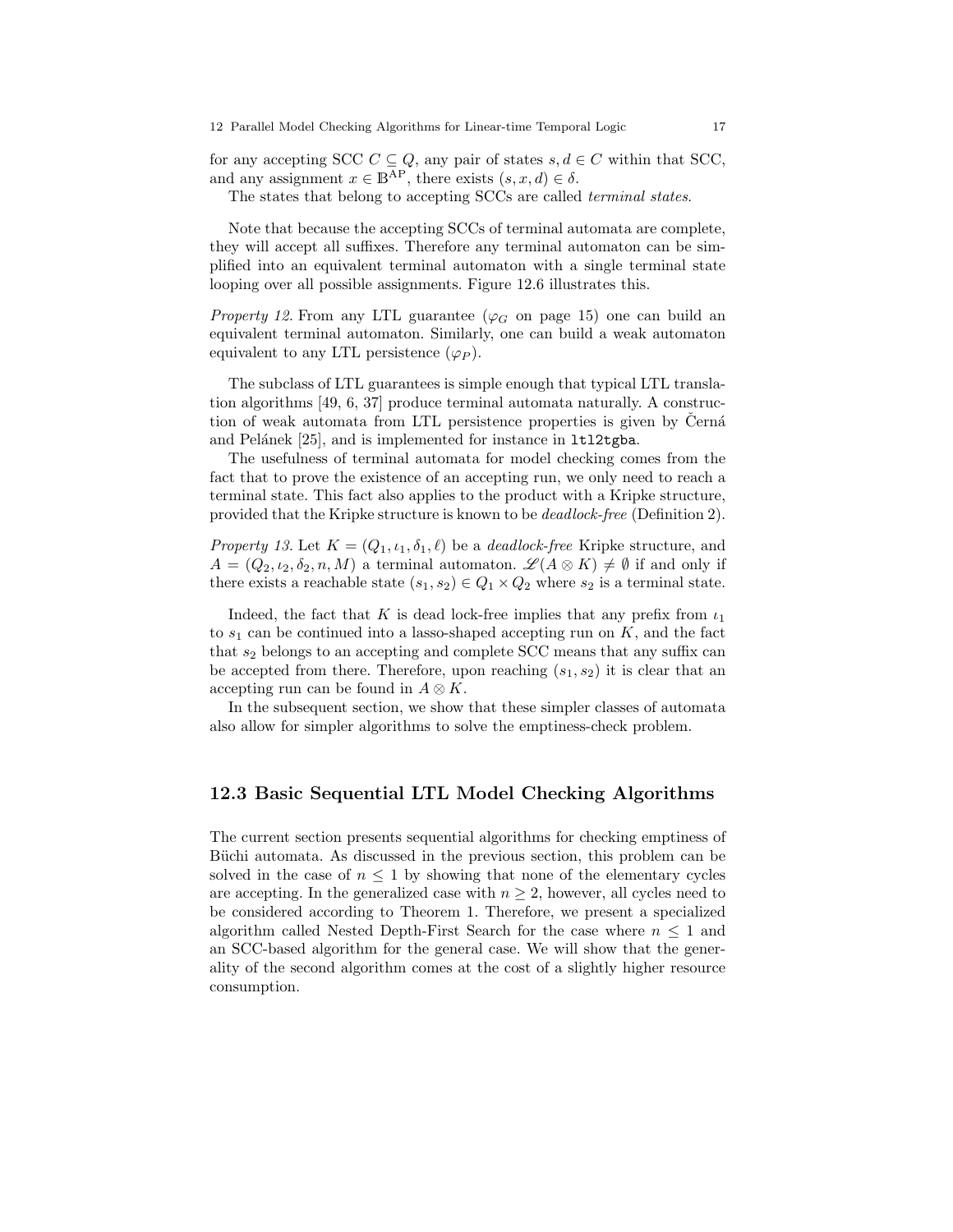for any accepting SCC $C \subseteq Q$, any pair of states $s, d \in C$ within that SCC, and any assignment $x \in \mathbb{B}^{\mathrm{AP}}$, there exists $(s, x, d) \in \delta$.

The states that belong to accepting SCCs are called *terminal states*.

Note that because the accepting SCCs of terminal automata are complete, they will accept all suffixes. Therefore any terminal automaton can be simplified into an equivalent terminal automaton with a single terminal state looping over all possible assignments. Figure 12.6 illustrates this.

*Property 12.* From any LTL guarantee ($\varphi_G$ on page 15) one can build an equivalent terminal automaton. Similarly, one can build a weak automaton equivalent to any LTL persistence ($\varphi_P$).

The subclass of LTL guarantees is simple enough that typical LTL translation algorithms [49, 6, 37] produce terminal automata naturally. A construction of weak automata from LTL persistence properties is given by Černá and Pelánek [25], and is implemented for instance in `ltl2tgba`.

The usefulness of terminal automata for model checking comes from the fact that to prove the existence of an accepting run, we only need to reach a terminal state. This fact also applies to the product with a Kripke structure, provided that the Kripke structure is known to be *deadlock-free* (Definition 2).

*Property 13.* Let $K = (Q_1, \iota_1, \delta_1, \ell)$ be a *deadlock-free* Kripke structure, and $A = (Q_2, \iota_2, \delta_2, n, M)$ a terminal automaton. $\mathscr{L}(A \otimes K) \neq \emptyset$ if and only if there exists a reachable state $(s_1, s_2) \in Q_1 \times Q_2$ where $s_2$ is a terminal state.

Indeed, the fact that $K$ is dead lock-free implies that any prefix from $\iota_1$ to $s_1$ can be continued into a lasso-shaped accepting run on $K$, and the fact that $s_2$ belongs to an accepting and complete SCC means that any suffix can be accepted from there. Therefore, upon reaching $(s_1, s_2)$ it is clear that an accepting run can be found in $A \otimes K$.

In the subsequent section, we show that these simpler classes of automata also allow for simpler algorithms to solve the emptiness-check problem.

## 12.3 Basic Sequential LTL Model Checking Algorithms

The current section presents sequential algorithms for checking emptiness of Büchi automata. As discussed in the previous section, this problem can be solved in the case of $n \leq 1$ by showing that none of the elementary cycles are accepting. In the generalized case with $n \geq 2$, however, all cycles need to be considered according to Theorem 1. Therefore, we present a specialized algorithm called Nested Depth-First Search for the case where $n \leq 1$ and an SCC-based algorithm for the general case. We will show that the generality of the second algorithm comes at the cost of a slightly higher resource consumption.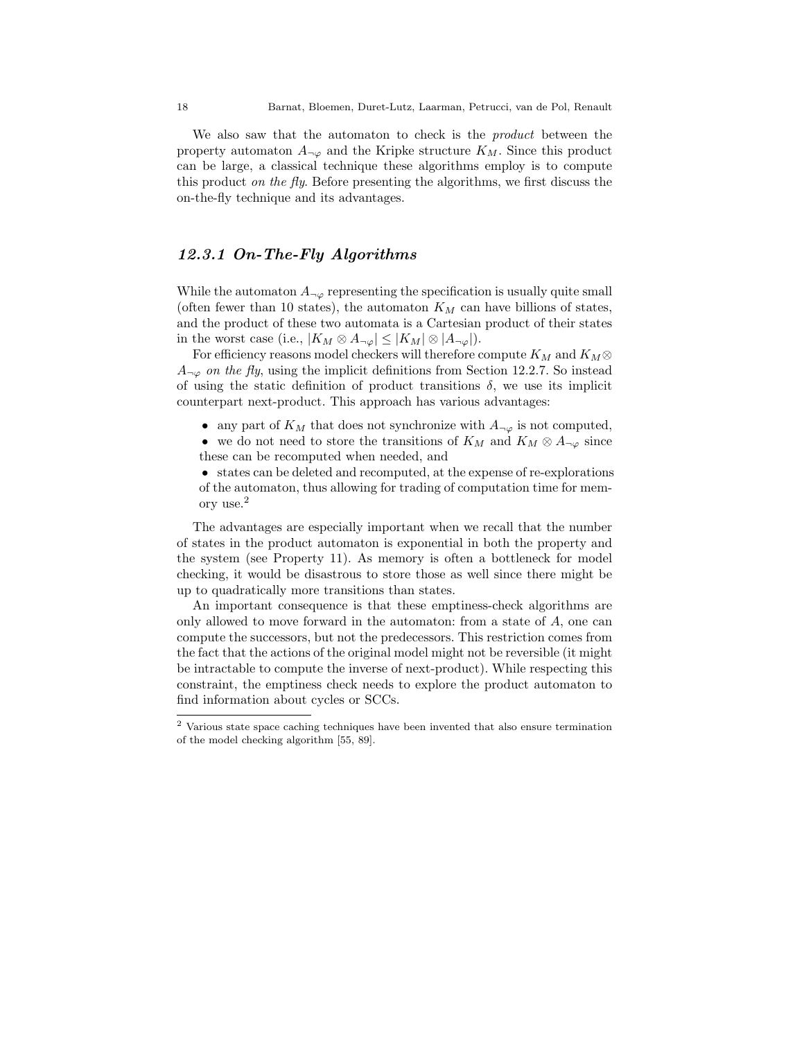We also saw that the automaton to check is the *product* between the property automaton $A_{\neg\varphi}$ and the Kripke structure $K_M$. Since this product can be large, a classical technique these algorithms employ is to compute this product *on the fly*. Before presenting the algorithms, we first discuss the on-the-fly technique and its advantages.

### 12.3.1 On-The-Fly Algorithms

While the automaton $A_{\neg\varphi}$ representing the specification is usually quite small (often fewer than 10 states), the automaton $K_M$ can have billions of states, and the product of these two automata is a Cartesian product of their states in the worst case (i.e., $|K_M \otimes A_{\neg\varphi}| \leq |K_M| \otimes |A_{\neg\varphi}|$).

For efficiency reasons model checkers will therefore compute $K_M$ and $K_M \otimes A_{\neg\varphi}$ *on the fly*, using the implicit definitions from Section 12.2.7. So instead of using the static definition of product transitions $\delta$, we use its implicit counterpart next-product. This approach has various advantages:

- any part of $K_M$ that does not synchronize with $A_{\neg\varphi}$ is not computed,
- we do not need to store the transitions of $K_M$ and $K_M \otimes A_{\neg\varphi}$ since these can be recomputed when needed, and
- states can be deleted and recomputed, at the expense of re-explorations of the automaton, thus allowing for trading of computation time for memory use.[2]

The advantages are especially important when we recall that the number of states in the product automaton is exponential in both the property and the system (see Property 11). As memory is often a bottleneck for model checking, it would be disastrous to store those as well since there might be up to quadratically more transitions than states.

An important consequence is that these emptiness-check algorithms are only allowed to move forward in the automaton: from a state of $A$, one can compute the successors, but not the predecessors. This restriction comes from the fact that the actions of the original model might not be reversible (it might be intractable to compute the inverse of next-product). While respecting this constraint, the emptiness check needs to explore the product automaton to find information about cycles or SCCs.

---

[2] Various state space caching techniques have been invented that also ensure termination of the model checking algorithm [55, 89].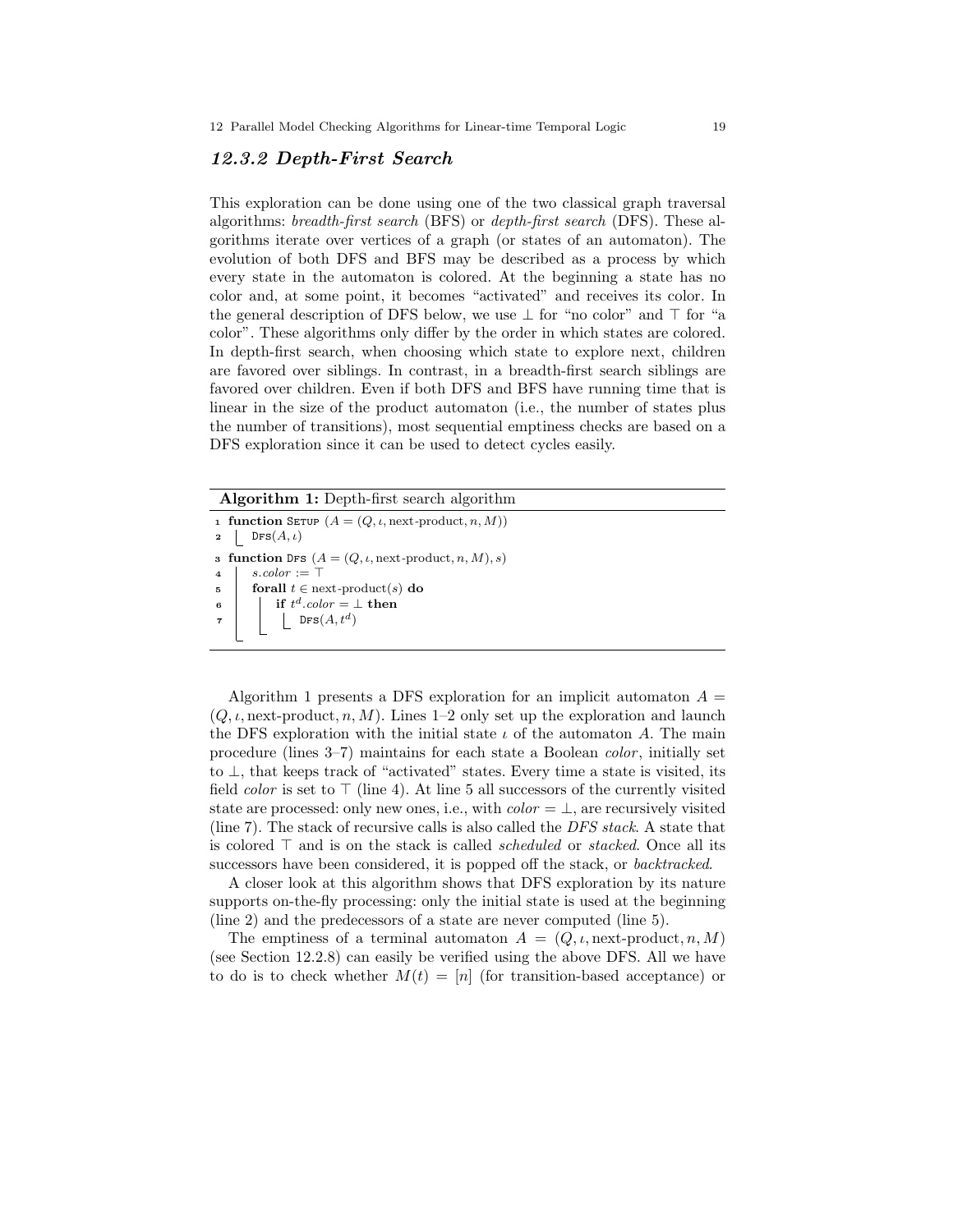### 12.3.2 Depth-First Search

This exploration can be done using one of the two classical graph traversal algorithms: *breadth-first search* (BFS) or *depth-first search* (DFS). These algorithms iterate over vertices of a graph (or states of an automaton). The evolution of both DFS and BFS may be described as a process by which every state in the automaton is colored. At the beginning a state has no color and, at some point, it becomes "activated" and receives its color. In the general description of DFS below, we use $\bot$ for "no color" and $\top$ for "a color". These algorithms only differ by the order in which states are colored. In depth-first search, when choosing which state to explore next, children are favored over siblings. In contrast, in a breadth-first search siblings are favored over children. Even if both DFS and BFS have running time that is linear in the size of the product automaton (i.e., the number of states plus the number of transitions), most sequential emptiness checks are based on a DFS exploration since it can be used to detect cycles easily.

**Algorithm 1:** Depth-first search algorithm

```
1 function SETUP (A = (Q, ι, next-product, n, M))
2 |   DFS(A, ι)
3 function DFS (A = (Q, ι, next-product, n, M), s)
4 |   s.color := ⊤
5 |   forall t ∈ next-product(s) do
6 |   |   if t^d.color = ⊥ then
7 |   |   |   DFS(A, t^d)
```

Algorithm 1 presents a DFS exploration for an implicit automaton $A = (Q, \iota, \text{next-product}, n, M)$. Lines 1–2 only set up the exploration and launch the DFS exploration with the initial state $\iota$ of the automaton $A$. The main procedure (lines 3–7) maintains for each state a Boolean *color*, initially set to $\bot$, that keeps track of "activated" states. Every time a state is visited, its field *color* is set to $\top$ (line 4). At line 5 all successors of the currently visited state are processed: only new ones, i.e., with $color = \bot$, are recursively visited (line 7). The stack of recursive calls is also called the *DFS stack*. A state that is colored $\top$ and is on the stack is called *scheduled* or *stacked*. Once all its successors have been considered, it is popped off the stack, or *backtracked*.

A closer look at this algorithm shows that DFS exploration by its nature supports on-the-fly processing: only the initial state is used at the beginning (line 2) and the predecessors of a state are never computed (line 5).

The emptiness of a terminal automaton $A = (Q, \iota, \text{next-product}, n, M)$ (see Section 12.2.8) can easily be verified using the above DFS. All we have to do is to check whether $M(t) = [n]$ (for transition-based acceptance) or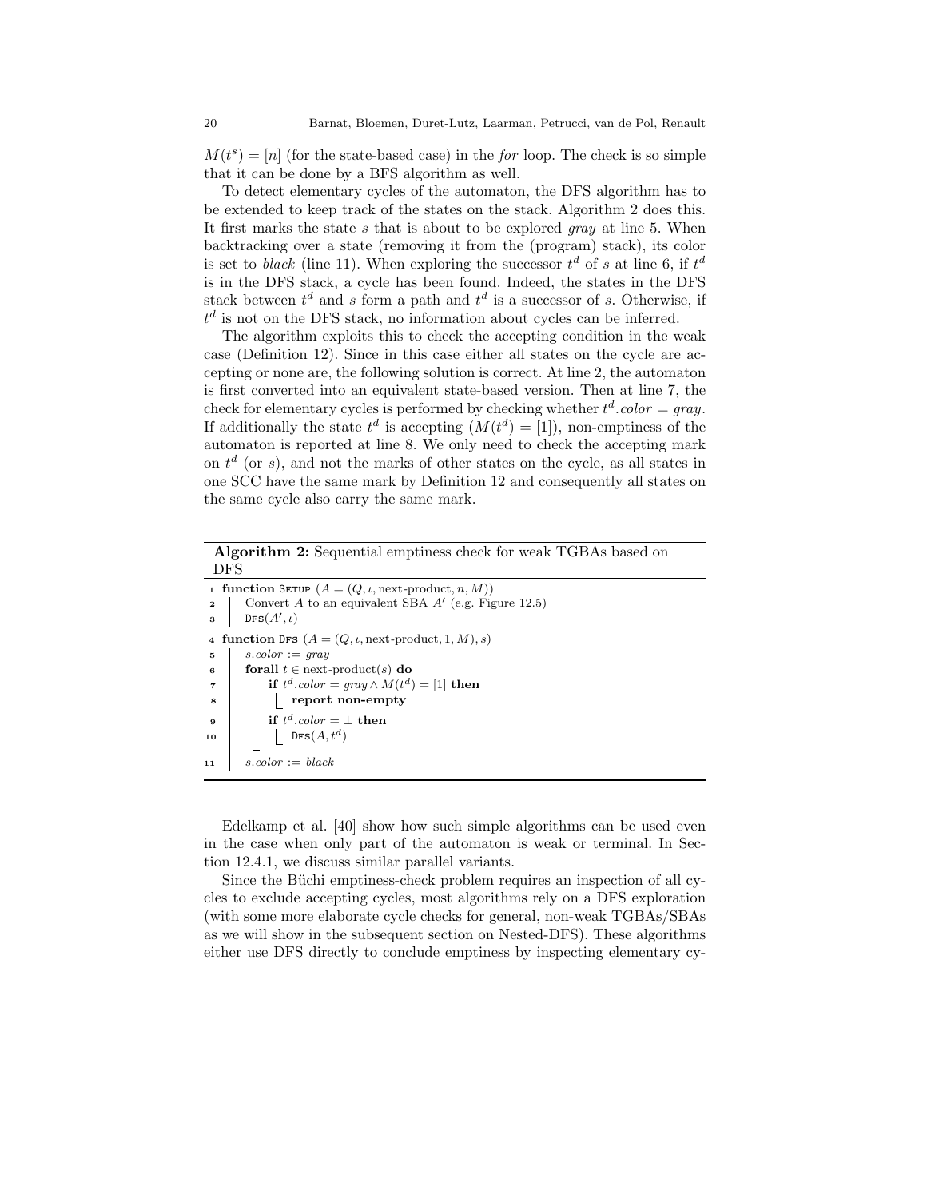$M(t^s) = [n]$ (for the state-based case) in the *for* loop. The check is so simple that it can be done by a BFS algorithm as well.

To detect elementary cycles of the automaton, the DFS algorithm has to be extended to keep track of the states on the stack. Algorithm 2 does this. It first marks the state $s$ that is about to be explored *gray* at line 5. When backtracking over a state (removing it from the (program) stack), its color is set to *black* (line 11). When exploring the successor $t^d$ of $s$ at line 6, if $t^d$ is in the DFS stack, a cycle has been found. Indeed, the states in the DFS stack between $t^d$ and $s$ form a path and $t^d$ is a successor of $s$. Otherwise, if $t^d$ is not on the DFS stack, no information about cycles can be inferred.

The algorithm exploits this to check the accepting condition in the weak case (Definition 12). Since in this case either all states on the cycle are accepting or none are, the following solution is correct. At line 2, the automaton is first converted into an equivalent state-based version. Then at line 7, the check for elementary cycles is performed by checking whether $t^d.color = gray$. If additionally the state $t^d$ is accepting ($M(t^d) = [1]$), non-emptiness of the automaton is reported at line 8. We only need to check the accepting mark on $t^d$ (or $s$), and not the marks of other states on the cycle, as all states in one SCC have the same mark by Definition 12 and consequently all states on the same cycle also carry the same mark.

**Algorithm 2:** Sequential emptiness check for weak TGBAs based on DFS

```
1  function Setup (A = (Q, ι, next-product, n, M))
2  |   Convert A to an equivalent SBA A' (e.g. Figure 12.5)
3  |   Dfs(A', ι)

4  function Dfs (A = (Q, ι, next-product, 1, M), s)
5  |   s.color := gray
6  |   forall t ∈ next-product(s) do
7  |   |   if t^d.color = gray ∧ M(t^d) = [1] then
8  |   |   |   report non-empty
9  |   |   if t^d.color = ⊥ then
10 |   |   |   Dfs(A, t^d)
11 |   s.color := black
```

Edelkamp et al. [40] show how such simple algorithms can be used even in the case when only part of the automaton is weak or terminal. In Section 12.4.1, we discuss similar parallel variants.

Since the Büchi emptiness-check problem requires an inspection of all cycles to exclude accepting cycles, most algorithms rely on a DFS exploration (with some more elaborate cycle checks for general, non-weak TGBAs/SBAs as we will show in the subsequent section on Nested-DFS). These algorithms either use DFS directly to conclude emptiness by inspecting elementary cy-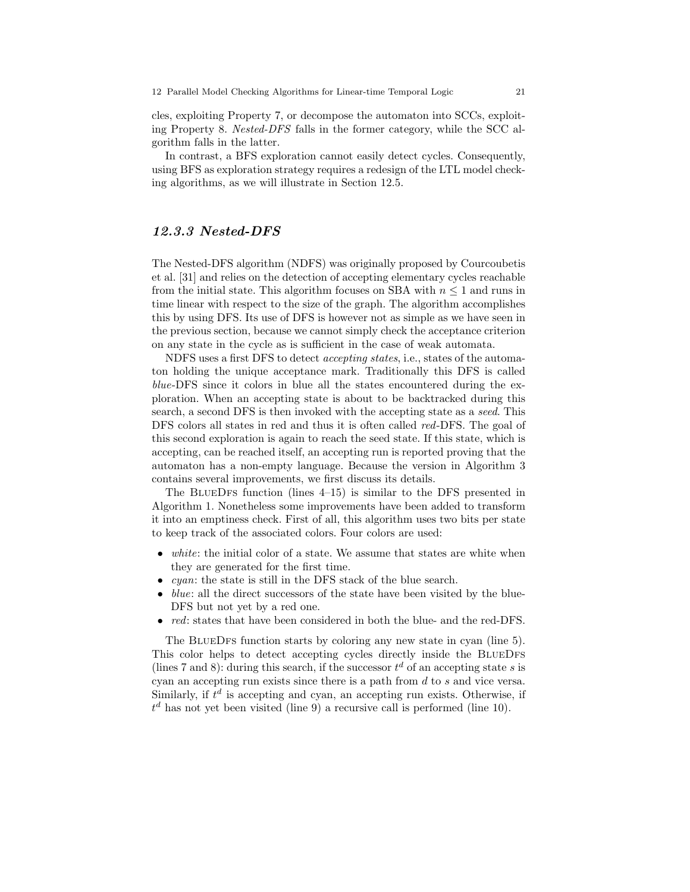cles, exploiting Property 7, or decompose the automaton into SCCs, exploiting Property 8. *Nested-DFS* falls in the former category, while the SCC algorithm falls in the latter.

In contrast, a BFS exploration cannot easily detect cycles. Consequently, using BFS as exploration strategy requires a redesign of the LTL model checking algorithms, as we will illustrate in Section 12.5.

### 12.3.3 Nested-DFS

The Nested-DFS algorithm (NDFS) was originally proposed by Courcoubetis et al. [31] and relies on the detection of accepting elementary cycles reachable from the initial state. This algorithm focuses on SBA with $n \leq 1$ and runs in time linear with respect to the size of the graph. The algorithm accomplishes this by using DFS. Its use of DFS is however not as simple as we have seen in the previous section, because we cannot simply check the acceptance criterion on any state in the cycle as is sufficient in the case of weak automata.

NDFS uses a first DFS to detect *accepting states*, i.e., states of the automaton holding the unique acceptance mark. Traditionally this DFS is called *blue*-DFS since it colors in blue all the states encountered during the exploration. When an accepting state is about to be backtracked during this search, a second DFS is then invoked with the accepting state as a *seed*. This DFS colors all states in red and thus it is often called *red*-DFS. The goal of this second exploration is again to reach the seed state. If this state, which is accepting, can be reached itself, an accepting run is reported proving that the automaton has a non-empty language. Because the version in Algorithm 3 contains several improvements, we first discuss its details.

The BlueDfs function (lines 4–15) is similar to the DFS presented in Algorithm 1. Nonetheless some improvements have been added to transform it into an emptiness check. First of all, this algorithm uses two bits per state to keep track of the associated colors. Four colors are used:

- *white*: the initial color of a state. We assume that states are white when they are generated for the first time.
- *cyan*: the state is still in the DFS stack of the blue search.
- *blue*: all the direct successors of the state have been visited by the blue-DFS but not yet by a red one.
- *red*: states that have been considered in both the blue- and the red-DFS.

The BlueDfs function starts by coloring any new state in cyan (line 5). This color helps to detect accepting cycles directly inside the BlueDfs (lines 7 and 8): during this search, if the successor $t^d$ of an accepting state $s$ is cyan an accepting run exists since there is a path from $d$ to $s$ and vice versa. Similarly, if $t^d$ is accepting and cyan, an accepting run exists. Otherwise, if $t^d$ has not yet been visited (line 9) a recursive call is performed (line 10).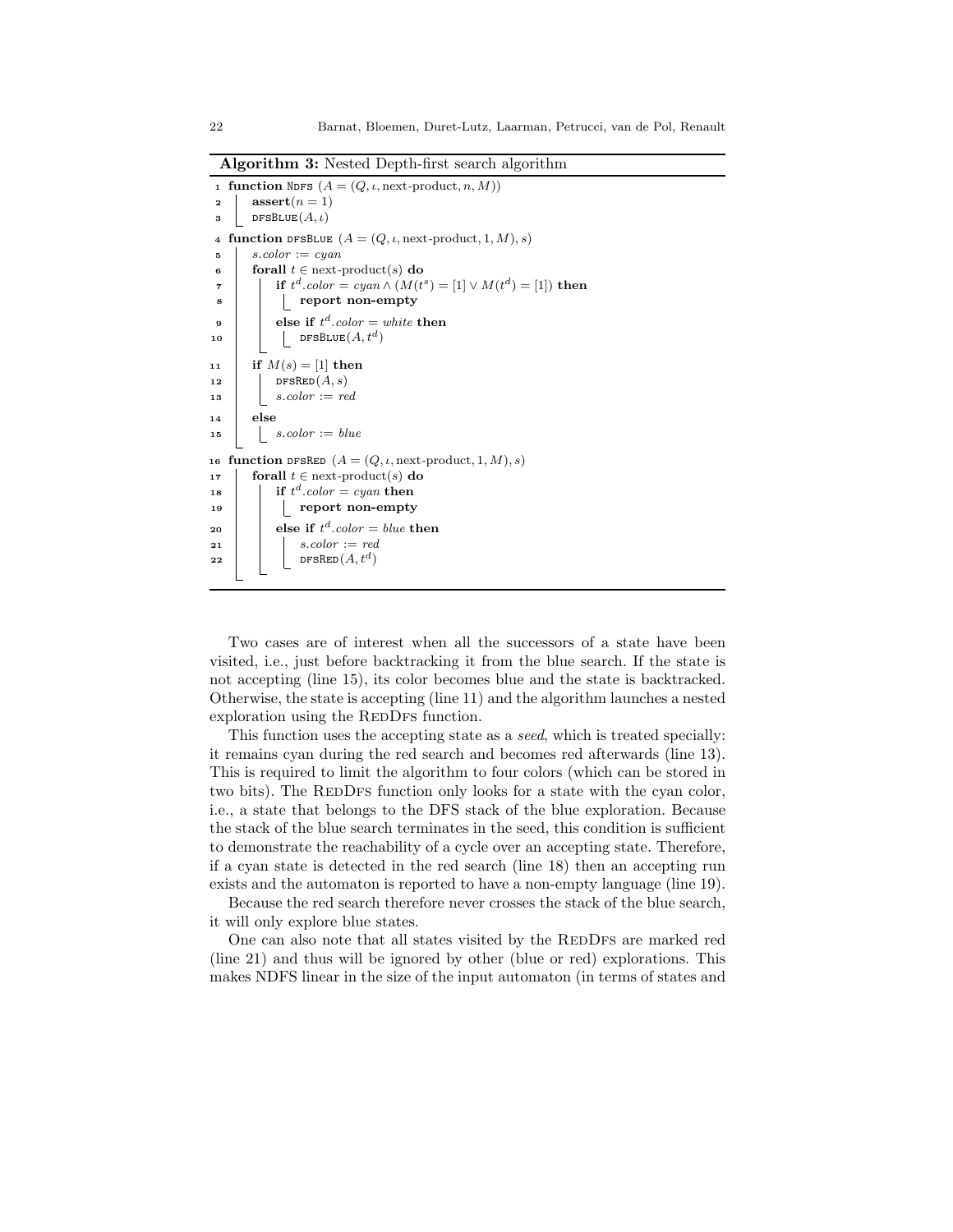**Algorithm 3:** Nested Depth-first search algorithm

```
1  function NDFS (A = (Q, ι, next-product, n, M))
2      assert(n = 1)
3      DFSBLUE(A, ι)
4  function DFSBLUE (A = (Q, ι, next-product, 1, M), s)
5      s.color := cyan
6      forall t ∈ next-product(s) do
7          if t^d.color = cyan ∧ (M(t^s) = [1] ∨ M(t^d) = [1]) then
8              report non-empty
9          else if t^d.color = white then
10             DFSBLUE(A, t^d)
11     if M(s) = [1] then
12         DFSRED(A, s)
13         s.color := red
14     else
15         s.color := blue
16 function DFSRED (A = (Q, ι, next-product, 1, M), s)
17     forall t ∈ next-product(s) do
18         if t^d.color = cyan then
19             report non-empty
20         else if t^d.color = blue then
21             s.color := red
22             DFSRED(A, t^d)
```

Two cases are of interest when all the successors of a state have been visited, i.e., just before backtracking it from the blue search. If the state is not accepting (line 15), its color becomes blue and the state is backtracked. Otherwise, the state is accepting (line 11) and the algorithm launches a nested exploration using the RedDfs function.

This function uses the accepting state as a *seed*, which is treated specially: it remains cyan during the red search and becomes red afterwards (line 13). This is required to limit the algorithm to four colors (which can be stored in two bits). The RedDfs function only looks for a state with the cyan color, i.e., a state that belongs to the DFS stack of the blue exploration. Because the stack of the blue search terminates in the seed, this condition is sufficient to demonstrate the reachability of a cycle over an accepting state. Therefore, if a cyan state is detected in the red search (line 18) then an accepting run exists and the automaton is reported to have a non-empty language (line 19).

Because the red search therefore never crosses the stack of the blue search, it will only explore blue states.

One can also note that all states visited by the RedDfs are marked red (line 21) and thus will be ignored by other (blue or red) explorations. This makes NDFS linear in the size of the input automaton (in terms of states and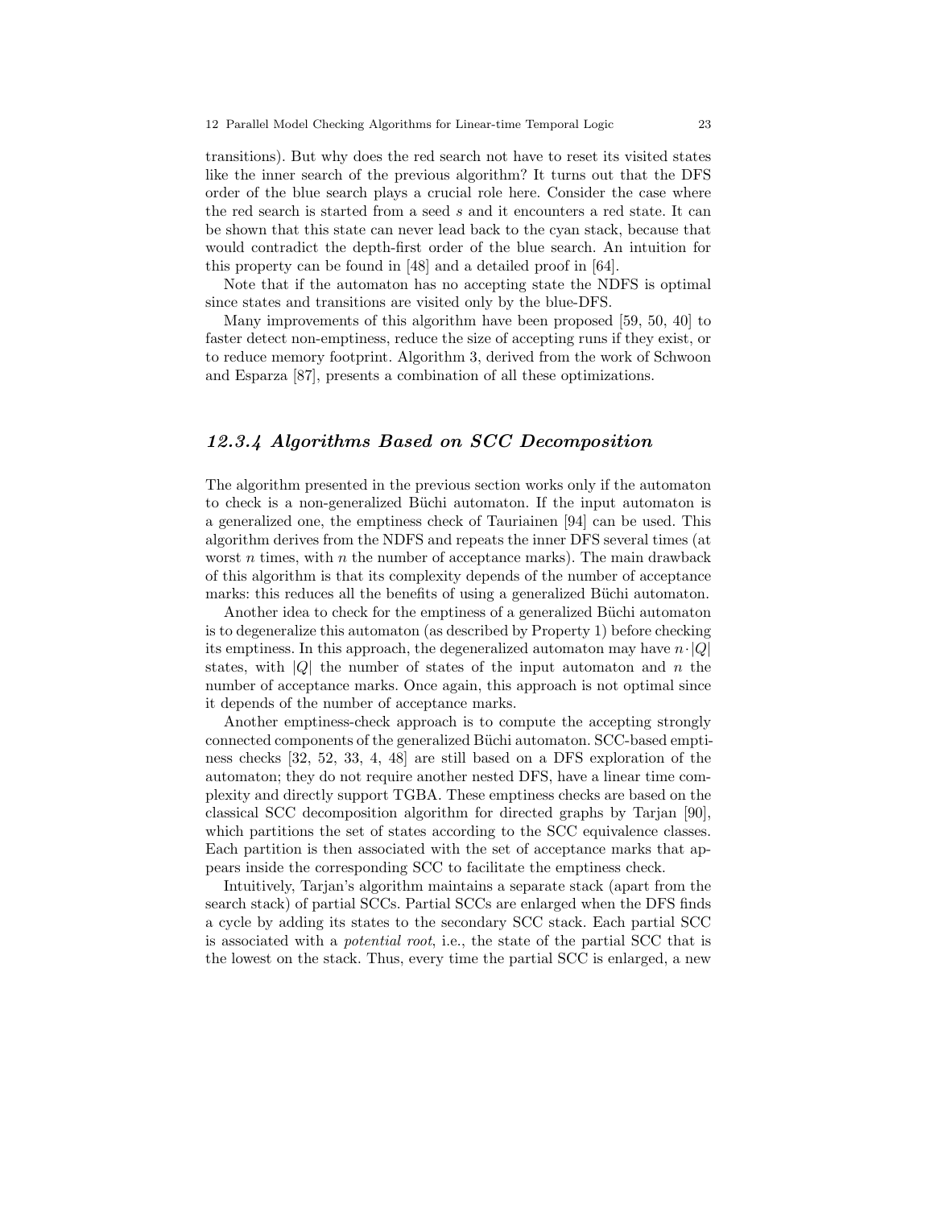transitions). But why does the red search not have to reset its visited states like the inner search of the previous algorithm? It turns out that the DFS order of the blue search plays a crucial role here. Consider the case where the red search is started from a seed $s$ and it encounters a red state. It can be shown that this state can never lead back to the cyan stack, because that would contradict the depth-first order of the blue search. An intuition for this property can be found in [48] and a detailed proof in [64].

Note that if the automaton has no accepting state the NDFS is optimal since states and transitions are visited only by the blue-DFS.

Many improvements of this algorithm have been proposed [59, 50, 40] to faster detect non-emptiness, reduce the size of accepting runs if they exist, or to reduce memory footprint. Algorithm 3, derived from the work of Schwoon and Esparza [87], presents a combination of all these optimizations.

### *12.3.4 Algorithms Based on SCC Decomposition*

The algorithm presented in the previous section works only if the automaton to check is a non-generalized Büchi automaton. If the input automaton is a generalized one, the emptiness check of Tauriainen [94] can be used. This algorithm derives from the NDFS and repeats the inner DFS several times (at worst $n$ times, with $n$ the number of acceptance marks). The main drawback of this algorithm is that its complexity depends of the number of acceptance marks: this reduces all the benefits of using a generalized Büchi automaton.

Another idea to check for the emptiness of a generalized Büchi automaton is to degeneralize this automaton (as described by Property 1) before checking its emptiness. In this approach, the degeneralized automaton may have $n \cdot |Q|$ states, with $|Q|$ the number of states of the input automaton and $n$ the number of acceptance marks. Once again, this approach is not optimal since it depends of the number of acceptance marks.

Another emptiness-check approach is to compute the accepting strongly connected components of the generalized Büchi automaton. SCC-based emptiness checks [32, 52, 33, 4, 48] are still based on a DFS exploration of the automaton; they do not require another nested DFS, have a linear time complexity and directly support TGBA. These emptiness checks are based on the classical SCC decomposition algorithm for directed graphs by Tarjan [90], which partitions the set of states according to the SCC equivalence classes. Each partition is then associated with the set of acceptance marks that appears inside the corresponding SCC to facilitate the emptiness check.

Intuitively, Tarjan's algorithm maintains a separate stack (apart from the search stack) of partial SCCs. Partial SCCs are enlarged when the DFS finds a cycle by adding its states to the secondary SCC stack. Each partial SCC is associated with a *potential root*, i.e., the state of the partial SCC that is the lowest on the stack. Thus, every time the partial SCC is enlarged, a new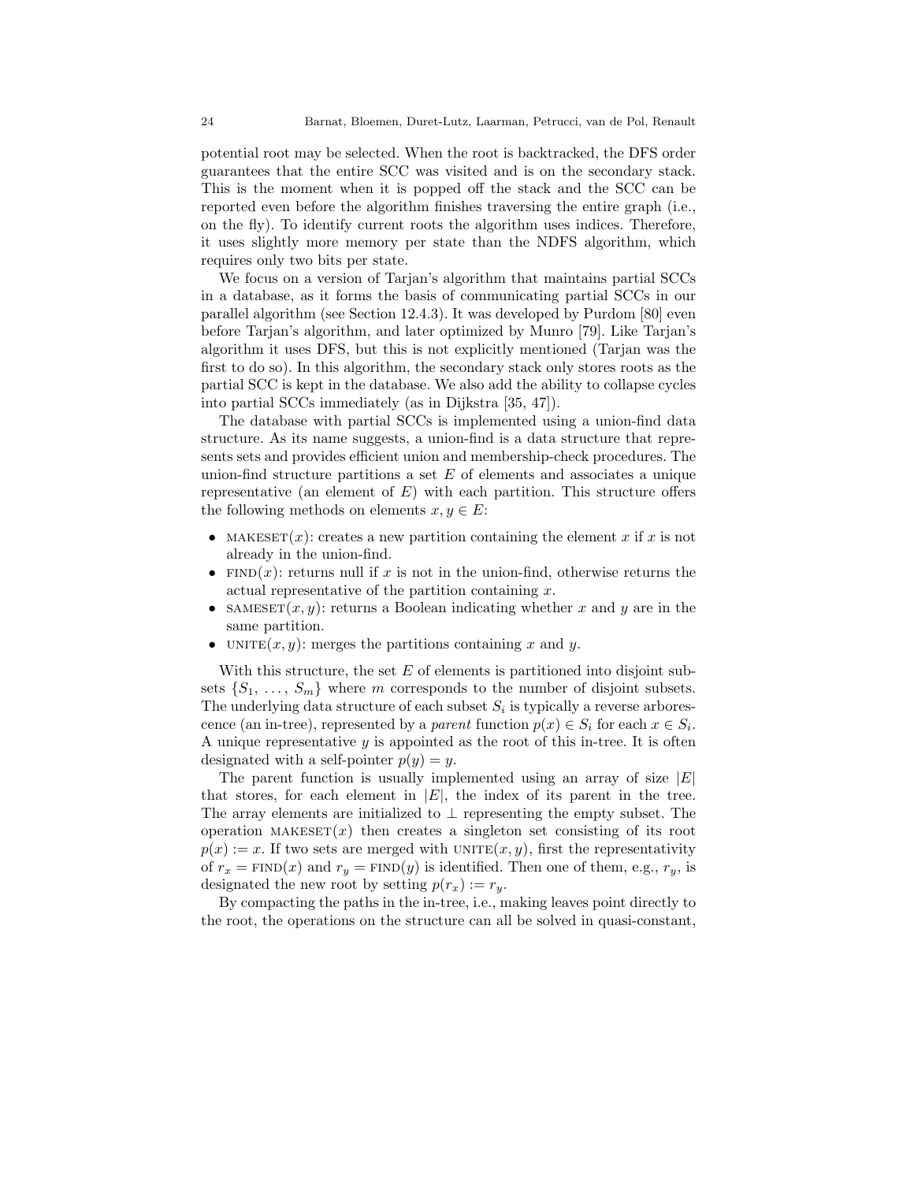potential root may be selected. When the root is backtracked, the DFS order guarantees that the entire SCC was visited and is on the secondary stack. This is the moment when it is popped off the stack and the SCC can be reported even before the algorithm finishes traversing the entire graph (i.e., on the fly). To identify current roots the algorithm uses indices. Therefore, it uses slightly more memory per state than the NDFS algorithm, which requires only two bits per state.

We focus on a version of Tarjan's algorithm that maintains partial SCCs in a database, as it forms the basis of communicating partial SCCs in our parallel algorithm (see Section 12.4.3). It was developed by Purdom [80] even before Tarjan's algorithm, and later optimized by Munro [79]. Like Tarjan's algorithm it uses DFS, but this is not explicitly mentioned (Tarjan was the first to do so). In this algorithm, the secondary stack only stores roots as the partial SCC is kept in the database. We also add the ability to collapse cycles into partial SCCs immediately (as in Dijkstra [35, 47]).

The database with partial SCCs is implemented using a union-find data structure. As its name suggests, a union-find is a data structure that represents sets and provides efficient union and membership-check procedures. The union-find structure partitions a set $E$ of elements and associates a unique representative (an element of $E$) with each partition. This structure offers the following methods on elements $x, y \in E$:

- MAKESET($x$): creates a new partition containing the element $x$ if $x$ is not already in the union-find.
- FIND($x$): returns null if $x$ is not in the union-find, otherwise returns the actual representative of the partition containing $x$.
- SAMESET($x, y$): returns a Boolean indicating whether $x$ and $y$ are in the same partition.
- UNITE($x, y$): merges the partitions containing $x$ and $y$.

With this structure, the set $E$ of elements is partitioned into disjoint subsets $\{S_1, \ldots, S_m\}$ where $m$ corresponds to the number of disjoint subsets. The underlying data structure of each subset $S_i$ is typically a reverse arborescence (an in-tree), represented by a *parent* function $p(x) \in S_i$ for each $x \in S_i$. A unique representative $y$ is appointed as the root of this in-tree. It is often designated with a self-pointer $p(y) = y$.

The parent function is usually implemented using an array of size $|E|$ that stores, for each element in $|E|$, the index of its parent in the tree. The array elements are initialized to $\perp$ representing the empty subset. The operation MAKESET($x$) then creates a singleton set consisting of its root $p(x) := x$. If two sets are merged with UNITE($x, y$), first the representativity of $r_x =$ FIND($x$) and $r_y =$ FIND($y$) is identified. Then one of them, e.g., $r_y$, is designated the new root by setting $p(r_x) := r_y$.

By compacting the paths in the in-tree, i.e., making leaves point directly to the root, the operations on the structure can all be solved in quasi-constant,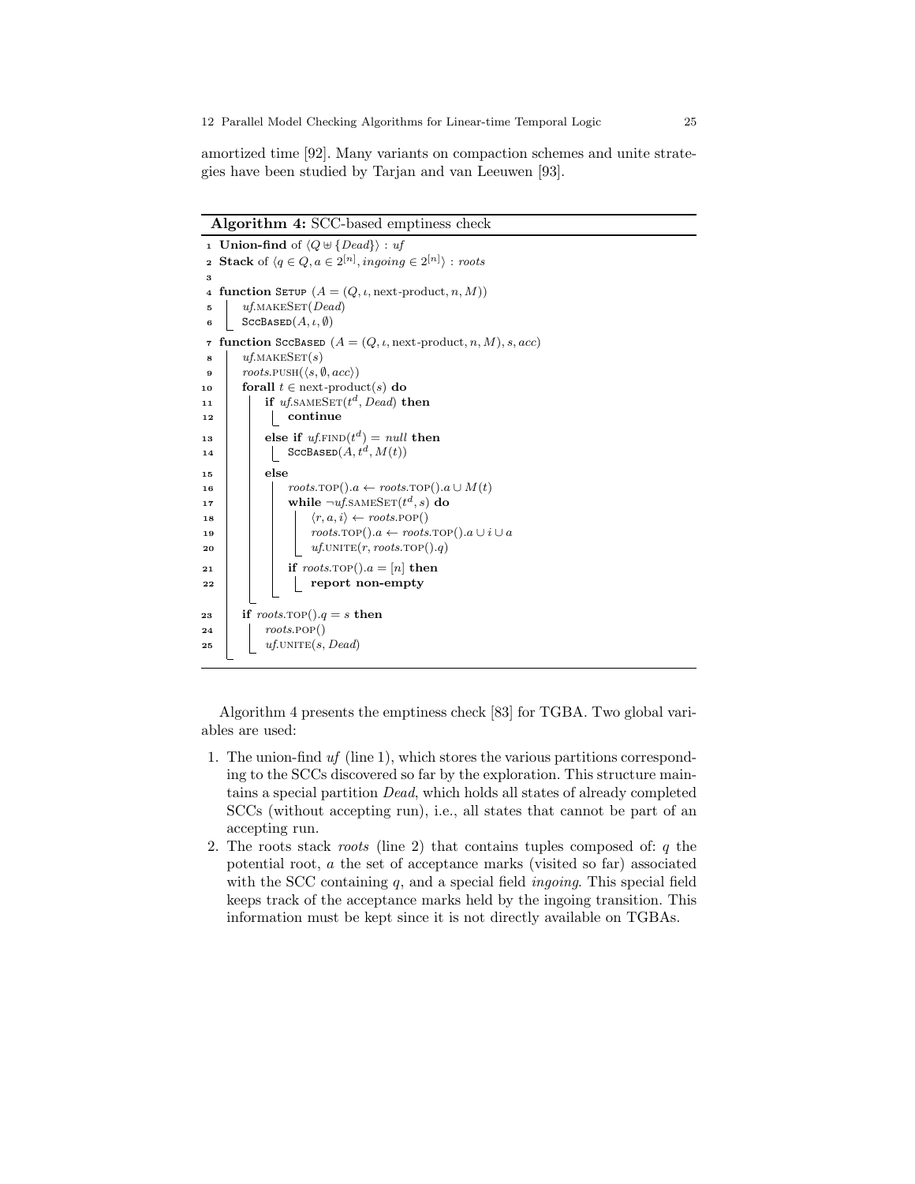amortized time [92]. Many variants on compaction schemes and unite strategies have been studied by Tarjan and van Leeuwen [93].

**Algorithm 4:** SCC-based emptiness check

```
1  Union-find of ⟨Q ⊎ {Dead}⟩ : uf
2  Stack of ⟨q ∈ Q, a ∈ 2^[n], ingoing ∈ 2^[n]⟩ : roots
3
4  function Setup (A = (Q, ι, next-product, n, M))
5      uf.makeSet(Dead)
6      SccBased(A, ι, ∅)
7  function SccBased (A = (Q, ι, next-product, n, M), s, acc)
8      uf.makeSet(s)
9      roots.push(⟨s, ∅, acc⟩)
10     forall t ∈ next-product(s) do
11         if uf.sameSet(t^d, Dead) then
12             continue
13         else if uf.find(t^d) = null then
14             SccBased(A, t^d, M(t))
15         else
16             roots.top().a ← roots.top().a ∪ M(t)
17             while ¬uf.sameSet(t^d, s) do
18                 ⟨r, a, i⟩ ← roots.pop()
19                 roots.top().a ← roots.top().a ∪ i ∪ a
20                 uf.unite(r, roots.top().q)
21             if roots.top().a = [n] then
22                 report non-empty
23     if roots.top().q = s then
24         roots.pop()
25         uf.unite(s, Dead)
```

Algorithm 4 presents the emptiness check [83] for TGBA. Two global variables are used:

1. The union-find *uf* (line 1), which stores the various partitions corresponding to the SCCs discovered so far by the exploration. This structure maintains a special partition *Dead*, which holds all states of already completed SCCs (without accepting run), i.e., all states that cannot be part of an accepting run.
2. The roots stack *roots* (line 2) that contains tuples composed of: $q$ the potential root, $a$ the set of acceptance marks (visited so far) associated with the SCC containing $q$, and a special field *ingoing*. This special field keeps track of the acceptance marks held by the ingoing transition. This information must be kept since it is not directly available on TGBAs.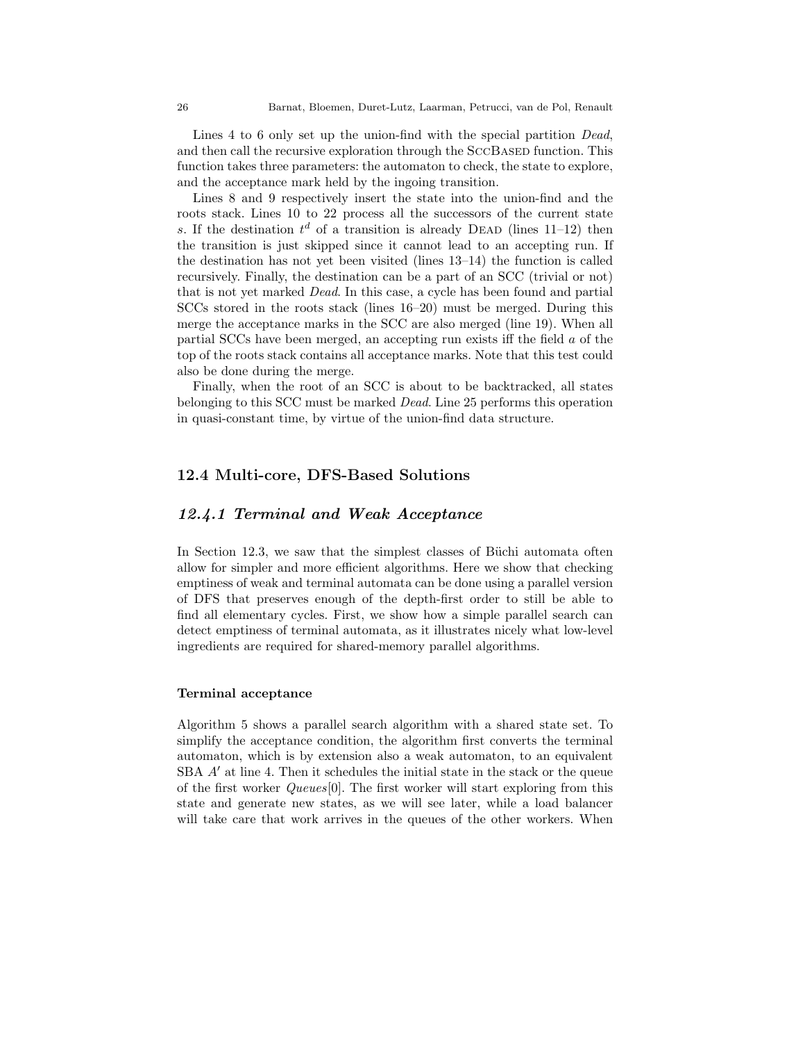Lines 4 to 6 only set up the union-find with the special partition *Dead*, and then call the recursive exploration through the SccBased function. This function takes three parameters: the automaton to check, the state to explore, and the acceptance mark held by the ingoing transition.

Lines 8 and 9 respectively insert the state into the union-find and the roots stack. Lines 10 to 22 process all the successors of the current state $s$. If the destination $t^d$ of a transition is already Dead (lines 11–12) then the transition is just skipped since it cannot lead to an accepting run. If the destination has not yet been visited (lines 13–14) the function is called recursively. Finally, the destination can be a part of an SCC (trivial or not) that is not yet marked *Dead*. In this case, a cycle has been found and partial SCCs stored in the roots stack (lines 16–20) must be merged. During this merge the acceptance marks in the SCC are also merged (line 19). When all partial SCCs have been merged, an accepting run exists iff the field $a$ of the top of the roots stack contains all acceptance marks. Note that this test could also be done during the merge.

Finally, when the root of an SCC is about to be backtracked, all states belonging to this SCC must be marked *Dead*. Line 25 performs this operation in quasi-constant time, by virtue of the union-find data structure.

## 12.4 Multi-core, DFS-Based Solutions

### *12.4.1 Terminal and Weak Acceptance*

In Section 12.3, we saw that the simplest classes of Büchi automata often allow for simpler and more efficient algorithms. Here we show that checking emptiness of weak and terminal automata can be done using a parallel version of DFS that preserves enough of the depth-first order to still be able to find all elementary cycles. First, we show how a simple parallel search can detect emptiness of terminal automata, as it illustrates nicely what low-level ingredients are required for shared-memory parallel algorithms.

#### Terminal acceptance

Algorithm 5 shows a parallel search algorithm with a shared state set. To simplify the acceptance condition, the algorithm first converts the terminal automaton, which is by extension also a weak automaton, to an equivalent SBA $A'$ at line 4. Then it schedules the initial state in the stack or the queue of the first worker *Queues*[0]. The first worker will start exploring from this state and generate new states, as we will see later, while a load balancer will take care that work arrives in the queues of the other workers. When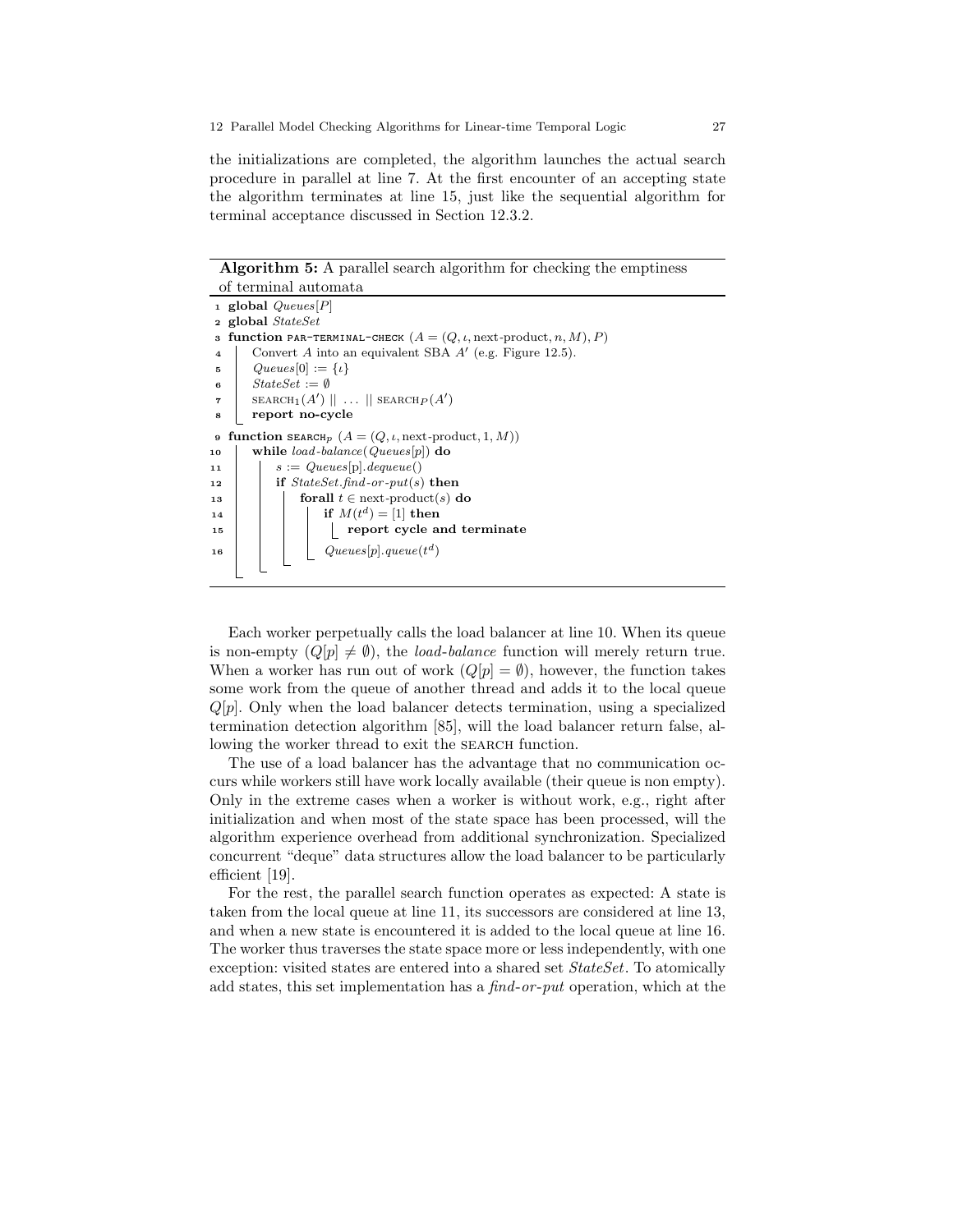the initializations are completed, the algorithm launches the actual search procedure in parallel at line 7. At the first encounter of an accepting state the algorithm terminates at line 15, just like the sequential algorithm for terminal acceptance discussed in Section 12.3.2.

**Algorithm 5:** A parallel search algorithm for checking the emptiness of terminal automata

```
1  global Queues[P]
2  global StateSet
3  function PAR-TERMINAL-CHECK (A = (Q, ι, next-product, n, M), P)
4      Convert A into an equivalent SBA A' (e.g. Figure 12.5).
5      Queues[0] := {ι}
6      StateSet := ∅
7      SEARCH_1(A') || ... || SEARCH_P(A')
8      report no-cycle
9  function SEARCH_p (A = (Q, ι, next-product, 1, M))
10     while load-balance(Queues[p]) do
11         s := Queues[p].dequeue()
12         if StateSet.find-or-put(s) then
13             forall t ∈ next-product(s) do
14                 if M(t^d) = [1] then
15                     report cycle and terminate
16                 Queues[p].queue(t^d)
```

Each worker perpetually calls the load balancer at line 10. When its queue is non-empty ($Q[p] \neq \emptyset$), the *load-balance* function will merely return true. When a worker has run out of work ($Q[p] = \emptyset$), however, the function takes some work from the queue of another thread and adds it to the local queue $Q[p]$. Only when the load balancer detects termination, using a specialized termination detection algorithm [85], will the load balancer return false, allowing the worker thread to exit the SEARCH function.

The use of a load balancer has the advantage that no communication occurs while workers still have work locally available (their queue is non empty). Only in the extreme cases when a worker is without work, e.g., right after initialization and when most of the state space has been processed, will the algorithm experience overhead from additional synchronization. Specialized concurrent "deque" data structures allow the load balancer to be particularly efficient [19].

For the rest, the parallel search function operates as expected: A state is taken from the local queue at line 11, its successors are considered at line 13, and when a new state is encountered it is added to the local queue at line 16. The worker thus traverses the state space more or less independently, with one exception: visited states are entered into a shared set *StateSet*. To atomically add states, this set implementation has a *find-or-put* operation, which at the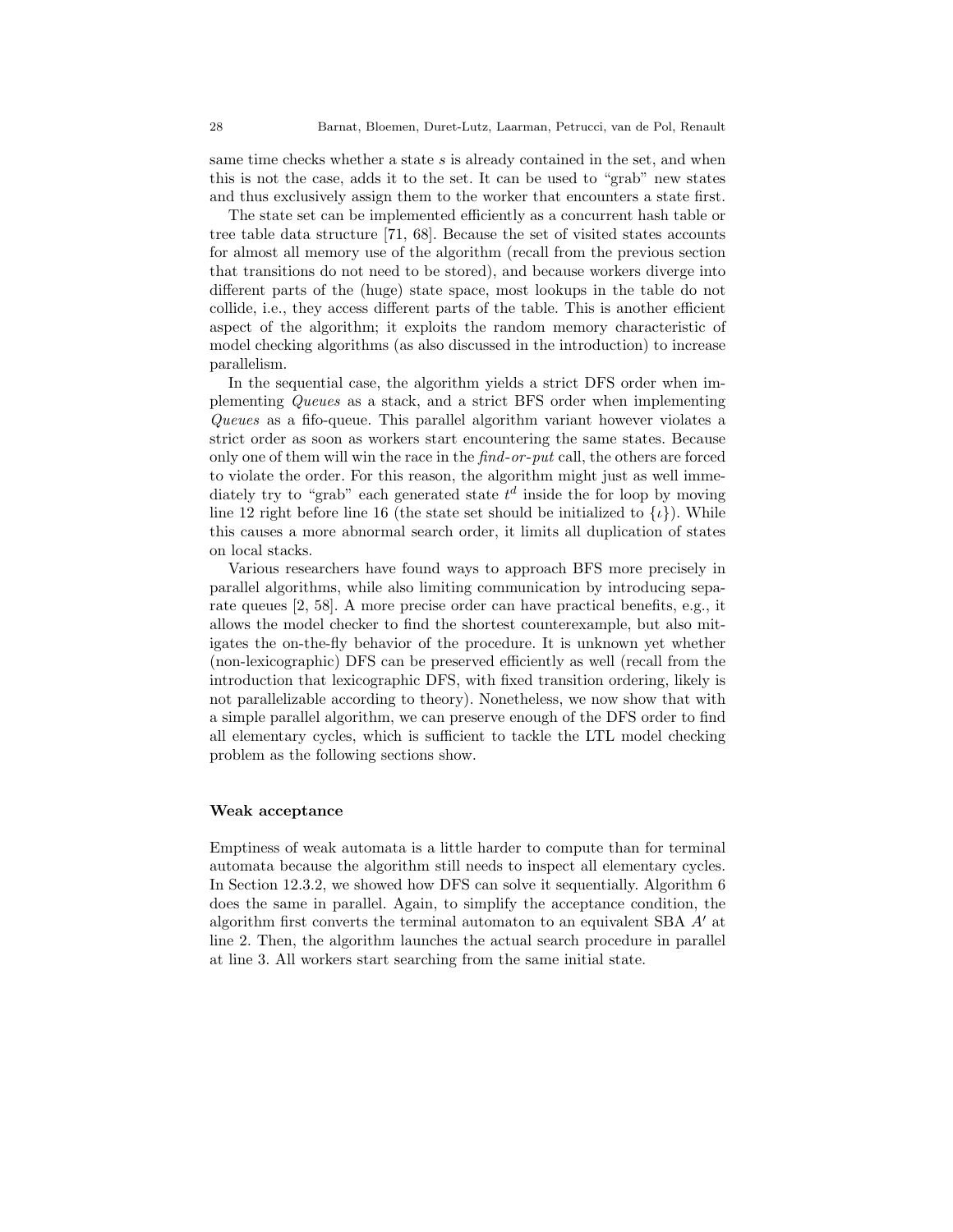same time checks whether a state $s$ is already contained in the set, and when this is not the case, adds it to the set. It can be used to "grab" new states and thus exclusively assign them to the worker that encounters a state first.

The state set can be implemented efficiently as a concurrent hash table or tree table data structure [71, 68]. Because the set of visited states accounts for almost all memory use of the algorithm (recall from the previous section that transitions do not need to be stored), and because workers diverge into different parts of the (huge) state space, most lookups in the table do not collide, i.e., they access different parts of the table. This is another efficient aspect of the algorithm; it exploits the random memory characteristic of model checking algorithms (as also discussed in the introduction) to increase parallelism.

In the sequential case, the algorithm yields a strict DFS order when implementing *Queues* as a stack, and a strict BFS order when implementing *Queues* as a fifo-queue. This parallel algorithm variant however violates a strict order as soon as workers start encountering the same states. Because only one of them will win the race in the *find-or-put* call, the others are forced to violate the order. For this reason, the algorithm might just as well immediately try to "grab" each generated state $t^d$ inside the for loop by moving line 12 right before line 16 (the state set should be initialized to $\{\iota\}$). While this causes a more abnormal search order, it limits all duplication of states on local stacks.

Various researchers have found ways to approach BFS more precisely in parallel algorithms, while also limiting communication by introducing separate queues [2, 58]. A more precise order can have practical benefits, e.g., it allows the model checker to find the shortest counterexample, but also mitigates the on-the-fly behavior of the procedure. It is unknown yet whether (non-lexicographic) DFS can be preserved efficiently as well (recall from the introduction that lexicographic DFS, with fixed transition ordering, likely is not parallelizable according to theory). Nonetheless, we now show that with a simple parallel algorithm, we can preserve enough of the DFS order to find all elementary cycles, which is sufficient to tackle the LTL model checking problem as the following sections show.

### Weak acceptance

Emptiness of weak automata is a little harder to compute than for terminal automata because the algorithm still needs to inspect all elementary cycles. In Section 12.3.2, we showed how DFS can solve it sequentially. Algorithm 6 does the same in parallel. Again, to simplify the acceptance condition, the algorithm first converts the terminal automaton to an equivalent SBA $A'$ at line 2. Then, the algorithm launches the actual search procedure in parallel at line 3. All workers start searching from the same initial state.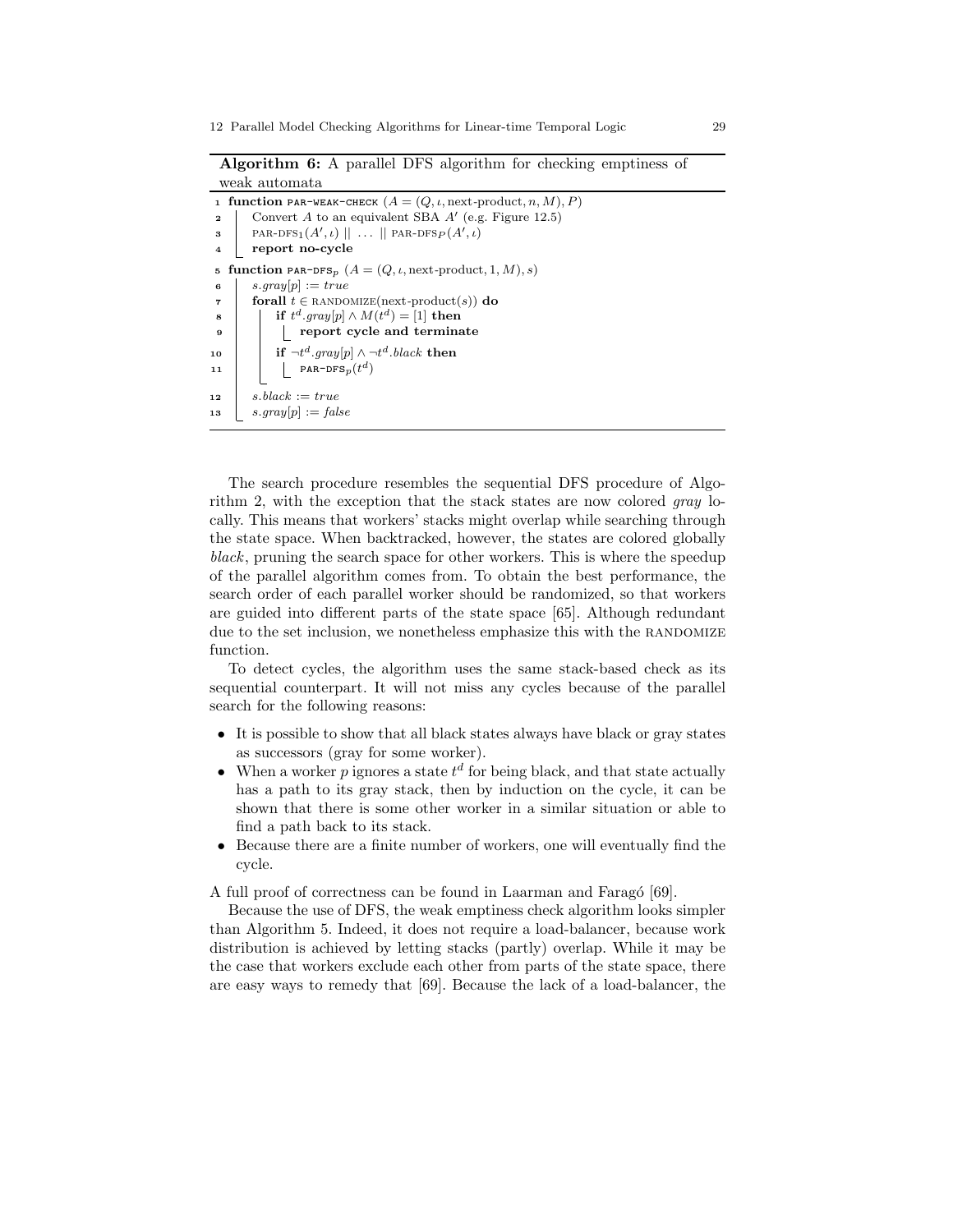**Algorithm 6:** A parallel DFS algorithm for checking emptiness of weak automata

```
1  function PAR-WEAK-CHECK (A = (Q, ι, next-product, n, M), P)
2  |   Convert A to an equivalent SBA A' (e.g. Figure 12.5)
3  |   PAR-DFS_1(A', ι) || ... || PAR-DFS_P(A', ι)
4  |   report no-cycle
5  function PAR-DFS_p (A = (Q, ι, next-product, 1, M), s)
6  |   s.gray[p] := true
7  |   forall t ∈ RANDOMIZE(next-product(s)) do
8  |   |   if t^d.gray[p] ∧ M(t^d) = [1] then
9  |   |   |   report cycle and terminate
10 |   |   if ¬t^d.gray[p] ∧ ¬t^d.black then
11 |   |   |   PAR-DFS_p(t^d)
12 |   s.black := true
13 |   s.gray[p] := false
```

The search procedure resembles the sequential DFS procedure of Algorithm 2, with the exception that the stack states are now colored *gray* locally. This means that workers' stacks might overlap while searching through the state space. When backtracked, however, the states are colored globally *black*, pruning the search space for other workers. This is where the speedup of the parallel algorithm comes from. To obtain the best performance, the search order of each parallel worker should be randomized, so that workers are guided into different parts of the state space [65]. Although redundant due to the set inclusion, we nonetheless emphasize this with the RANDOMIZE function.

To detect cycles, the algorithm uses the same stack-based check as its sequential counterpart. It will not miss any cycles because of the parallel search for the following reasons:

- It is possible to show that all black states always have black or gray states as successors (gray for some worker).
- When a worker $p$ ignores a state $t^d$ for being black, and that state actually has a path to its gray stack, then by induction on the cycle, it can be shown that there is some other worker in a similar situation or able to find a path back to its stack.
- Because there are a finite number of workers, one will eventually find the cycle.

A full proof of correctness can be found in Laarman and Faragó [69].

Because the use of DFS, the weak emptiness check algorithm looks simpler than Algorithm 5. Indeed, it does not require a load-balancer, because work distribution is achieved by letting stacks (partly) overlap. While it may be the case that workers exclude each other from parts of the state space, there are easy ways to remedy that [69]. Because the lack of a load-balancer, the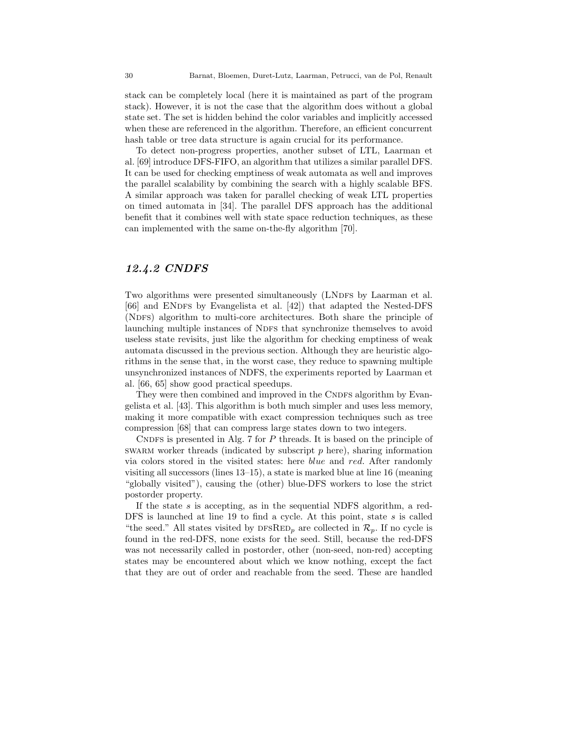stack can be completely local (here it is maintained as part of the program stack). However, it is not the case that the algorithm does without a global state set. The set is hidden behind the color variables and implicitly accessed when these are referenced in the algorithm. Therefore, an efficient concurrent hash table or tree data structure is again crucial for its performance.

To detect non-progress properties, another subset of LTL, Laarman et al. [69] introduce DFS-FIFO, an algorithm that utilizes a similar parallel DFS. It can be used for checking emptiness of weak automata as well and improves the parallel scalability by combining the search with a highly scalable BFS. A similar approach was taken for parallel checking of weak LTL properties on timed automata in [34]. The parallel DFS approach has the additional benefit that it combines well with state space reduction techniques, as these can implemented with the same on-the-fly algorithm [70].

### *12.4.2 CNDFS*

Two algorithms were presented simultaneously (LNDFS by Laarman et al. [66] and ENDFS by Evangelista et al. [42]) that adapted the Nested-DFS (NDFS) algorithm to multi-core architectures. Both share the principle of launching multiple instances of NDFS that synchronize themselves to avoid useless state revisits, just like the algorithm for checking emptiness of weak automata discussed in the previous section. Although they are heuristic algorithms in the sense that, in the worst case, they reduce to spawning multiple unsynchronized instances of NDFS, the experiments reported by Laarman et al. [66, 65] show good practical speedups.

They were then combined and improved in the CNDFS algorithm by Evangelista et al. [43]. This algorithm is both much simpler and uses less memory, making it more compatible with exact compression techniques such as tree compression [68] that can compress large states down to two integers.

CNDFS is presented in Alg. 7 for $P$ threads. It is based on the principle of SWARM worker threads (indicated by subscript $p$ here), sharing information via colors stored in the visited states: here *blue* and *red*. After randomly visiting all successors (lines 13–15), a state is marked blue at line 16 (meaning "globally visited"), causing the (other) blue-DFS workers to lose the strict postorder property.

If the state $s$ is accepting, as in the sequential NDFS algorithm, a red-DFS is launched at line 19 to find a cycle. At this point, state $s$ is called "the seed." All states visited by $\text{DFSRED}_p$ are collected in $\mathcal{R}_p$. If no cycle is found in the red-DFS, none exists for the seed. Still, because the red-DFS was not necessarily called in postorder, other (non-seed, non-red) accepting states may be encountered about which we know nothing, except the fact that they are out of order and reachable from the seed. These are handled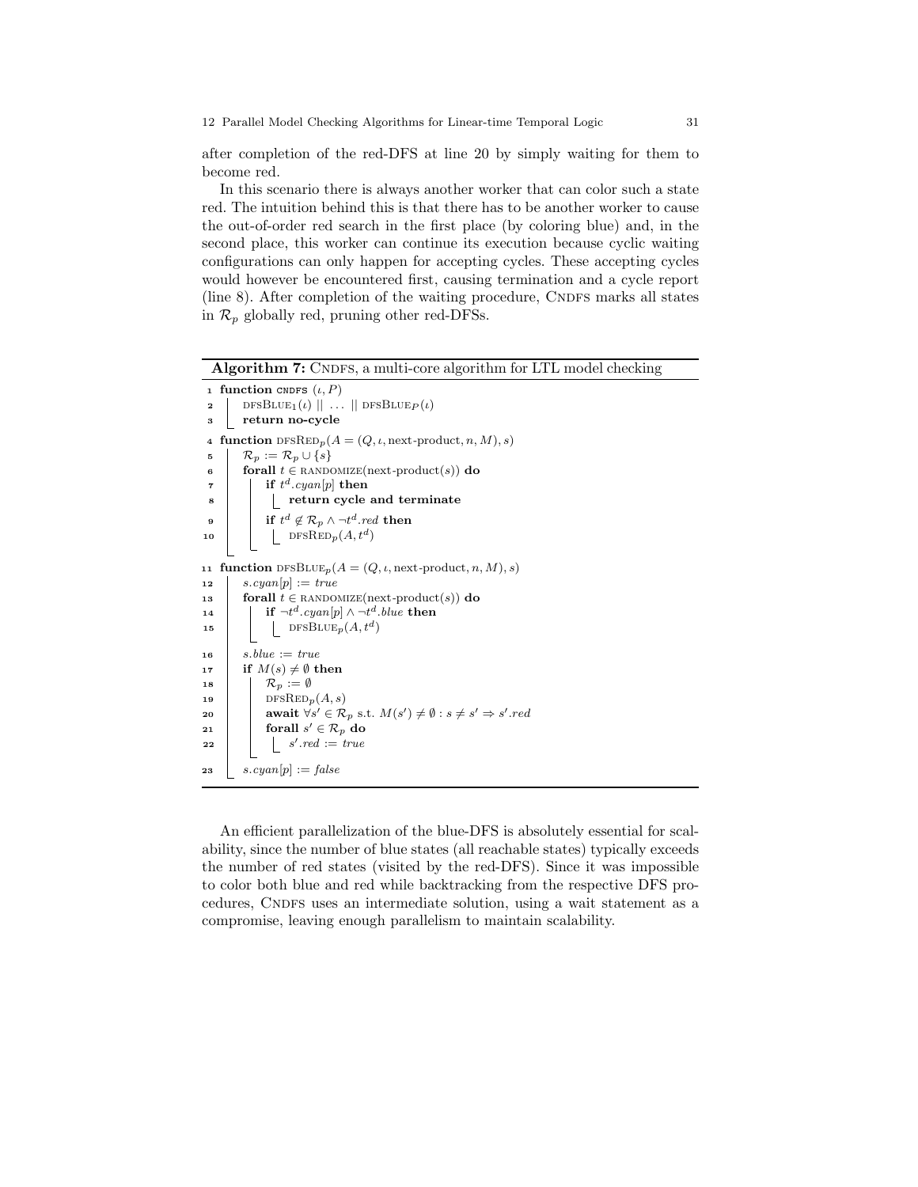after completion of the red-DFS at line 20 by simply waiting for them to become red.

In this scenario there is always another worker that can color such a state red. The intuition behind this is that there has to be another worker to cause the out-of-order red search in the first place (by coloring blue) and, in the second place, this worker can continue its execution because cyclic waiting configurations can only happen for accepting cycles. These accepting cycles would however be encountered first, causing termination and a cycle report (line 8). After completion of the waiting procedure, CNDFS marks all states in $\mathcal{R}_p$ globally red, pruning other red-DFSs.

**Algorithm 7:** CNDFS, a multi-core algorithm for LTL model checking

```
1  function CNDFS (ι, P)
2      DFSBLUE_1(ι) || ... || DFSBLUE_P(ι)
3      return no-cycle
4  function DFSRED_p(A = (Q, ι, next-product, n, M), s)
5      R_p := R_p ∪ {s}
6      forall t ∈ RANDOMIZE(next-product(s)) do
7          if t^d.cyan[p] then
8              return cycle and terminate
9          if t^d ∉ R_p ∧ ¬t^d.red then
10             DFSRED_p(A, t^d)
11 function DFSBLUE_p(A = (Q, ι, next-product, n, M), s)
12     s.cyan[p] := true
13     forall t ∈ RANDOMIZE(next-product(s)) do
14         if ¬t^d.cyan[p] ∧ ¬t^d.blue then
15             DFSBLUE_p(A, t^d)
16     s.blue := true
17     if M(s) ≠ ∅ then
18         R_p := ∅
19         DFSRED_p(A, s)
20         await ∀s' ∈ R_p s.t. M(s') ≠ ∅ : s ≠ s' ⇒ s'.red
21         forall s' ∈ R_p do
22             s'.red := true
23     s.cyan[p] := false
```

An efficient parallelization of the blue-DFS is absolutely essential for scalability, since the number of blue states (all reachable states) typically exceeds the number of red states (visited by the red-DFS). Since it was impossible to color both blue and red while backtracking from the respective DFS procedures, CNDFS uses an intermediate solution, using a wait statement as a compromise, leaving enough parallelism to maintain scalability.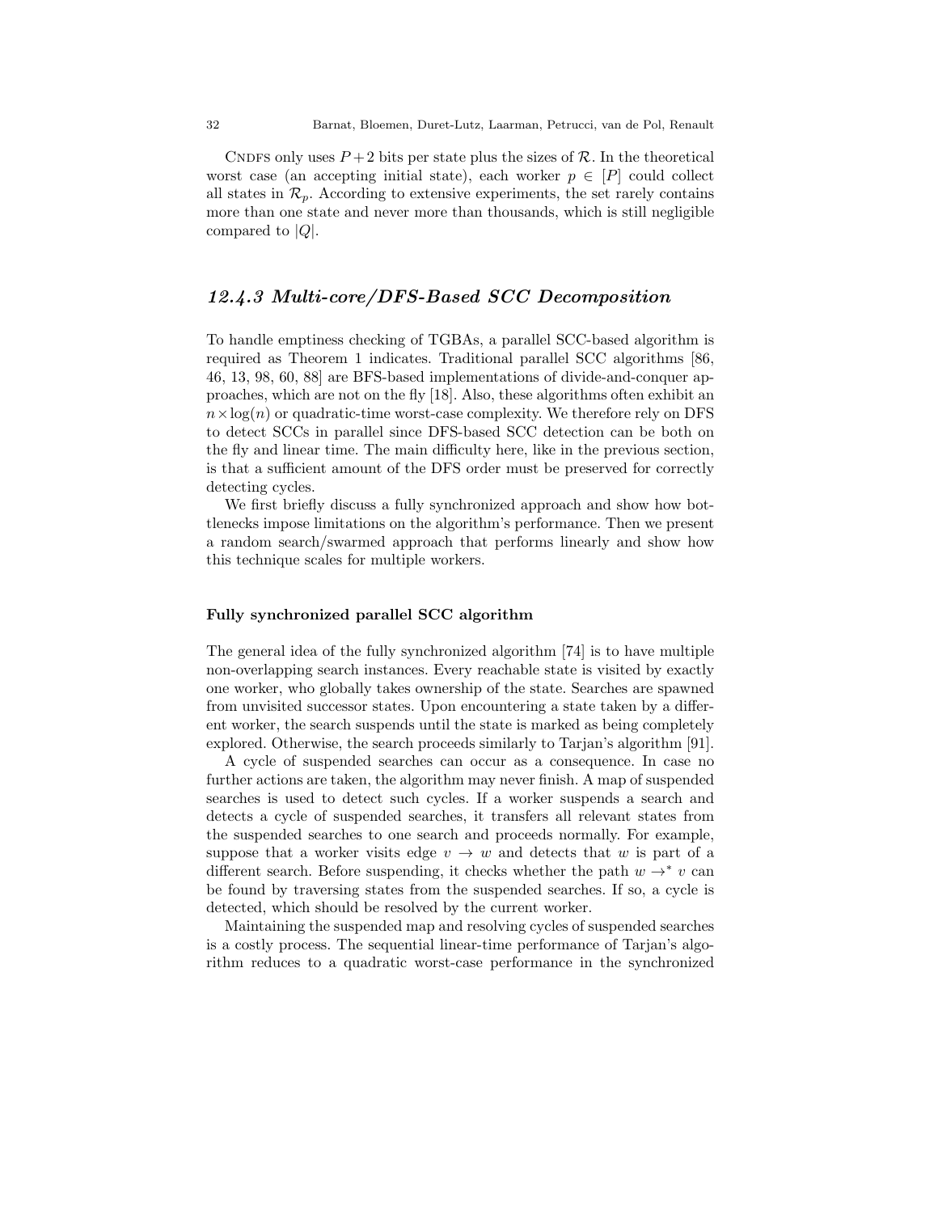CNDFS only uses $P+2$ bits per state plus the sizes of $\mathcal{R}$. In the theoretical worst case (an accepting initial state), each worker $p \in [P]$ could collect all states in $\mathcal{R}_p$. According to extensive experiments, the set rarely contains more than one state and never more than thousands, which is still negligible compared to $|Q|$.

### *12.4.3 Multi-core/DFS-Based SCC Decomposition*

To handle emptiness checking of TGBAs, a parallel SCC-based algorithm is required as Theorem 1 indicates. Traditional parallel SCC algorithms [86, 46, 13, 98, 60, 88] are BFS-based implementations of divide-and-conquer approaches, which are not on the fly [18]. Also, these algorithms often exhibit an $n \times \log(n)$ or quadratic-time worst-case complexity. We therefore rely on DFS to detect SCCs in parallel since DFS-based SCC detection can be both on the fly and linear time. The main difficulty here, like in the previous section, is that a sufficient amount of the DFS order must be preserved for correctly detecting cycles.

We first briefly discuss a fully synchronized approach and show how bottlenecks impose limitations on the algorithm's performance. Then we present a random search/swarmed approach that performs linearly and show how this technique scales for multiple workers.

#### Fully synchronized parallel SCC algorithm

The general idea of the fully synchronized algorithm [74] is to have multiple non-overlapping search instances. Every reachable state is visited by exactly one worker, who globally takes ownership of the state. Searches are spawned from unvisited successor states. Upon encountering a state taken by a different worker, the search suspends until the state is marked as being completely explored. Otherwise, the search proceeds similarly to Tarjan's algorithm [91].

A cycle of suspended searches can occur as a consequence. In case no further actions are taken, the algorithm may never finish. A map of suspended searches is used to detect such cycles. If a worker suspends a search and detects a cycle of suspended searches, it transfers all relevant states from the suspended searches to one search and proceeds normally. For example, suppose that a worker visits edge $v \rightarrow w$ and detects that $w$ is part of a different search. Before suspending, it checks whether the path $w \rightarrow^* v$ can be found by traversing states from the suspended searches. If so, a cycle is detected, which should be resolved by the current worker.

Maintaining the suspended map and resolving cycles of suspended searches is a costly process. The sequential linear-time performance of Tarjan's algorithm reduces to a quadratic worst-case performance in the synchronized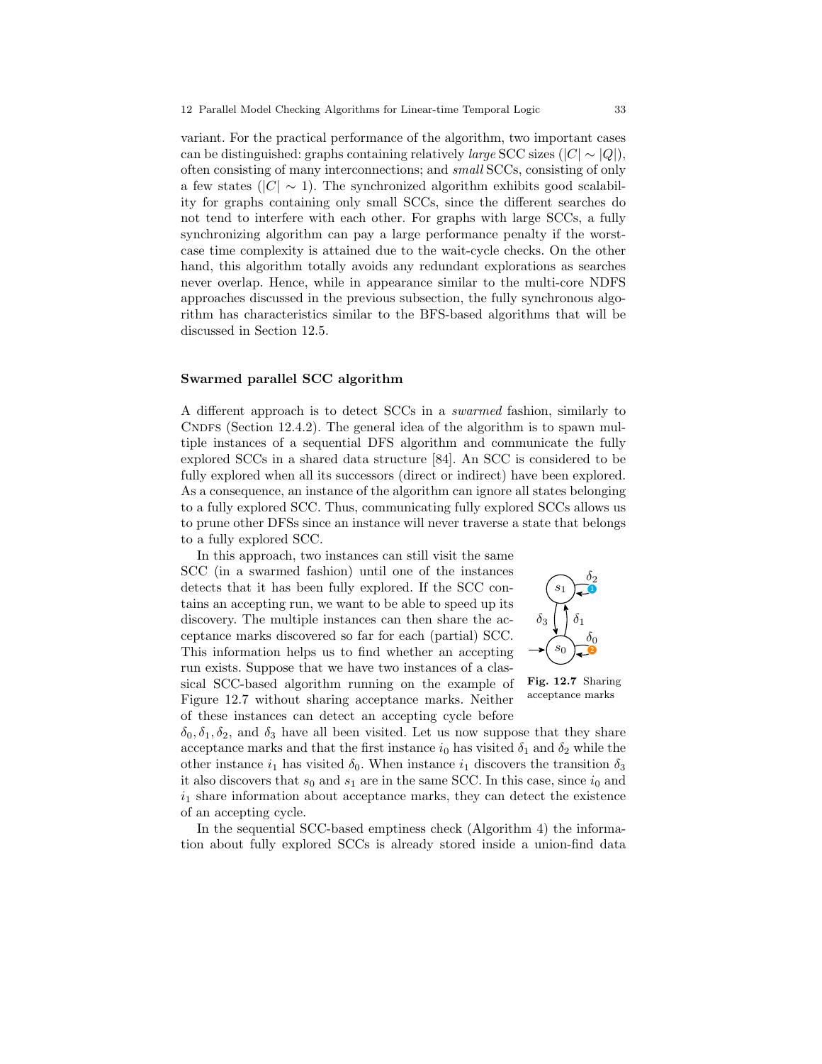variant. For the practical performance of the algorithm, two important cases can be distinguished: graphs containing relatively *large* SCC sizes ($|C| \sim |Q|$), often consisting of many interconnections; and *small* SCCs, consisting of only a few states ($|C| \sim 1$). The synchronized algorithm exhibits good scalability for graphs containing only small SCCs, since the different searches do not tend to interfere with each other. For graphs with large SCCs, a fully synchronizing algorithm can pay a large performance penalty if the worst-case time complexity is attained due to the wait-cycle checks. On the other hand, this algorithm totally avoids any redundant explorations as searches never overlap. Hence, while in appearance similar to the multi-core NDFS approaches discussed in the previous subsection, the fully synchronous algorithm has characteristics similar to the BFS-based algorithms that will be discussed in Section 12.5.

### Swarmed parallel SCC algorithm

A different approach is to detect SCCs in a *swarmed* fashion, similarly to CNDFS (Section 12.4.2). The general idea of the algorithm is to spawn multiple instances of a sequential DFS algorithm and communicate the fully explored SCCs in a shared data structure [84]. An SCC is considered to be fully explored when all its successors (direct or indirect) have been explored. As a consequence, an instance of the algorithm can ignore all states belonging to a fully explored SCC. Thus, communicating fully explored SCCs allows us to prune other DFSs since an instance will never traverse a state that belongs to a fully explored SCC.

In this approach, two instances can still visit the same SCC (in a swarmed fashion) until one of the instances detects that it has been fully explored. If the SCC contains an accepting run, we want to be able to speed up its discovery. The multiple instances can then share the acceptance marks discovered so far for each (partial) SCC. This information helps us to find whether an accepting run exists. Suppose that we have two instances of a classical SCC-based algorithm running on the example of Figure 12.7 without sharing acceptance marks. Neither of these instances can detect an accepting cycle before $\delta_0, \delta_1, \delta_2$, and $\delta_3$ have all been visited. Let us now suppose that they share acceptance marks and that the first instance $i_0$ has visited $\delta_1$ and $\delta_2$ while the other instance $i_1$ has visited $\delta_0$. When instance $i_1$ discovers the transition $\delta_3$ it also discovers that $s_0$ and $s_1$ are in the same SCC. In this case, since $i_0$ and $i_1$ share information about acceptance marks, they can detect the existence of an accepting cycle.

**Fig. 12.7** Sharing acceptance marks

In the sequential SCC-based emptiness check (Algorithm 4) the information about fully explored SCCs is already stored inside a union-find data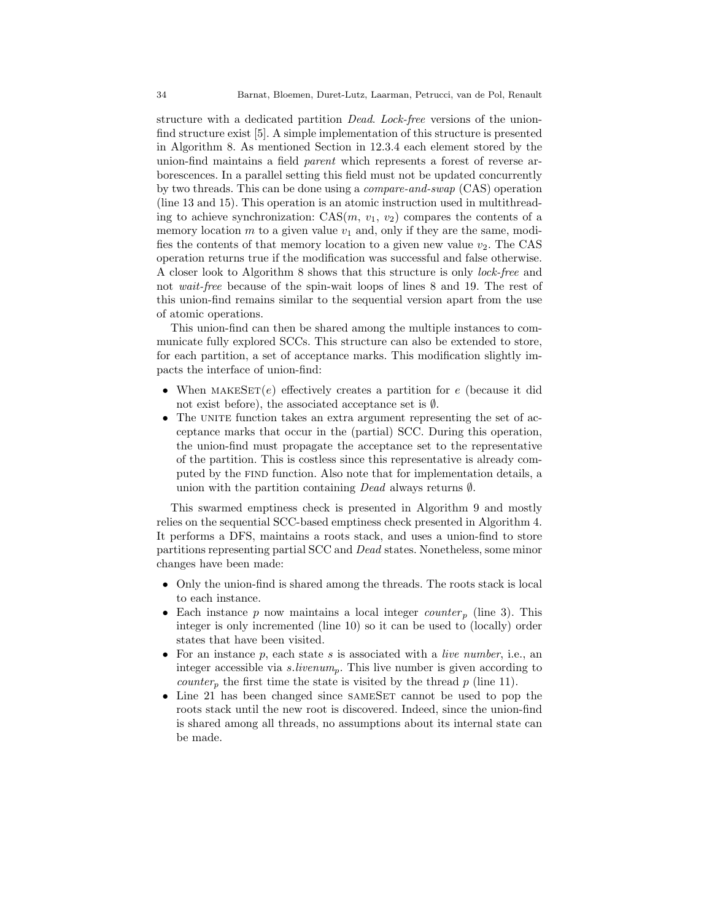structure with a dedicated partition *Dead*. *Lock-free* versions of the union-find structure exist [5]. A simple implementation of this structure is presented in Algorithm 8. As mentioned Section in 12.3.4 each element stored by the union-find maintains a field *parent* which represents a forest of reverse arborescences. In a parallel setting this field must not be updated concurrently by two threads. This can be done using a *compare-and-swap* (CAS) operation (line 13 and 15). This operation is an atomic instruction used in multithreading to achieve synchronization: CAS($m$, $v_1$, $v_2$) compares the contents of a memory location $m$ to a given value $v_1$ and, only if they are the same, modifies the contents of that memory location to a given new value $v_2$. The CAS operation returns true if the modification was successful and false otherwise. A closer look to Algorithm 8 shows that this structure is only *lock-free* and not *wait-free* because of the spin-wait loops of lines 8 and 19. The rest of this union-find remains similar to the sequential version apart from the use of atomic operations.

This union-find can then be shared among the multiple instances to communicate fully explored SCCs. This structure can also be extended to store, for each partition, a set of acceptance marks. This modification slightly impacts the interface of union-find:

- When MAKESET($e$) effectively creates a partition for $e$ (because it did not exist before), the associated acceptance set is $\emptyset$.
- The UNITE function takes an extra argument representing the set of acceptance marks that occur in the (partial) SCC. During this operation, the union-find must propagate the acceptance set to the representative of the partition. This is costless since this representative is already computed by the FIND function. Also note that for implementation details, a union with the partition containing *Dead* always returns $\emptyset$.

This swarmed emptiness check is presented in Algorithm 9 and mostly relies on the sequential SCC-based emptiness check presented in Algorithm 4. It performs a DFS, maintains a roots stack, and uses a union-find to store partitions representing partial SCC and *Dead* states. Nonetheless, some minor changes have been made:

- Only the union-find is shared among the threads. The roots stack is local to each instance.
- Each instance $p$ now maintains a local integer $counter_p$ (line 3). This integer is only incremented (line 10) so it can be used to (locally) order states that have been visited.
- For an instance $p$, each state $s$ is associated with a *live number*, i.e., an integer accessible via $s.livenum_p$. This live number is given according to $counter_p$ the first time the state is visited by the thread $p$ (line 11).
- Line 21 has been changed since SAMESET cannot be used to pop the roots stack until the new root is discovered. Indeed, since the union-find is shared among all threads, no assumptions about its internal state can be made.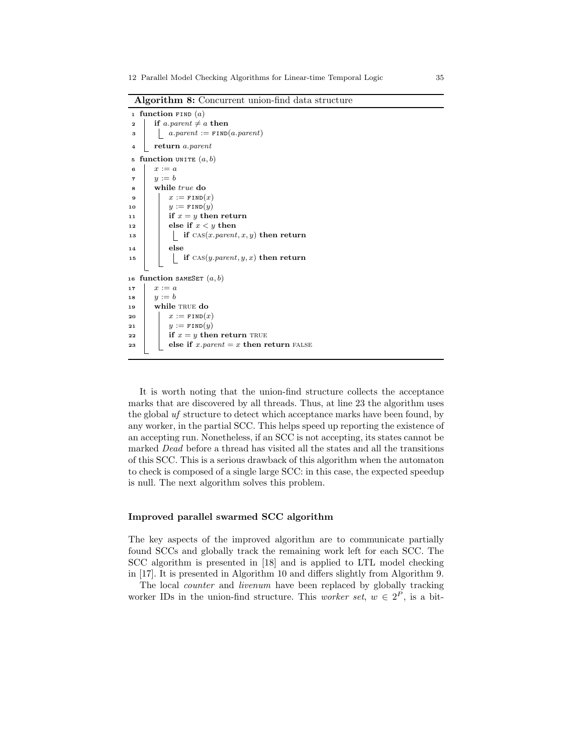**Algorithm 8:** Concurrent union-find data structure

```
1  function FIND (a)
2      if a.parent ≠ a then
3          a.parent := FIND(a.parent)
4      return a.parent
5  function UNITE (a, b)
6      x := a
7      y := b
8      while true do
9          x := FIND(x)
10         y := FIND(y)
11         if x = y then return
12         else if x < y then
13             if CAS(x.parent, x, y) then return
14         else
15             if CAS(y.parent, y, x) then return
16 function SAMESET (a, b)
17     x := a
18     y := b
19     while TRUE do
20         x := FIND(x)
21         y := FIND(y)
22         if x = y then return TRUE
23         else if x.parent = x then return FALSE
```

It is worth noting that the union-find structure collects the acceptance marks that are discovered by all threads. Thus, at line 23 the algorithm uses the global *uf* structure to detect which acceptance marks have been found, by any worker, in the partial SCC. This helps speed up reporting the existence of an accepting run. Nonetheless, if an SCC is not accepting, its states cannot be marked *Dead* before a thread has visited all the states and all the transitions of this SCC. This is a serious drawback of this algorithm when the automaton to check is composed of a single large SCC: in this case, the expected speedup is null. The next algorithm solves this problem.

### Improved parallel swarmed SCC algorithm

The key aspects of the improved algorithm are to communicate partially found SCCs and globally track the remaining work left for each SCC. The SCC algorithm is presented in [18] and is applied to LTL model checking in [17]. It is presented in Algorithm 10 and differs slightly from Algorithm 9.

The local *counter* and *livenum* have been replaced by globally tracking worker IDs in the union-find structure. This *worker set*, $w \in 2^P$, is a bit-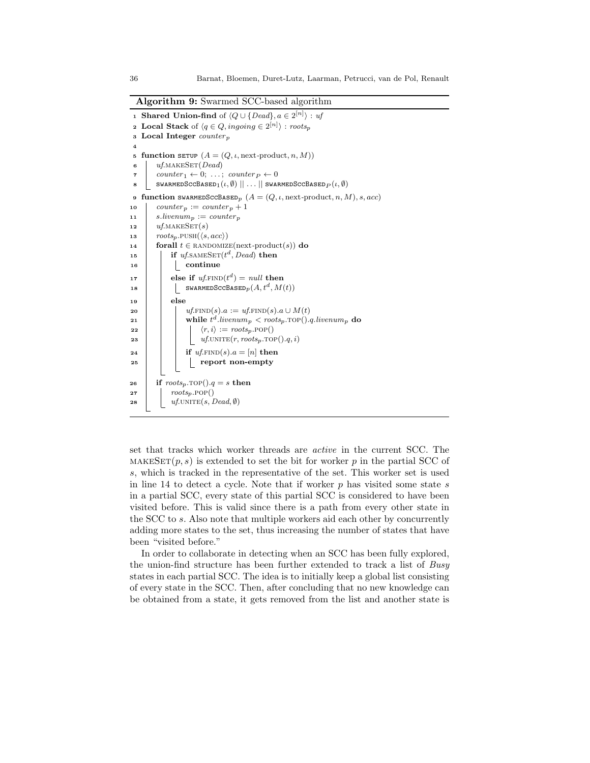**Algorithm 9:** Swarmed SCC-based algorithm

```
1  Shared Union-find of ⟨Q ∪ {Dead}, a ∈ 2^[n]⟩ : uf
2  Local Stack of ⟨q ∈ Q, ingoing ∈ 2^[n]⟩ : roots_p
3  Local Integer counter_p
4
5  function SETUP (A = (Q, ι, next-product, n, M))
6      uf.MAKESET(Dead)
7      counter_1 ← 0; ...; counter_P ← 0
8      SWARMEDSCCBASED_1(ι, ∅) || ... || SWARMEDSCCBASED_P(ι, ∅)
9  function SWARMEDSCCBASED_p (A = (Q, ι, next-product, n, M), s, acc)
10     counter_p := counter_p + 1
11     s.livenum_p := counter_p
12     uf.MAKESET(s)
13     roots_p.PUSH(⟨s, acc⟩)
14     forall t ∈ RANDOMIZE(next-product(s)) do
15         if uf.SAMESET(t^d, Dead) then
16             continue
17         else if uf.FIND(t^d) = null then
18             SWARMEDSCCBASED_p(A, t^d, M(t))
19         else
20             uf.FIND(s).a := uf.FIND(s).a ∪ M(t)
21             while t^d.livenum_p < roots_p.TOP().q.livenum_p do
22                 ⟨r, i⟩ := roots_p.POP()
23                 uf.UNITE(r, roots_p.TOP().q, i)
24             if uf.FIND(s).a = [n] then
25                 report non-empty
26     if roots_p.TOP().q = s then
27         roots_p.POP()
28         uf.UNITE(s, Dead, ∅)
```

set that tracks which worker threads are *active* in the current SCC. The MAKESET$(p, s)$ is extended to set the bit for worker $p$ in the partial SCC of $s$, which is tracked in the representative of the set. This worker set is used in line 14 to detect a cycle. Note that if worker $p$ has visited some state $s$ in a partial SCC, every state of this partial SCC is considered to have been visited before. This is valid since there is a path from every other state in the SCC to $s$. Also note that multiple workers aid each other by concurrently adding more states to the set, thus increasing the number of states that have been "visited before."

In order to collaborate in detecting when an SCC has been fully explored, the union-find structure has been further extended to track a list of *Busy* states in each partial SCC. The idea is to initially keep a global list consisting of every state in the SCC. Then, after concluding that no new knowledge can be obtained from a state, it gets removed from the list and another state is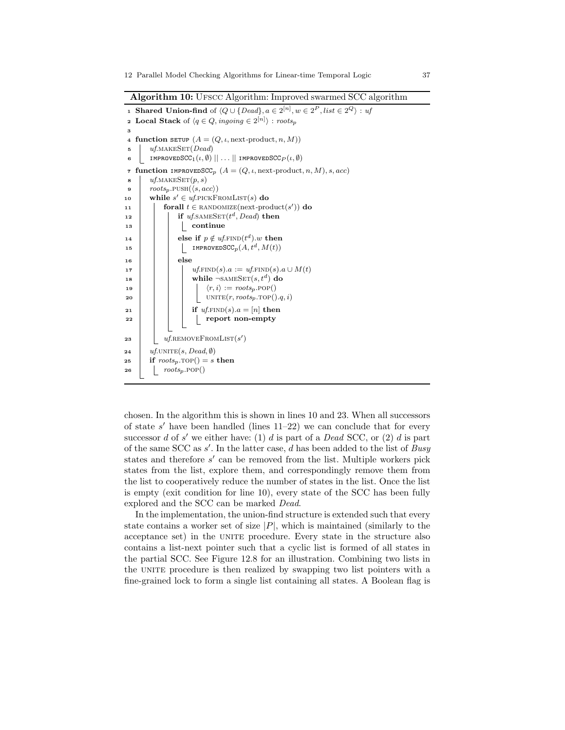**Algorithm 10:** UFSCC Algorithm: Improved swarmed SCC algorithm

```
1  Shared Union-find of ⟨Q ∪ {Dead}, a ∈ 2^[n], w ∈ 2^P, list ∈ 2^Q⟩ : uf
2  Local Stack of ⟨q ∈ Q, ingoing ∈ 2^[n]⟩ : roots_p
3
4  function SETUP (A = (Q, ι, next-product, n, M))
5  |   uf.MAKESET(Dead)
6  |   IMPROVEDSCC_1(ι, ∅) || ... || IMPROVEDSCC_P(ι, ∅)
7  function IMPROVEDSCC_p (A = (Q, ι, next-product, n, M), s, acc)
8  |   uf.MAKESET(p, s)
9  |   roots_p.PUSH(⟨s, acc⟩)
10 |   while s' ∈ uf.PICKFROMLIST(s) do
11 |   |   forall t ∈ RANDOMIZE(next-product(s')) do
12 |   |   |   if uf.SAMESET(t^d, Dead) then
13 |   |   |   |   continue
14 |   |   |   else if p ∉ uf.FIND(t^d).w then
15 |   |   |   |   IMPROVEDSCC_p(A, t^d, M(t))
16 |   |   |   else
17 |   |   |   |   uf.FIND(s).a := uf.FIND(s).a ∪ M(t)
18 |   |   |   |   while ¬SAMESET(s, t^d) do
19 |   |   |   |   |   ⟨r, i⟩ := roots_p.POP()
20 |   |   |   |   |   UNITE(r, roots_p.TOP().q, i)
21 |   |   |   |   if uf.FIND(s).a = [n] then
22 |   |   |   |   |   report non-empty
23 |   |   uf.REMOVEFROMLIST(s')
24 |   uf.UNITE(s, Dead, ∅)
25 |   if roots_p.TOP() = s then
26 |   |   roots_p.POP()
```

chosen. In the algorithm this is shown in lines 10 and 23. When all successors of state $s'$ have been handled (lines 11–22) we can conclude that for every successor $d$ of $s'$ we either have: (1) $d$ is part of a *Dead* SCC, or (2) $d$ is part of the same SCC as $s'$. In the latter case, $d$ has been added to the list of *Busy* states and therefore $s'$ can be removed from the list. Multiple workers pick states from the list, explore them, and correspondingly remove them from the list to cooperatively reduce the number of states in the list. Once the list is empty (exit condition for line 10), every state of the SCC has been fully explored and the SCC can be marked *Dead*.

In the implementation, the union-find structure is extended such that every state contains a worker set of size $|P|$, which is maintained (similarly to the acceptance set) in the UNITE procedure. Every state in the structure also contains a list-next pointer such that a cyclic list is formed of all states in the partial SCC. See Figure 12.8 for an illustration. Combining two lists in the UNITE procedure is then realized by swapping two list pointers with a fine-grained lock to form a single list containing all states. A Boolean flag is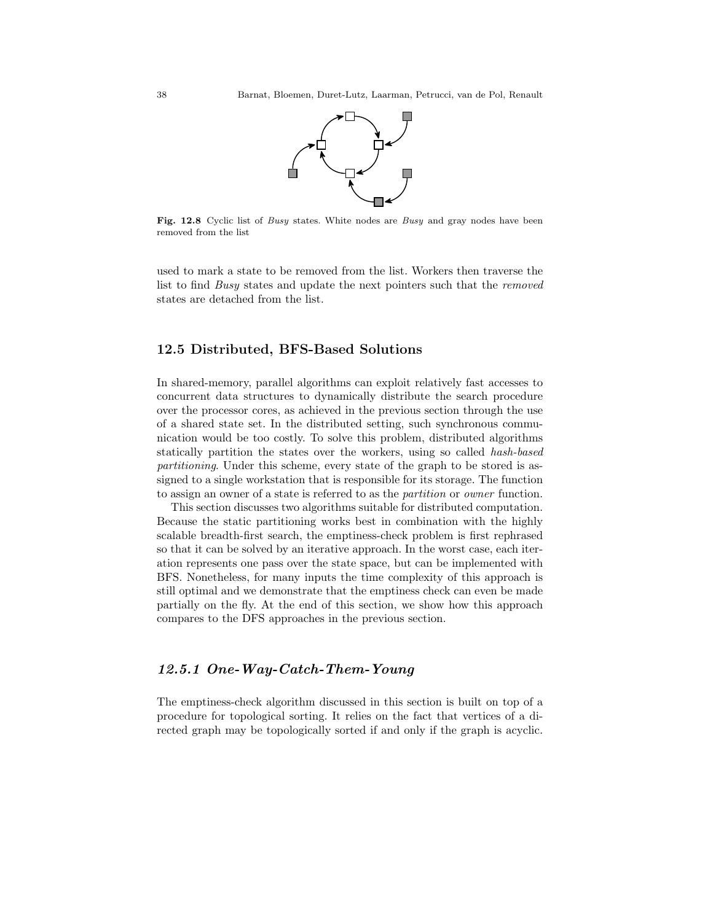Fig. 12.8 Cyclic list of *Busy* states. White nodes are *Busy* and gray nodes have been removed from the list

used to mark a state to be removed from the list. Workers then traverse the list to find *Busy* states and update the next pointers such that the *removed* states are detached from the list.

## 12.5 Distributed, BFS-Based Solutions

In shared-memory, parallel algorithms can exploit relatively fast accesses to concurrent data structures to dynamically distribute the search procedure over the processor cores, as achieved in the previous section through the use of a shared state set. In the distributed setting, such synchronous communication would be too costly. To solve this problem, distributed algorithms statically partition the states over the workers, using so called *hash-based partitioning*. Under this scheme, every state of the graph to be stored is assigned to a single workstation that is responsible for its storage. The function to assign an owner of a state is referred to as the *partition* or *owner* function.

This section discusses two algorithms suitable for distributed computation. Because the static partitioning works best in combination with the highly scalable breadth-first search, the emptiness-check problem is first rephrased so that it can be solved by an iterative approach. In the worst case, each iteration represents one pass over the state space, but can be implemented with BFS. Nonetheless, for many inputs the time complexity of this approach is still optimal and we demonstrate that the emptiness check can even be made partially on the fly. At the end of this section, we show how this approach compares to the DFS approaches in the previous section.

### *12.5.1 One-Way-Catch-Them-Young*

The emptiness-check algorithm discussed in this section is built on top of a procedure for topological sorting. It relies on the fact that vertices of a directed graph may be topologically sorted if and only if the graph is acyclic.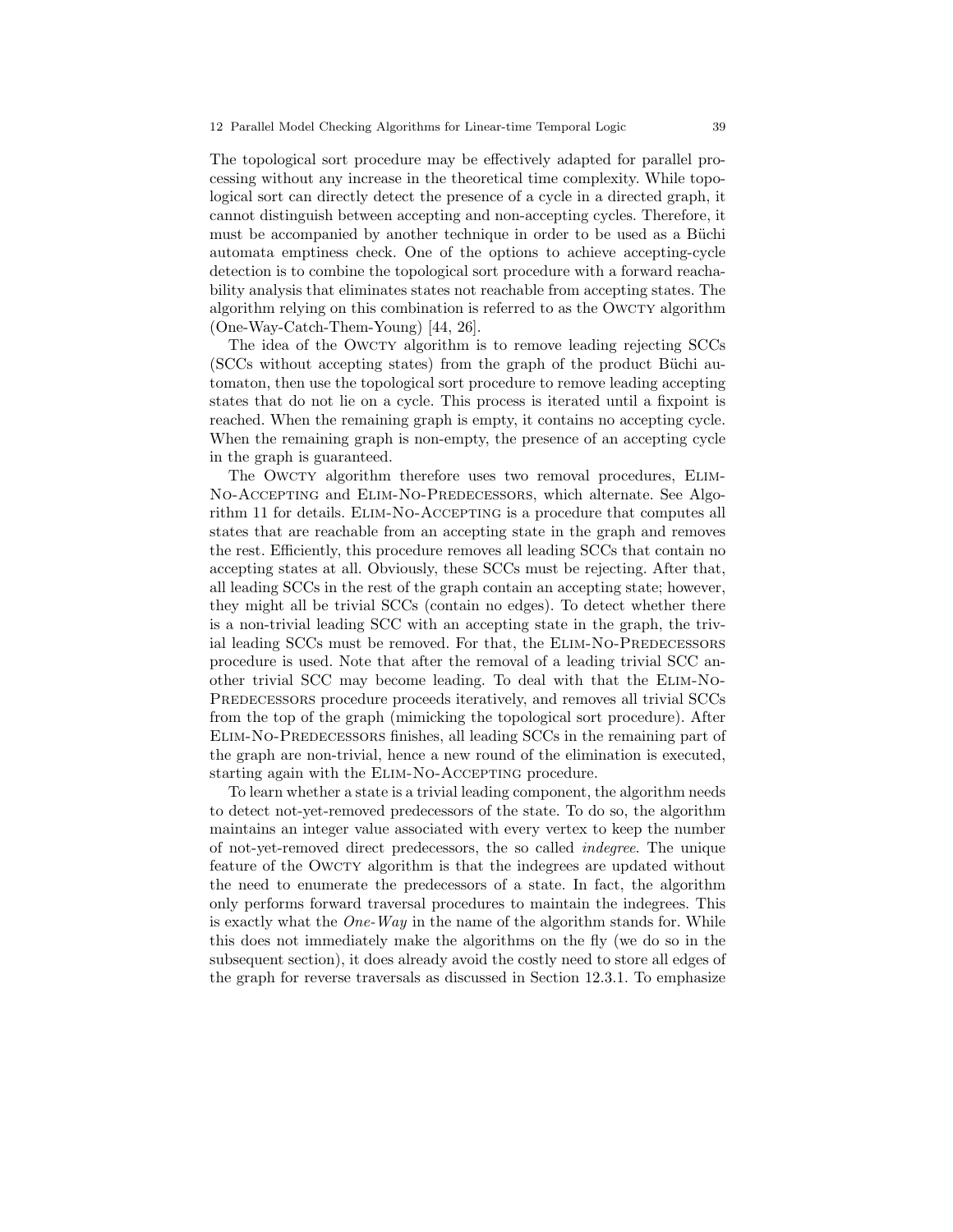The topological sort procedure may be effectively adapted for parallel processing without any increase in the theoretical time complexity. While topological sort can directly detect the presence of a cycle in a directed graph, it cannot distinguish between accepting and non-accepting cycles. Therefore, it must be accompanied by another technique in order to be used as a Büchi automata emptiness check. One of the options to achieve accepting-cycle detection is to combine the topological sort procedure with a forward reachability analysis that eliminates states not reachable from accepting states. The algorithm relying on this combination is referred to as the OWCTY algorithm (One-Way-Catch-Them-Young) [44, 26].

The idea of the OWCTY algorithm is to remove leading rejecting SCCs (SCCs without accepting states) from the graph of the product Büchi automaton, then use the topological sort procedure to remove leading accepting states that do not lie on a cycle. This process is iterated until a fixpoint is reached. When the remaining graph is empty, it contains no accepting cycle. When the remaining graph is non-empty, the presence of an accepting cycle in the graph is guaranteed.

The OWCTY algorithm therefore uses two removal procedures, ELIM-NO-ACCEPTING and ELIM-NO-PREDECESSORS, which alternate. See Algorithm 11 for details. ELIM-NO-ACCEPTING is a procedure that computes all states that are reachable from an accepting state in the graph and removes the rest. Efficiently, this procedure removes all leading SCCs that contain no accepting states at all. Obviously, these SCCs must be rejecting. After that, all leading SCCs in the rest of the graph contain an accepting state; however, they might all be trivial SCCs (contain no edges). To detect whether there is a non-trivial leading SCC with an accepting state in the graph, the trivial leading SCCs must be removed. For that, the ELIM-NO-PREDECESSORS procedure is used. Note that after the removal of a leading trivial SCC another trivial SCC may become leading. To deal with that the ELIM-NO-PREDECESSORS procedure proceeds iteratively, and removes all trivial SCCs from the top of the graph (mimicking the topological sort procedure). After ELIM-NO-PREDECESSORS finishes, all leading SCCs in the remaining part of the graph are non-trivial, hence a new round of the elimination is executed, starting again with the ELIM-NO-ACCEPTING procedure.

To learn whether a state is a trivial leading component, the algorithm needs to detect not-yet-removed predecessors of the state. To do so, the algorithm maintains an integer value associated with every vertex to keep the number of not-yet-removed direct predecessors, the so called *indegree*. The unique feature of the OWCTY algorithm is that the indegrees are updated without the need to enumerate the predecessors of a state. In fact, the algorithm only performs forward traversal procedures to maintain the indegrees. This is exactly what the *One-Way* in the name of the algorithm stands for. While this does not immediately make the algorithms on the fly (we do so in the subsequent section), it does already avoid the costly need to store all edges of the graph for reverse traversals as discussed in Section 12.3.1. To emphasize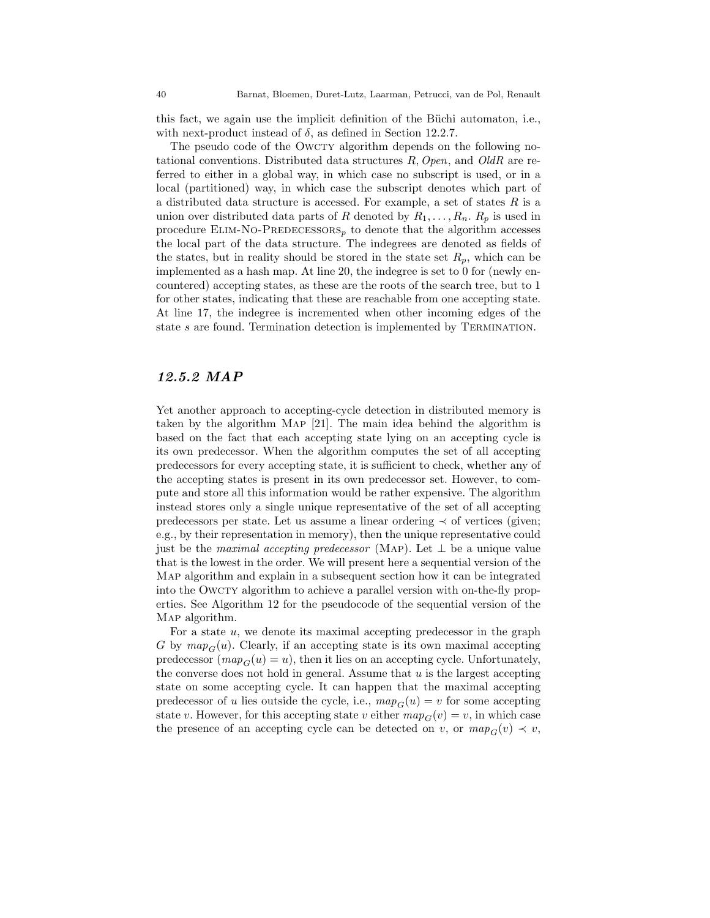this fact, we again use the implicit definition of the Büchi automaton, i.e., with next-product instead of $\delta$, as defined in Section 12.2.7.

The pseudo code of the OWCTY algorithm depends on the following notational conventions. Distributed data structures $R$, *Open*, and *OldR* are referred to either in a global way, in which case no subscript is used, or in a local (partitioned) way, in which case the subscript denotes which part of a distributed data structure is accessed. For example, a set of states $R$ is a union over distributed data parts of $R$ denoted by $R_1, \ldots, R_n$. $R_p$ is used in procedure ELIM-NO-PREDECESSORS$_p$ to denote that the algorithm accesses the local part of the data structure. The indegrees are denoted as fields of the states, but in reality should be stored in the state set $R_p$, which can be implemented as a hash map. At line 20, the indegree is set to 0 for (newly encountered) accepting states, as these are the roots of the search tree, but to 1 for other states, indicating that these are reachable from one accepting state. At line 17, the indegree is incremented when other incoming edges of the state $s$ are found. Termination detection is implemented by TERMINATION.

### *12.5.2 MAP*

Yet another approach to accepting-cycle detection in distributed memory is taken by the algorithm MAP [21]. The main idea behind the algorithm is based on the fact that each accepting state lying on an accepting cycle is its own predecessor. When the algorithm computes the set of all accepting predecessors for every accepting state, it is sufficient to check, whether any of the accepting states is present in its own predecessor set. However, to compute and store all this information would be rather expensive. The algorithm instead stores only a single unique representative of the set of all accepting predecessors per state. Let us assume a linear ordering $\prec$ of vertices (given; e.g., by their representation in memory), then the unique representative could just be the *maximal accepting predecessor* (MAP). Let $\perp$ be a unique value that is the lowest in the order. We will present here a sequential version of the MAP algorithm and explain in a subsequent section how it can be integrated into the OWCTY algorithm to achieve a parallel version with on-the-fly properties. See Algorithm 12 for the pseudocode of the sequential version of the MAP algorithm.

For a state $u$, we denote its maximal accepting predecessor in the graph $G$ by $map_G(u)$. Clearly, if an accepting state is its own maximal accepting predecessor ($map_G(u) = u$), then it lies on an accepting cycle. Unfortunately, the converse does not hold in general. Assume that $u$ is the largest accepting state on some accepting cycle. It can happen that the maximal accepting predecessor of $u$ lies outside the cycle, i.e., $map_G(u) = v$ for some accepting state $v$. However, for this accepting state $v$ either $map_G(v) = v$, in which case the presence of an accepting cycle can be detected on $v$, or $map_G(v) \prec v$,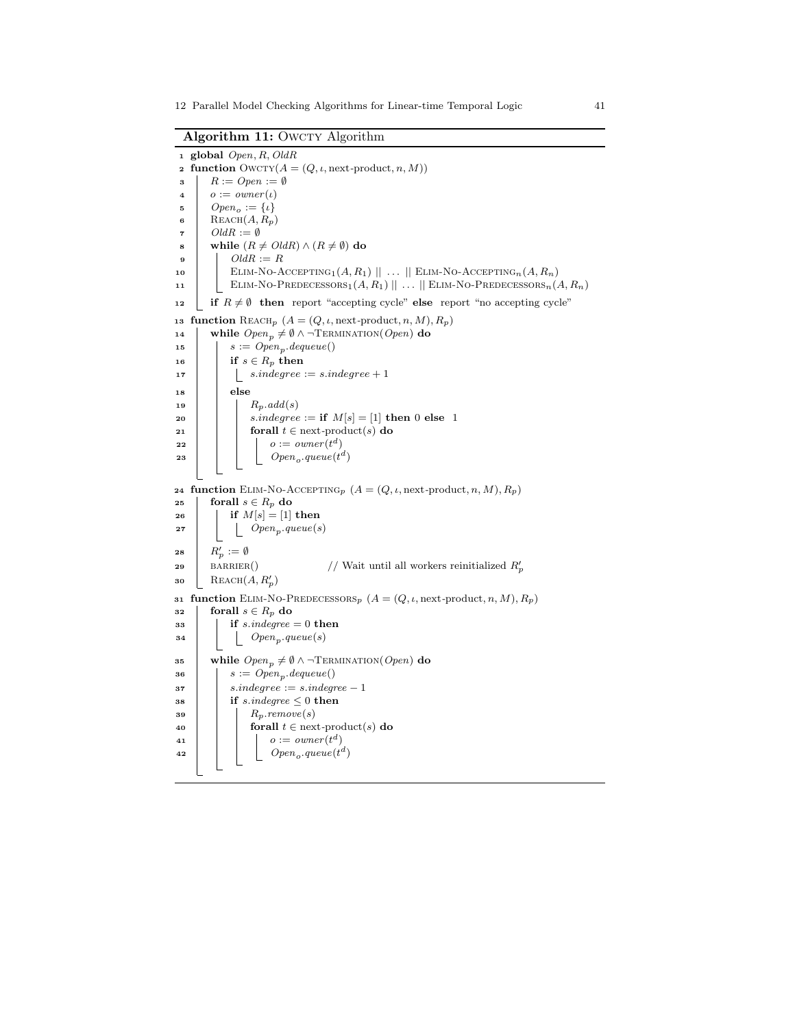**Algorithm 11:** OWCTY Algorithm

```
1  global Open, R, OldR
2  function OWCTY(A = (Q, ι, next-product, n, M))
3      R := Open := ∅
4      o := owner(ι)
5      Open_o := {ι}
6      REACH(A, R_p)
7      OldR := ∅
8      while (R ≠ OldR) ∧ (R ≠ ∅) do
9          OldR := R
10         ELIM-NO-ACCEPTING_1(A, R_1) || ... || ELIM-NO-ACCEPTING_n(A, R_n)
11         ELIM-NO-PREDECESSORS_1(A, R_1) || ... || ELIM-NO-PREDECESSORS_n(A, R_n)
12     if R ≠ ∅ then report "accepting cycle" else report "no accepting cycle"
13 function REACH_p (A = (Q, ι, next-product, n, M), R_p)
14     while Open_p ≠ ∅ ∧ ¬TERMINATION(Open) do
15         s := Open_p.dequeue()
16         if s ∈ R_p then
17             s.indegree := s.indegree + 1
18         else
19             R_p.add(s)
20             s.indegree := if M[s] = [1] then 0 else 1
21             forall t ∈ next-product(s) do
22                 o := owner(t^d)
23                 Open_o.queue(t^d)
24 function ELIM-NO-ACCEPTING_p (A = (Q, ι, next-product, n, M), R_p)
25     forall s ∈ R_p do
26         if M[s] = [1] then
27             Open_p.queue(s)
28     R'_p := ∅
29     BARRIER()                // Wait until all workers reinitialized R'_p
30     REACH(A, R'_p)
31 function ELIM-NO-PREDECESSORS_p (A = (Q, ι, next-product, n, M), R_p)
32     forall s ∈ R_p do
33         if s.indegree = 0 then
34             Open_p.queue(s)
35     while Open_p ≠ ∅ ∧ ¬TERMINATION(Open) do
36         s := Open_p.dequeue()
37         s.indegree := s.indegree − 1
38         if s.indegree ≤ 0 then
39             R_p.remove(s)
40             forall t ∈ next-product(s) do
41                 o := owner(t^d)
42                 Open_o.queue(t^d)
```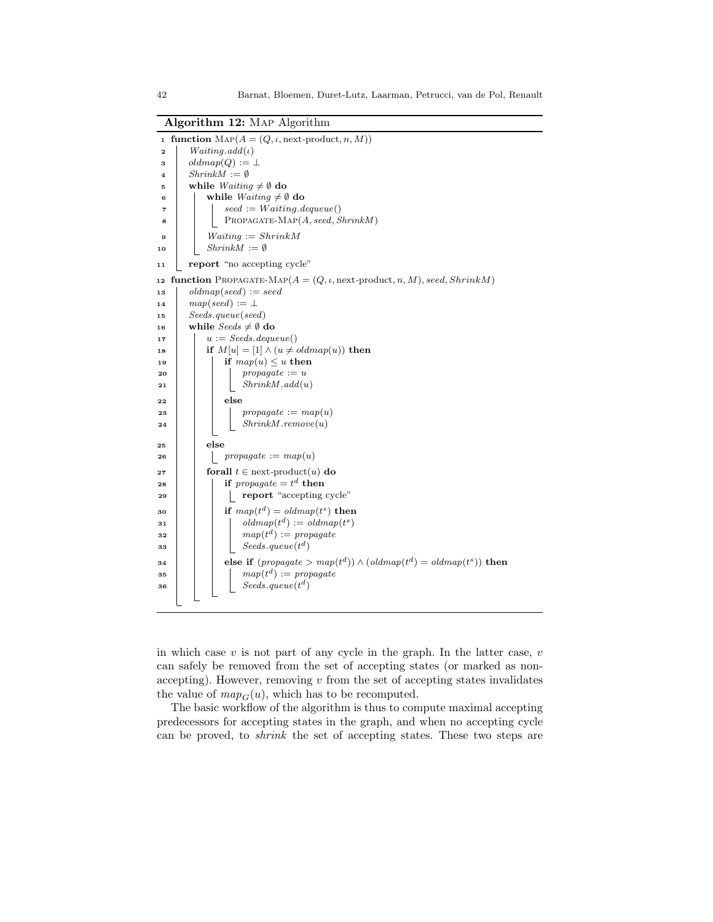**Algorithm 12:** Map Algorithm

```
1  function MAP(A = (Q, ι, next-product, n, M))
2      Waiting.add(ι)
3      oldmap(Q) := ⊥
4      ShrinkM := ∅
5      while Waiting ≠ ∅ do
6          while Waiting ≠ ∅ do
7              seed := Waiting.dequeue()
8              PROPAGATE-MAP(A, seed, ShrinkM)
9          Waiting := ShrinkM
10         ShrinkM := ∅
11     report "no accepting cycle"
12 function PROPAGATE-MAP(A = (Q, ι, next-product, n, M), seed, ShrinkM)
13     oldmap(seed) := seed
14     map(seed) := ⊥
15     Seeds.queue(seed)
16     while Seeds ≠ ∅ do
17         u := Seeds.dequeue()
18         if M[u] = [1] ∧ (u ≠ oldmap(u)) then
19             if map(u) ≤ u then
20                 propagate := u
21                 ShrinkM.add(u)
22             else
23                 propagate := map(u)
24                 ShrinkM.remove(u)
25         else
26             propagate := map(u)
27         forall t ∈ next-product(u) do
28             if propagate = t^d then
29                 report "accepting cycle"
30             if map(t^d) = oldmap(t^s) then
31                 oldmap(t^d) := oldmap(t^s)
32                 map(t^d) := propagate
33                 Seeds.queue(t^d)
34             else if (propagate > map(t^d)) ∧ (oldmap(t^d) = oldmap(t^s)) then
35                 map(t^d) := propagate
36                 Seeds.queue(t^d)
```

in which case $v$ is not part of any cycle in the graph. In the latter case, $v$ can safely be removed from the set of accepting states (or marked as non-accepting). However, removing $v$ from the set of accepting states invalidates the value of $map_G(u)$, which has to be recomputed.

The basic workflow of the algorithm is thus to compute maximal accepting predecessors for accepting states in the graph, and when no accepting cycle can be proved, to *shrink* the set of accepting states. These two steps are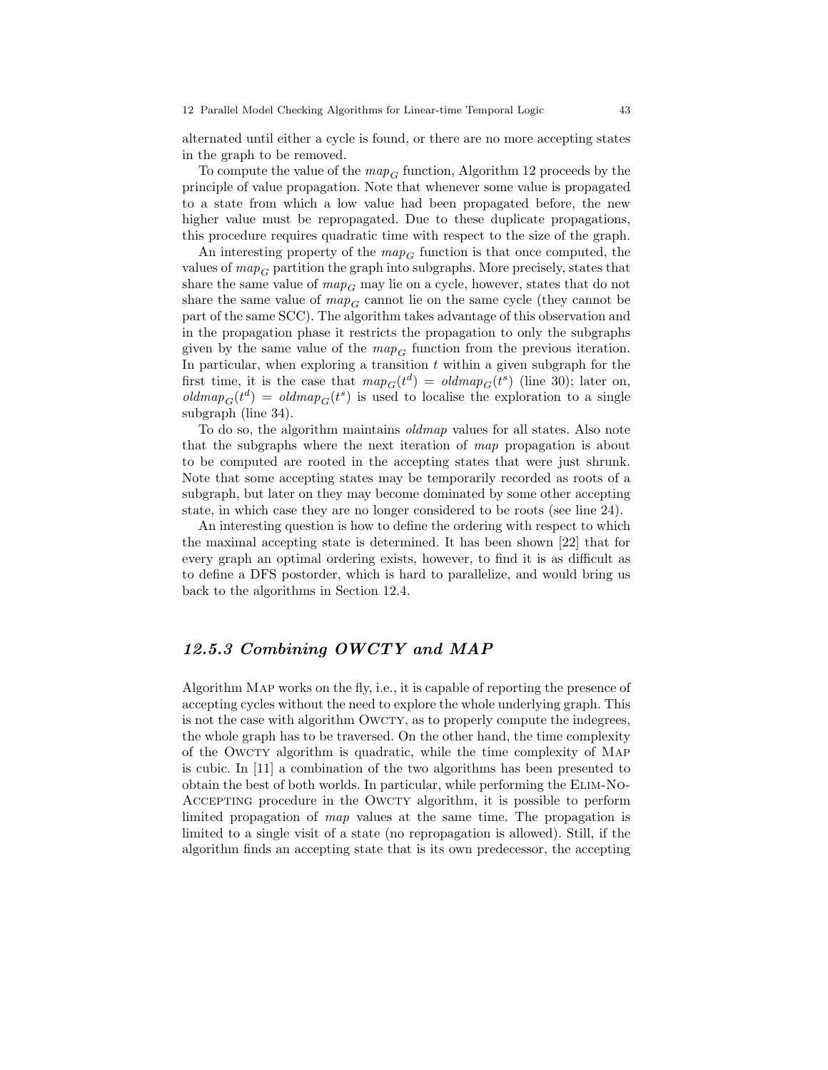alternated until either a cycle is found, or there are no more accepting states in the graph to be removed.

To compute the value of the $map_G$ function, Algorithm 12 proceeds by the principle of value propagation. Note that whenever some value is propagated to a state from which a low value had been propagated before, the new higher value must be repropagated. Due to these duplicate propagations, this procedure requires quadratic time with respect to the size of the graph.

An interesting property of the $map_G$ function is that once computed, the values of $map_G$ partition the graph into subgraphs. More precisely, states that share the same value of $map_G$ may lie on a cycle, however, states that do not share the same value of $map_G$ cannot lie on the same cycle (they cannot be part of the same SCC). The algorithm takes advantage of this observation and in the propagation phase it restricts the propagation to only the subgraphs given by the same value of the $map_G$ function from the previous iteration. In particular, when exploring a transition $t$ within a given subgraph for the first time, it is the case that $map_G(t^d) = oldmap_G(t^s)$ (line 30); later on, $oldmap_G(t^d) = oldmap_G(t^s)$ is used to localise the exploration to a single subgraph (line 34).

To do so, the algorithm maintains *oldmap* values for all states. Also note that the subgraphs where the next iteration of *map* propagation is about to be computed are rooted in the accepting states that were just shrunk. Note that some accepting states may be temporarily recorded as roots of a subgraph, but later on they may become dominated by some other accepting state, in which case they are no longer considered to be roots (see line 24).

An interesting question is how to define the ordering with respect to which the maximal accepting state is determined. It has been shown [22] that for every graph an optimal ordering exists, however, to find it is as difficult as to define a DFS postorder, which is hard to parallelize, and would bring us back to the algorithms in Section 12.4.

### 12.5.3 Combining OWCTY and MAP

Algorithm Map works on the fly, i.e., it is capable of reporting the presence of accepting cycles without the need to explore the whole underlying graph. This is not the case with algorithm Owcty, as to properly compute the indegrees, the whole graph has to be traversed. On the other hand, the time complexity of the Owcty algorithm is quadratic, while the time complexity of Map is cubic. In [11] a combination of the two algorithms has been presented to obtain the best of both worlds. In particular, while performing the Elim-No-Accepting procedure in the Owcty algorithm, it is possible to perform limited propagation of *map* values at the same time. The propagation is limited to a single visit of a state (no repropagation is allowed). Still, if the algorithm finds an accepting state that is its own predecessor, the accepting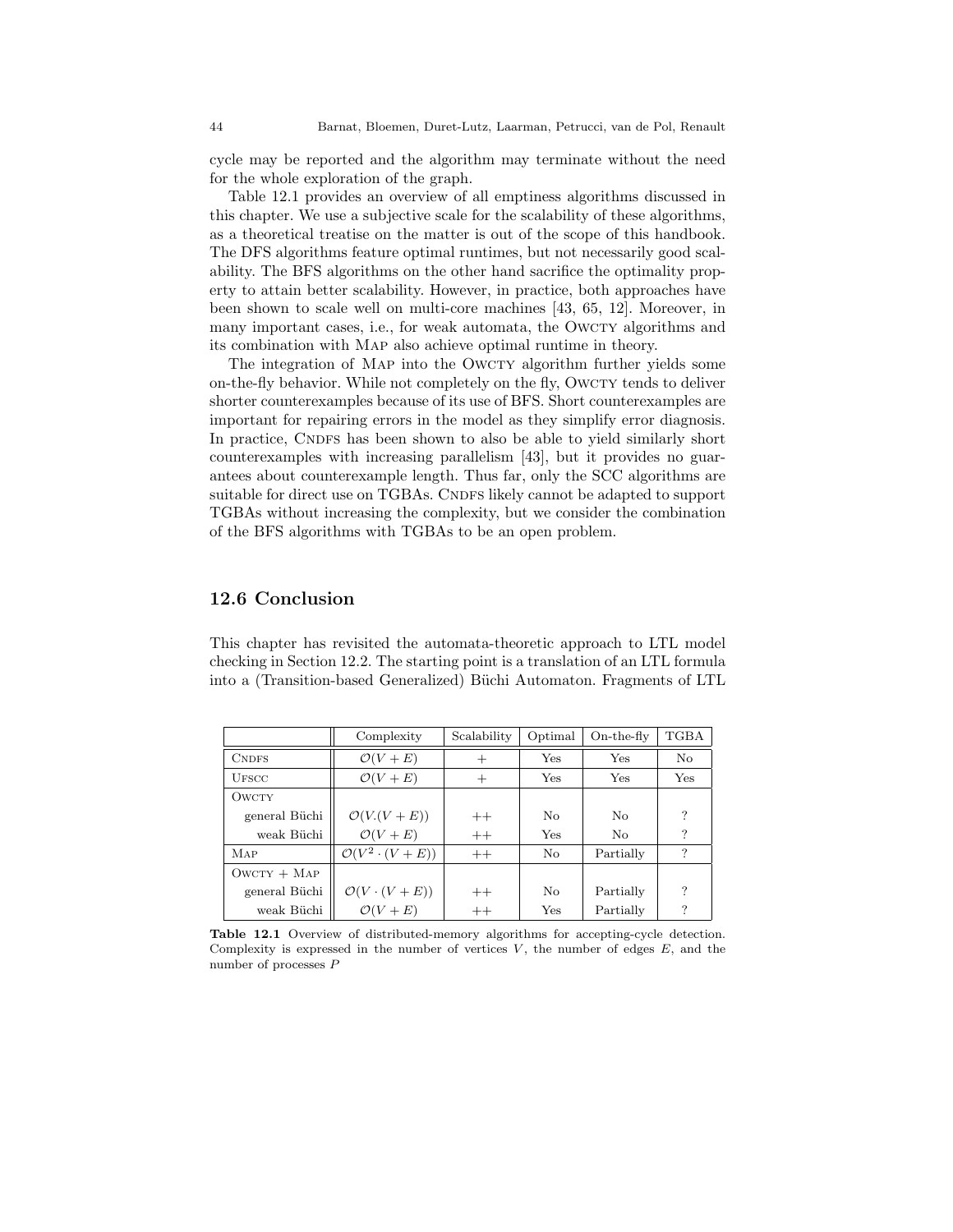cycle may be reported and the algorithm may terminate without the need for the whole exploration of the graph.

Table 12.1 provides an overview of all emptiness algorithms discussed in this chapter. We use a subjective scale for the scalability of these algorithms, as a theoretical treatise on the matter is out of the scope of this handbook. The DFS algorithms feature optimal runtimes, but not necessarily good scalability. The BFS algorithms on the other hand sacrifice the optimality property to attain better scalability. However, in practice, both approaches have been shown to scale well on multi-core machines [43, 65, 12]. Moreover, in many important cases, i.e., for weak automata, the OWCTY algorithms and its combination with MAP also achieve optimal runtime in theory.

The integration of MAP into the OWCTY algorithm further yields some on-the-fly behavior. While not completely on the fly, OWCTY tends to deliver shorter counterexamples because of its use of BFS. Short counterexamples are important for repairing errors in the model as they simplify error diagnosis. In practice, CNDFS has been shown to also be able to yield similarly short counterexamples with increasing parallelism [43], but it provides no guarantees about counterexample length. Thus far, only the SCC algorithms are suitable for direct use on TGBAs. CNDFS likely cannot be adapted to support TGBAs without increasing the complexity, but we consider the combination of the BFS algorithms with TGBAs to be an open problem.

## 12.6 Conclusion

This chapter has revisited the automata-theoretic approach to LTL model checking in Section 12.2. The starting point is a translation of an LTL formula into a (Transition-based Generalized) Büchi Automaton. Fragments of LTL

| | Complexity | Scalability | Optimal | On-the-fly | TGBA |
|---|---|---|---|---|---|
| CNDFS | $\mathcal{O}(V+E)$ | $+$ | Yes | Yes | No |
| UFSCC | $\mathcal{O}(V+E)$ | $+$ | Yes | Yes | Yes |
| OWCTY | | | | | |
| general Büchi | $\mathcal{O}(V.(V+E))$ | $++$ | No | No | ? |
| weak Büchi | $\mathcal{O}(V+E)$ | $++$ | Yes | No | ? |
| MAP | $\mathcal{O}(V^2 \cdot (V+E))$ | $++$ | No | Partially | ? |
| OWCTY + MAP | | | | | |
| general Büchi | $\mathcal{O}(V \cdot (V+E))$ | $++$ | No | Partially | ? |
| weak Büchi | $\mathcal{O}(V+E)$ | $++$ | Yes | Partially | ? |

**Table 12.1** Overview of distributed-memory algorithms for accepting-cycle detection. Complexity is expressed in the number of vertices $V$, the number of edges $E$, and the number of processes $P$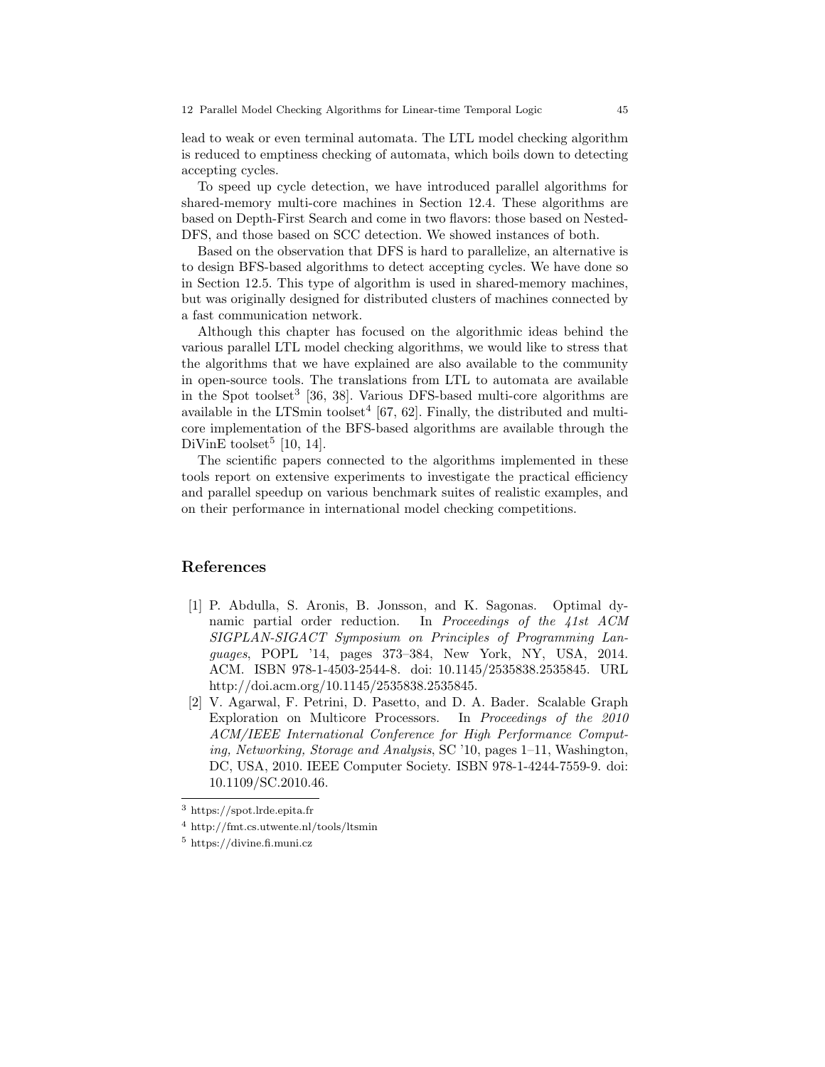lead to weak or even terminal automata. The LTL model checking algorithm is reduced to emptiness checking of automata, which boils down to detecting accepting cycles.

To speed up cycle detection, we have introduced parallel algorithms for shared-memory multi-core machines in Section 12.4. These algorithms are based on Depth-First Search and come in two flavors: those based on Nested-DFS, and those based on SCC detection. We showed instances of both.

Based on the observation that DFS is hard to parallelize, an alternative is to design BFS-based algorithms to detect accepting cycles. We have done so in Section 12.5. This type of algorithm is used in shared-memory machines, but was originally designed for distributed clusters of machines connected by a fast communication network.

Although this chapter has focused on the algorithmic ideas behind the various parallel LTL model checking algorithms, we would like to stress that the algorithms that we have explained are also available to the community in open-source tools. The translations from LTL to automata are available in the Spot toolset[3] [36, 38]. Various DFS-based multi-core algorithms are available in the LTSmin toolset[4] [67, 62]. Finally, the distributed and multi-core implementation of the BFS-based algorithms are available through the DiVinE toolset[5] [10, 14].

The scientific papers connected to the algorithms implemented in these tools report on extensive experiments to investigate the practical efficiency and parallel speedup on various benchmark suites of realistic examples, and on their performance in international model checking competitions.

## References

[1] P. Abdulla, S. Aronis, B. Jonsson, and K. Sagonas. Optimal dynamic partial order reduction. In *Proceedings of the 41st ACM SIGPLAN-SIGACT Symposium on Principles of Programming Languages*, POPL '14, pages 373–384, New York, NY, USA, 2014. ACM. ISBN 978-1-4503-2544-8. doi: 10.1145/2535838.2535845. URL http://doi.acm.org/10.1145/2535838.2535845.

[2] V. Agarwal, F. Petrini, D. Pasetto, and D. A. Bader. Scalable Graph Exploration on Multicore Processors. In *Proceedings of the 2010 ACM/IEEE International Conference for High Performance Computing, Networking, Storage and Analysis*, SC '10, pages 1–11, Washington, DC, USA, 2010. IEEE Computer Society. ISBN 978-1-4244-7559-9. doi: 10.1109/SC.2010.46.

---

[3] https://spot.lrde.epita.fr

[4] http://fmt.cs.utwente.nl/tools/ltsmin

[5] https://divine.fi.muni.cz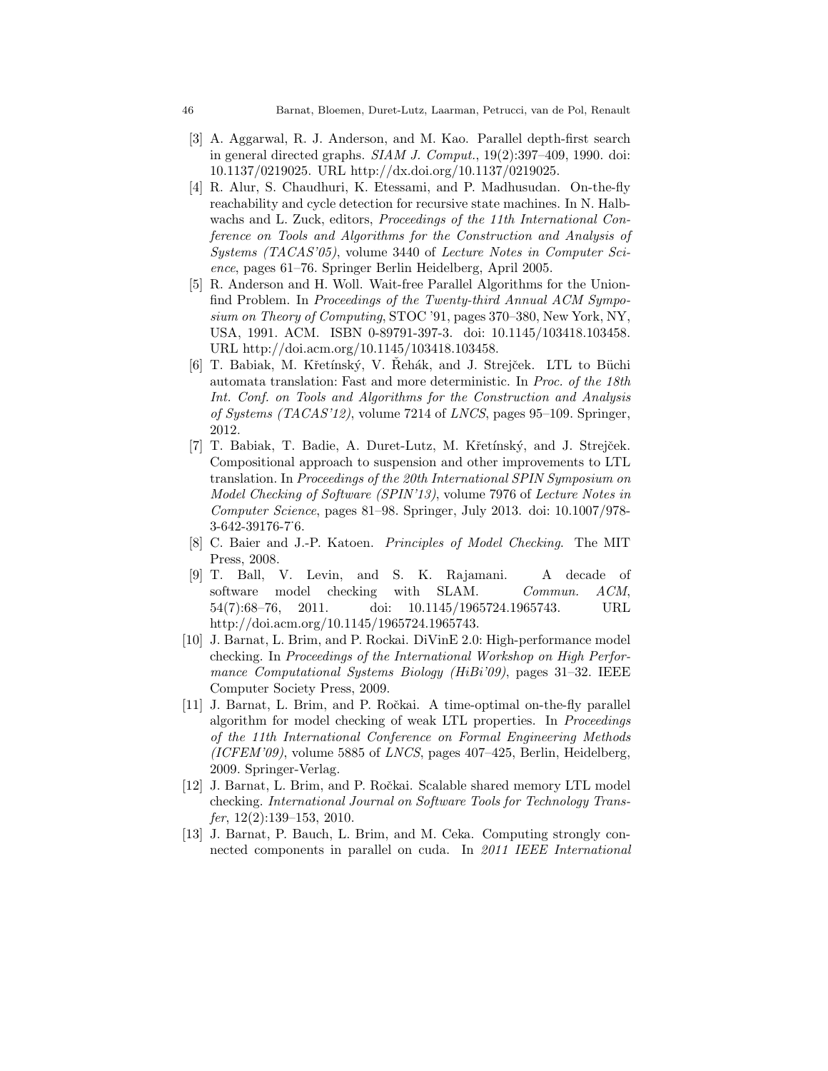[3] A. Aggarwal, R. J. Anderson, and M. Kao. Parallel depth-first search in general directed graphs. *SIAM J. Comput.*, 19(2):397–409, 1990. doi: 10.1137/0219025. URL http://dx.doi.org/10.1137/0219025.

[4] R. Alur, S. Chaudhuri, K. Etessami, and P. Madhusudan. On-the-fly reachability and cycle detection for recursive state machines. In N. Halbwachs and L. Zuck, editors, *Proceedings of the 11th International Conference on Tools and Algorithms for the Construction and Analysis of Systems (TACAS'05)*, volume 3440 of *Lecture Notes in Computer Science*, pages 61–76. Springer Berlin Heidelberg, April 2005.

[5] R. Anderson and H. Woll. Wait-free Parallel Algorithms for the Union-find Problem. In *Proceedings of the Twenty-third Annual ACM Symposium on Theory of Computing*, STOC '91, pages 370–380, New York, NY, USA, 1991. ACM. ISBN 0-89791-397-3. doi: 10.1145/103418.103458. URL http://doi.acm.org/10.1145/103418.103458.

[6] T. Babiak, M. Křetínský, V. Řehák, and J. Strejček. LTL to Büchi automata translation: Fast and more deterministic. In *Proc. of the 18th Int. Conf. on Tools and Algorithms for the Construction and Analysis of Systems (TACAS'12)*, volume 7214 of *LNCS*, pages 95–109. Springer, 2012.

[7] T. Babiak, T. Badie, A. Duret-Lutz, M. Křetínský, and J. Strejček. Compositional approach to suspension and other improvements to LTL translation. In *Proceedings of the 20th International SPIN Symposium on Model Checking of Software (SPIN'13)*, volume 7976 of *Lecture Notes in Computer Science*, pages 81–98. Springer, July 2013. doi: 10.1007/978-3-642-39176-7˙6.

[8] C. Baier and J.-P. Katoen. *Principles of Model Checking*. The MIT Press, 2008.

[9] T. Ball, V. Levin, and S. K. Rajamani. A decade of software model checking with SLAM. *Commun. ACM*, 54(7):68–76, 2011. doi: 10.1145/1965724.1965743. URL http://doi.acm.org/10.1145/1965724.1965743.

[10] J. Barnat, L. Brim, and P. Rockai. DiVinE 2.0: High-performance model checking. In *Proceedings of the International Workshop on High Performance Computational Systems Biology (HiBi'09)*, pages 31–32. IEEE Computer Society Press, 2009.

[11] J. Barnat, L. Brim, and P. Ročkai. A time-optimal on-the-fly parallel algorithm for model checking of weak LTL properties. In *Proceedings of the 11th International Conference on Formal Engineering Methods (ICFEM'09)*, volume 5885 of *LNCS*, pages 407–425, Berlin, Heidelberg, 2009. Springer-Verlag.

[12] J. Barnat, L. Brim, and P. Ročkai. Scalable shared memory LTL model checking. *International Journal on Software Tools for Technology Transfer*, 12(2):139–153, 2010.

[13] J. Barnat, P. Bauch, L. Brim, and M. Ceka. Computing strongly connected components in parallel on cuda. In *2011 IEEE International*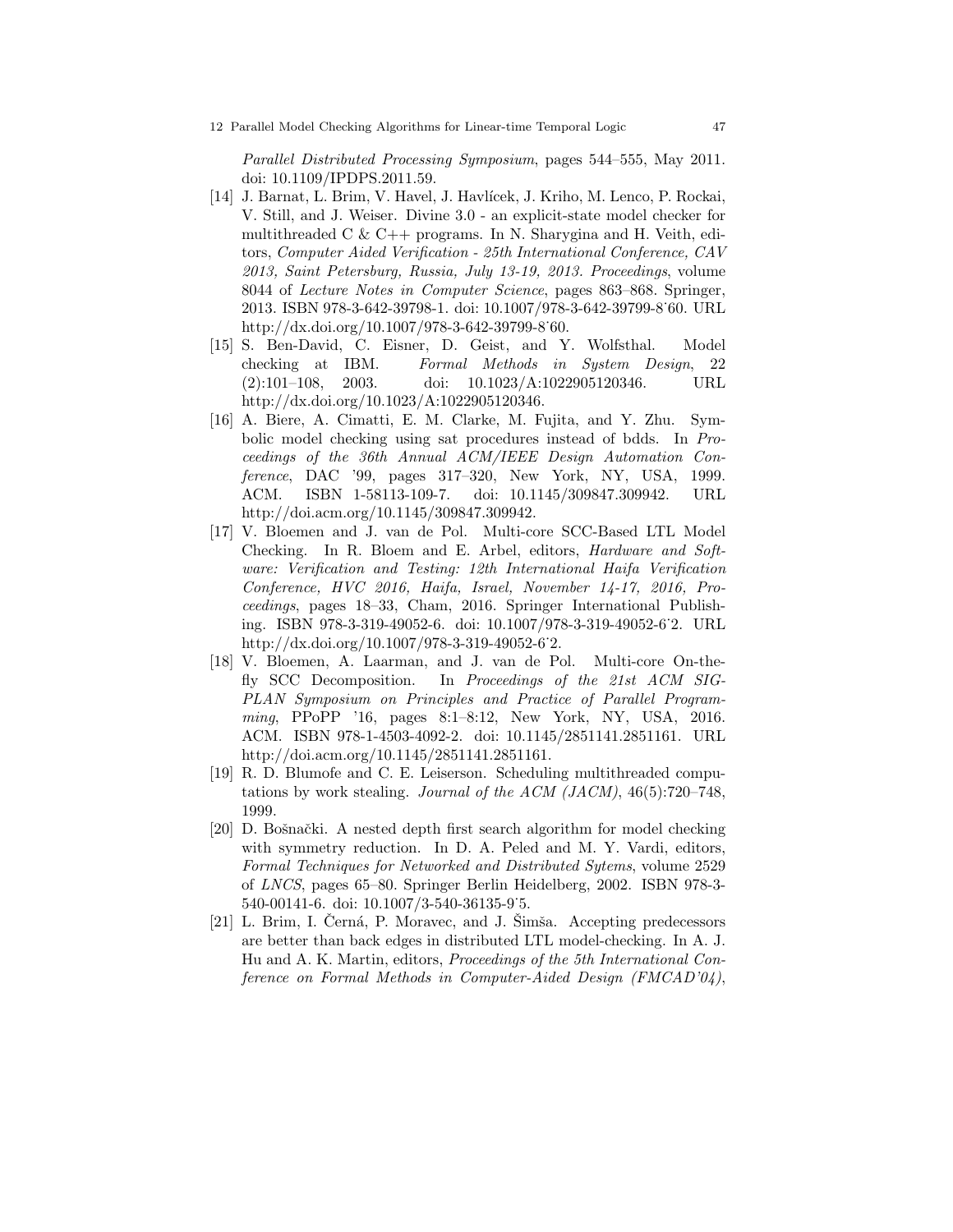*Parallel Distributed Processing Symposium*, pages 544–555, May 2011. doi: 10.1109/IPDPS.2011.59.

[14] J. Barnat, L. Brim, V. Havel, J. Havlícek, J. Kriho, M. Lenco, P. Rockai, V. Still, and J. Weiser. Divine 3.0 - an explicit-state model checker for multithreaded C & C++ programs. In N. Sharygina and H. Veith, editors, *Computer Aided Verification - 25th International Conference, CAV 2013, Saint Petersburg, Russia, July 13-19, 2013. Proceedings*, volume 8044 of *Lecture Notes in Computer Science*, pages 863–868. Springer, 2013. ISBN 978-3-642-39798-1. doi: 10.1007/978-3-642-39799-8˙60. URL http://dx.doi.org/10.1007/978-3-642-39799-8˙60.

[15] S. Ben-David, C. Eisner, D. Geist, and Y. Wolfsthal. Model checking at IBM. *Formal Methods in System Design*, 22 (2):101–108, 2003. doi: 10.1023/A:1022905120346. URL http://dx.doi.org/10.1023/A:1022905120346.

[16] A. Biere, A. Cimatti, E. M. Clarke, M. Fujita, and Y. Zhu. Symbolic model checking using sat procedures instead of bdds. In *Proceedings of the 36th Annual ACM/IEEE Design Automation Conference*, DAC '99, pages 317–320, New York, NY, USA, 1999. ACM. ISBN 1-58113-109-7. doi: 10.1145/309847.309942. URL http://doi.acm.org/10.1145/309847.309942.

[17] V. Bloemen and J. van de Pol. Multi-core SCC-Based LTL Model Checking. In R. Bloem and E. Arbel, editors, *Hardware and Software: Verification and Testing: 12th International Haifa Verification Conference, HVC 2016, Haifa, Israel, November 14-17, 2016, Proceedings*, pages 18–33, Cham, 2016. Springer International Publishing. ISBN 978-3-319-49052-6. doi: 10.1007/978-3-319-49052-6˙2. URL http://dx.doi.org/10.1007/978-3-319-49052-6˙2.

[18] V. Bloemen, A. Laarman, and J. van de Pol. Multi-core On-the-fly SCC Decomposition. In *Proceedings of the 21st ACM SIGPLAN Symposium on Principles and Practice of Parallel Programming*, PPoPP '16, pages 8:1–8:12, New York, NY, USA, 2016. ACM. ISBN 978-1-4503-4092-2. doi: 10.1145/2851141.2851161. URL http://doi.acm.org/10.1145/2851141.2851161.

[19] R. D. Blumofe and C. E. Leiserson. Scheduling multithreaded computations by work stealing. *Journal of the ACM (JACM)*, 46(5):720–748, 1999.

[20] D. Bošnački. A nested depth first search algorithm for model checking with symmetry reduction. In D. A. Peled and M. Y. Vardi, editors, *Formal Techniques for Networked and Distributed Sytems*, volume 2529 of *LNCS*, pages 65–80. Springer Berlin Heidelberg, 2002. ISBN 978-3-540-00141-6. doi: 10.1007/3-540-36135-9˙5.

[21] L. Brim, I. Černá, P. Moravec, and J. Šimša. Accepting predecessors are better than back edges in distributed LTL model-checking. In A. J. Hu and A. K. Martin, editors, *Proceedings of the 5th International Conference on Formal Methods in Computer-Aided Design (FMCAD'04)*,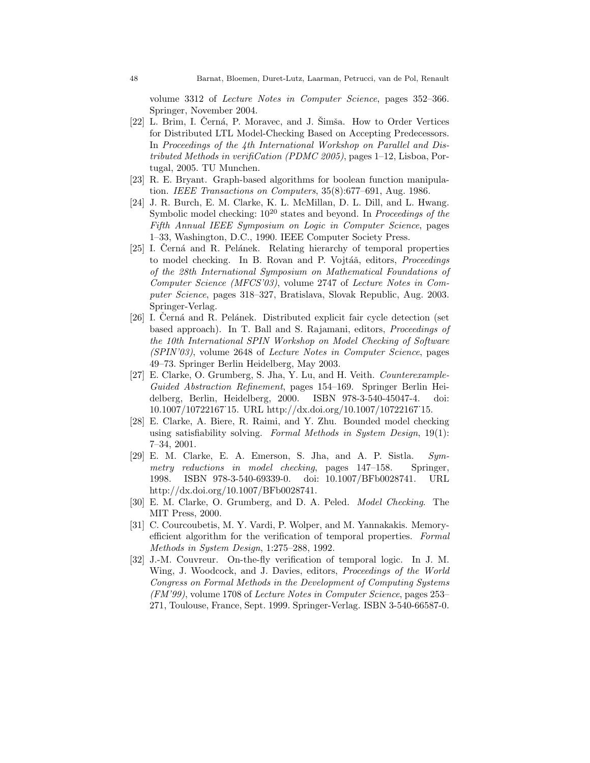volume 3312 of *Lecture Notes in Computer Science*, pages 352–366. Springer, November 2004.

[22] L. Brim, I. Černá, P. Moravec, and J. Šimša. How to Order Vertices for Distributed LTL Model-Checking Based on Accepting Predecessors. In *Proceedings of the 4th International Workshop on Parallel and Distributed Methods in verifiCation (PDMC 2005)*, pages 1–12, Lisboa, Portugal, 2005. TU Munchen.

[23] R. E. Bryant. Graph-based algorithms for boolean function manipulation. *IEEE Transactions on Computers*, 35(8):677–691, Aug. 1986.

[24] J. R. Burch, E. M. Clarke, K. L. McMillan, D. L. Dill, and L. Hwang. Symbolic model checking: $10^{20}$ states and beyond. In *Proceedings of the Fifth Annual IEEE Symposium on Logic in Computer Science*, pages 1–33, Washington, D.C., 1990. IEEE Computer Society Press.

[25] I. Černá and R. Pelánek. Relating hierarchy of temporal properties to model checking. In B. Rovan and P. Vojtáă, editors, *Proceedings of the 28th International Symposium on Mathematical Foundations of Computer Science (MFCS'03)*, volume 2747 of *Lecture Notes in Computer Science*, pages 318–327, Bratislava, Slovak Republic, Aug. 2003. Springer-Verlag.

[26] I. Černá and R. Pelánek. Distributed explicit fair cycle detection (set based approach). In T. Ball and S. Rajamani, editors, *Proceedings of the 10th International SPIN Workshop on Model Checking of Software (SPIN'03)*, volume 2648 of *Lecture Notes in Computer Science*, pages 49–73. Springer Berlin Heidelberg, May 2003.

[27] E. Clarke, O. Grumberg, S. Jha, Y. Lu, and H. Veith. *Counterexample-Guided Abstraction Refinement*, pages 154–169. Springer Berlin Heidelberg, Berlin, Heidelberg, 2000. ISBN 978-3-540-45047-4. doi: 10.1007/10722167˙15. URL http://dx.doi.org/10.1007/10722167˙15.

[28] E. Clarke, A. Biere, R. Raimi, and Y. Zhu. Bounded model checking using satisfiability solving. *Formal Methods in System Design*, 19(1): 7–34, 2001.

[29] E. M. Clarke, E. A. Emerson, S. Jha, and A. P. Sistla. *Symmetry reductions in model checking*, pages 147–158. Springer, 1998. ISBN 978-3-540-69339-0. doi: 10.1007/BFb0028741. URL http://dx.doi.org/10.1007/BFb0028741.

[30] E. M. Clarke, O. Grumberg, and D. A. Peled. *Model Checking*. The MIT Press, 2000.

[31] C. Courcoubetis, M. Y. Vardi, P. Wolper, and M. Yannakakis. Memory-efficient algorithm for the verification of temporal properties. *Formal Methods in System Design*, 1:275–288, 1992.

[32] J.-M. Couvreur. On-the-fly verification of temporal logic. In J. M. Wing, J. Woodcock, and J. Davies, editors, *Proceedings of the World Congress on Formal Methods in the Development of Computing Systems (FM'99)*, volume 1708 of *Lecture Notes in Computer Science*, pages 253–271, Toulouse, France, Sept. 1999. Springer-Verlag. ISBN 3-540-66587-0.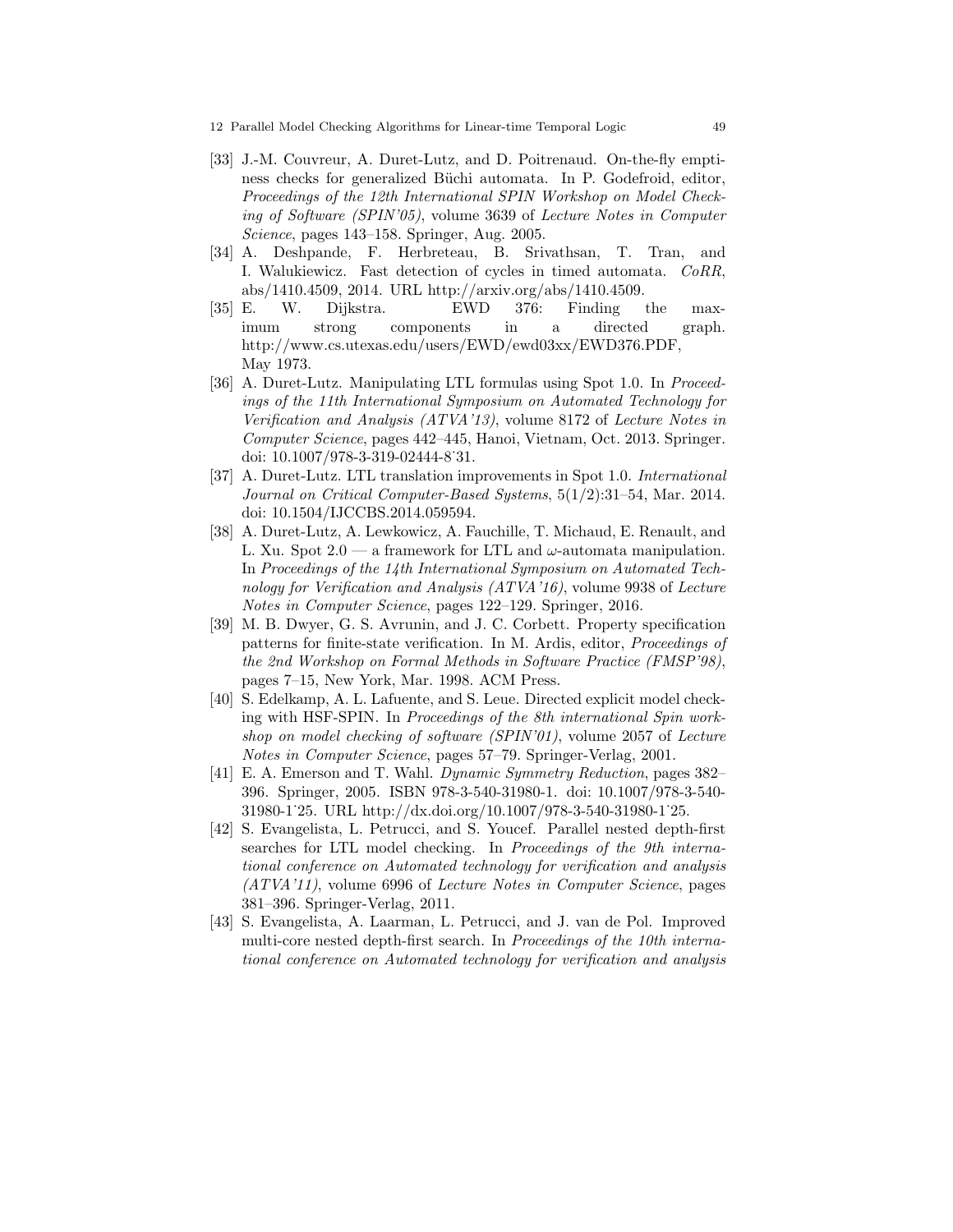[33] J.-M. Couvreur, A. Duret-Lutz, and D. Poitrenaud. On-the-fly emptiness checks for generalized Büchi automata. In P. Godefroid, editor, *Proceedings of the 12th International SPIN Workshop on Model Checking of Software (SPIN'05)*, volume 3639 of *Lecture Notes in Computer Science*, pages 143–158. Springer, Aug. 2005.

[34] A. Deshpande, F. Herbreteau, B. Srivathsan, T. Tran, and I. Walukiewicz. Fast detection of cycles in timed automata. *CoRR*, abs/1410.4509, 2014. URL http://arxiv.org/abs/1410.4509.

[35] E. W. Dijkstra. EWD 376: Finding the maximum strong components in a directed graph. http://www.cs.utexas.edu/users/EWD/ewd03xx/EWD376.PDF, May 1973.

[36] A. Duret-Lutz. Manipulating LTL formulas using Spot 1.0. In *Proceedings of the 11th International Symposium on Automated Technology for Verification and Analysis (ATVA'13)*, volume 8172 of *Lecture Notes in Computer Science*, pages 442–445, Hanoi, Vietnam, Oct. 2013. Springer. doi: 10.1007/978-3-319-02444-8˙31.

[37] A. Duret-Lutz. LTL translation improvements in Spot 1.0. *International Journal on Critical Computer-Based Systems*, 5(1/2):31–54, Mar. 2014. doi: 10.1504/IJCCBS.2014.059594.

[38] A. Duret-Lutz, A. Lewkowicz, A. Fauchille, T. Michaud, E. Renault, and L. Xu. Spot 2.0 — a framework for LTL and $\omega$-automata manipulation. In *Proceedings of the 14th International Symposium on Automated Technology for Verification and Analysis (ATVA'16)*, volume 9938 of *Lecture Notes in Computer Science*, pages 122–129. Springer, 2016.

[39] M. B. Dwyer, G. S. Avrunin, and J. C. Corbett. Property specification patterns for finite-state verification. In M. Ardis, editor, *Proceedings of the 2nd Workshop on Formal Methods in Software Practice (FMSP'98)*, pages 7–15, New York, Mar. 1998. ACM Press.

[40] S. Edelkamp, A. L. Lafuente, and S. Leue. Directed explicit model checking with HSF-SPIN. In *Proceedings of the 8th international Spin workshop on model checking of software (SPIN'01)*, volume 2057 of *Lecture Notes in Computer Science*, pages 57–79. Springer-Verlag, 2001.

[41] E. A. Emerson and T. Wahl. *Dynamic Symmetry Reduction*, pages 382–396. Springer, 2005. ISBN 978-3-540-31980-1. doi: 10.1007/978-3-540-31980-1˙25. URL http://dx.doi.org/10.1007/978-3-540-31980-1˙25.

[42] S. Evangelista, L. Petrucci, and S. Youcef. Parallel nested depth-first searches for LTL model checking. In *Proceedings of the 9th international conference on Automated technology for verification and analysis (ATVA'11)*, volume 6996 of *Lecture Notes in Computer Science*, pages 381–396. Springer-Verlag, 2011.

[43] S. Evangelista, A. Laarman, L. Petrucci, and J. van de Pol. Improved multi-core nested depth-first search. In *Proceedings of the 10th international conference on Automated technology for verification and analysis*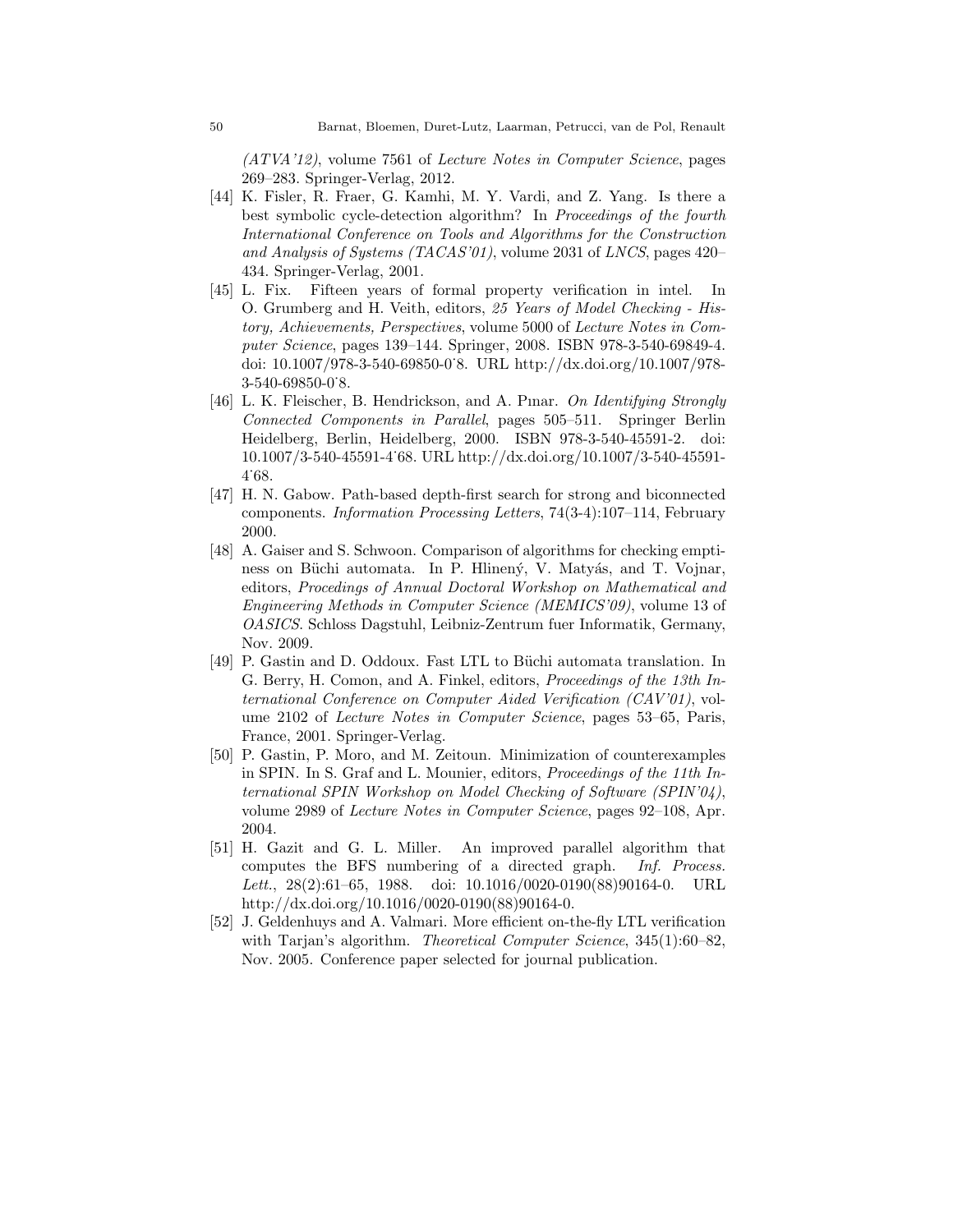*(ATVA'12)*, volume 7561 of *Lecture Notes in Computer Science*, pages 269–283. Springer-Verlag, 2012.

[44] K. Fisler, R. Fraer, G. Kamhi, M. Y. Vardi, and Z. Yang. Is there a best symbolic cycle-detection algorithm? In *Proceedings of the fourth International Conference on Tools and Algorithms for the Construction and Analysis of Systems (TACAS'01)*, volume 2031 of *LNCS*, pages 420–434. Springer-Verlag, 2001.

[45] L. Fix. Fifteen years of formal property verification in intel. In O. Grumberg and H. Veith, editors, *25 Years of Model Checking - History, Achievements, Perspectives*, volume 5000 of *Lecture Notes in Computer Science*, pages 139–144. Springer, 2008. ISBN 978-3-540-69849-4. doi: 10.1007/978-3-540-69850-0˙8. URL http://dx.doi.org/10.1007/978-3-540-69850-0˙8.

[46] L. K. Fleischer, B. Hendrickson, and A. Pınar. *On Identifying Strongly Connected Components in Parallel*, pages 505–511. Springer Berlin Heidelberg, Berlin, Heidelberg, 2000. ISBN 978-3-540-45591-2. doi: 10.1007/3-540-45591-4˙68. URL http://dx.doi.org/10.1007/3-540-45591-4˙68.

[47] H. N. Gabow. Path-based depth-first search for strong and biconnected components. *Information Processing Letters*, 74(3-4):107–114, February 2000.

[48] A. Gaiser and S. Schwoon. Comparison of algorithms for checking emptiness on Büchi automata. In P. Hlinený, V. Matyás, and T. Vojnar, editors, *Procedings of Annual Doctoral Workshop on Mathematical and Engineering Methods in Computer Science (MEMICS'09)*, volume 13 of *OASICS*. Schloss Dagstuhl, Leibniz-Zentrum fuer Informatik, Germany, Nov. 2009.

[49] P. Gastin and D. Oddoux. Fast LTL to Büchi automata translation. In G. Berry, H. Comon, and A. Finkel, editors, *Proceedings of the 13th International Conference on Computer Aided Verification (CAV'01)*, volume 2102 of *Lecture Notes in Computer Science*, pages 53–65, Paris, France, 2001. Springer-Verlag.

[50] P. Gastin, P. Moro, and M. Zeitoun. Minimization of counterexamples in SPIN. In S. Graf and L. Mounier, editors, *Proceedings of the 11th International SPIN Workshop on Model Checking of Software (SPIN'04)*, volume 2989 of *Lecture Notes in Computer Science*, pages 92–108, Apr. 2004.

[51] H. Gazit and G. L. Miller. An improved parallel algorithm that computes the BFS numbering of a directed graph. *Inf. Process. Lett.*, 28(2):61–65, 1988. doi: 10.1016/0020-0190(88)90164-0. URL http://dx.doi.org/10.1016/0020-0190(88)90164-0.

[52] J. Geldenhuys and A. Valmari. More efficient on-the-fly LTL verification with Tarjan's algorithm. *Theoretical Computer Science*, 345(1):60–82, Nov. 2005. Conference paper selected for journal publication.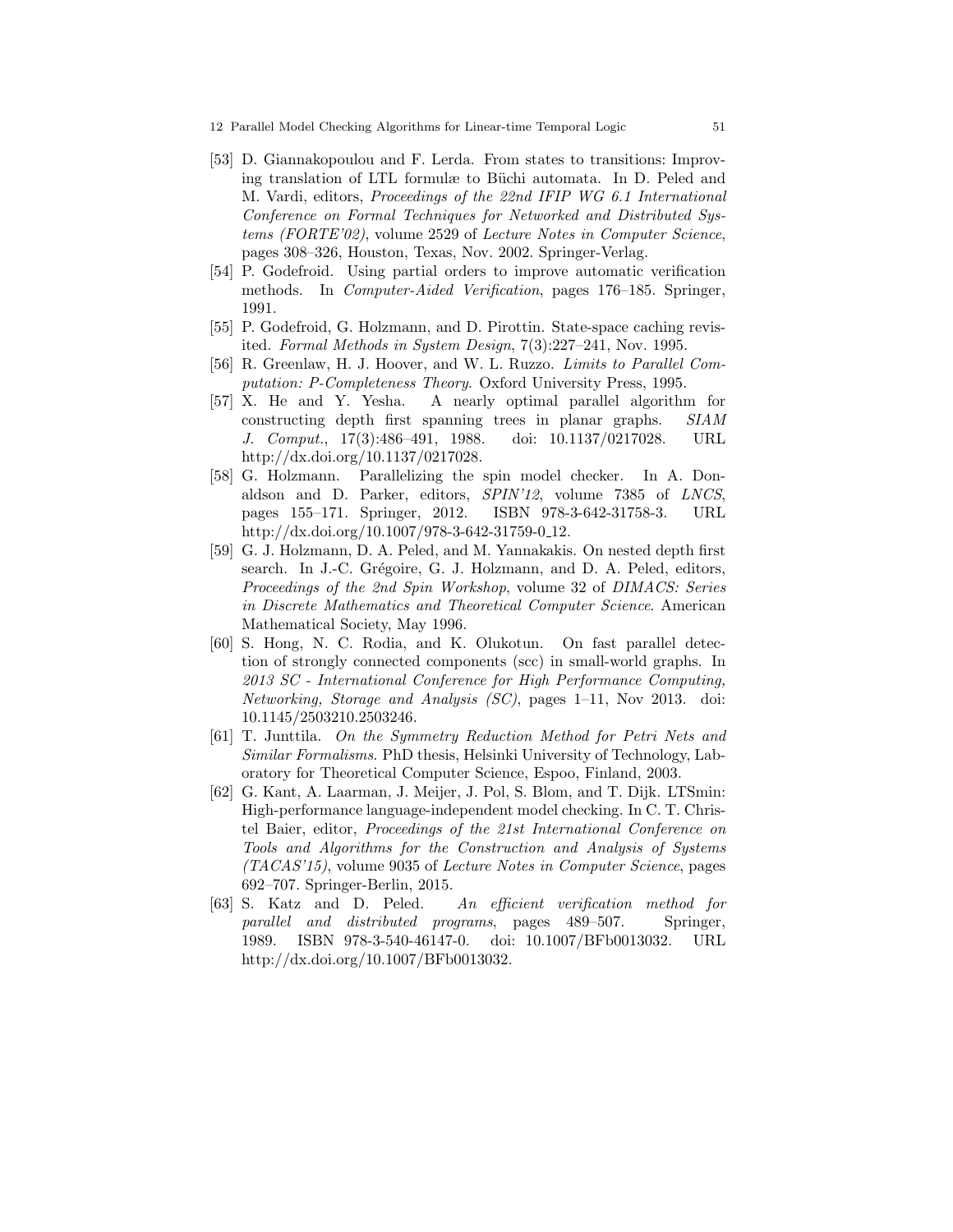[53] D. Giannakopoulou and F. Lerda. From states to transitions: Improving translation of LTL formulæ to Büchi automata. In D. Peled and M. Vardi, editors, *Proceedings of the 22nd IFIP WG 6.1 International Conference on Formal Techniques for Networked and Distributed Systems (FORTE'02)*, volume 2529 of *Lecture Notes in Computer Science*, pages 308–326, Houston, Texas, Nov. 2002. Springer-Verlag.

[54] P. Godefroid. Using partial orders to improve automatic verification methods. In *Computer-Aided Verification*, pages 176–185. Springer, 1991.

[55] P. Godefroid, G. Holzmann, and D. Pirottin. State-space caching revisited. *Formal Methods in System Design*, 7(3):227–241, Nov. 1995.

[56] R. Greenlaw, H. J. Hoover, and W. L. Ruzzo. *Limits to Parallel Computation: P-Completeness Theory*. Oxford University Press, 1995.

[57] X. He and Y. Yesha. A nearly optimal parallel algorithm for constructing depth first spanning trees in planar graphs. *SIAM J. Comput.*, 17(3):486–491, 1988. doi: 10.1137/0217028. URL http://dx.doi.org/10.1137/0217028.

[58] G. Holzmann. Parallelizing the spin model checker. In A. Donaldson and D. Parker, editors, *SPIN'12*, volume 7385 of *LNCS*, pages 155–171. Springer, 2012. ISBN 978-3-642-31758-3. URL http://dx.doi.org/10.1007/978-3-642-31759-0_12.

[59] G. J. Holzmann, D. A. Peled, and M. Yannakakis. On nested depth first search. In J.-C. Grégoire, G. J. Holzmann, and D. A. Peled, editors, *Proceedings of the 2nd Spin Workshop*, volume 32 of *DIMACS: Series in Discrete Mathematics and Theoretical Computer Science*. American Mathematical Society, May 1996.

[60] S. Hong, N. C. Rodia, and K. Olukotun. On fast parallel detection of strongly connected components (scc) in small-world graphs. In *2013 SC - International Conference for High Performance Computing, Networking, Storage and Analysis (SC)*, pages 1–11, Nov 2013. doi: 10.1145/2503210.2503246.

[61] T. Junttila. *On the Symmetry Reduction Method for Petri Nets and Similar Formalisms*. PhD thesis, Helsinki University of Technology, Laboratory for Theoretical Computer Science, Espoo, Finland, 2003.

[62] G. Kant, A. Laarman, J. Meijer, J. Pol, S. Blom, and T. Dijk. LTSmin: High-performance language-independent model checking. In C. T. Christel Baier, editor, *Proceedings of the 21st International Conference on Tools and Algorithms for the Construction and Analysis of Systems (TACAS'15)*, volume 9035 of *Lecture Notes in Computer Science*, pages 692–707. Springer-Berlin, 2015.

[63] S. Katz and D. Peled. *An efficient verification method for parallel and distributed programs*, pages 489–507. Springer, 1989. ISBN 978-3-540-46147-0. doi: 10.1007/BFb0013032. URL http://dx.doi.org/10.1007/BFb0013032.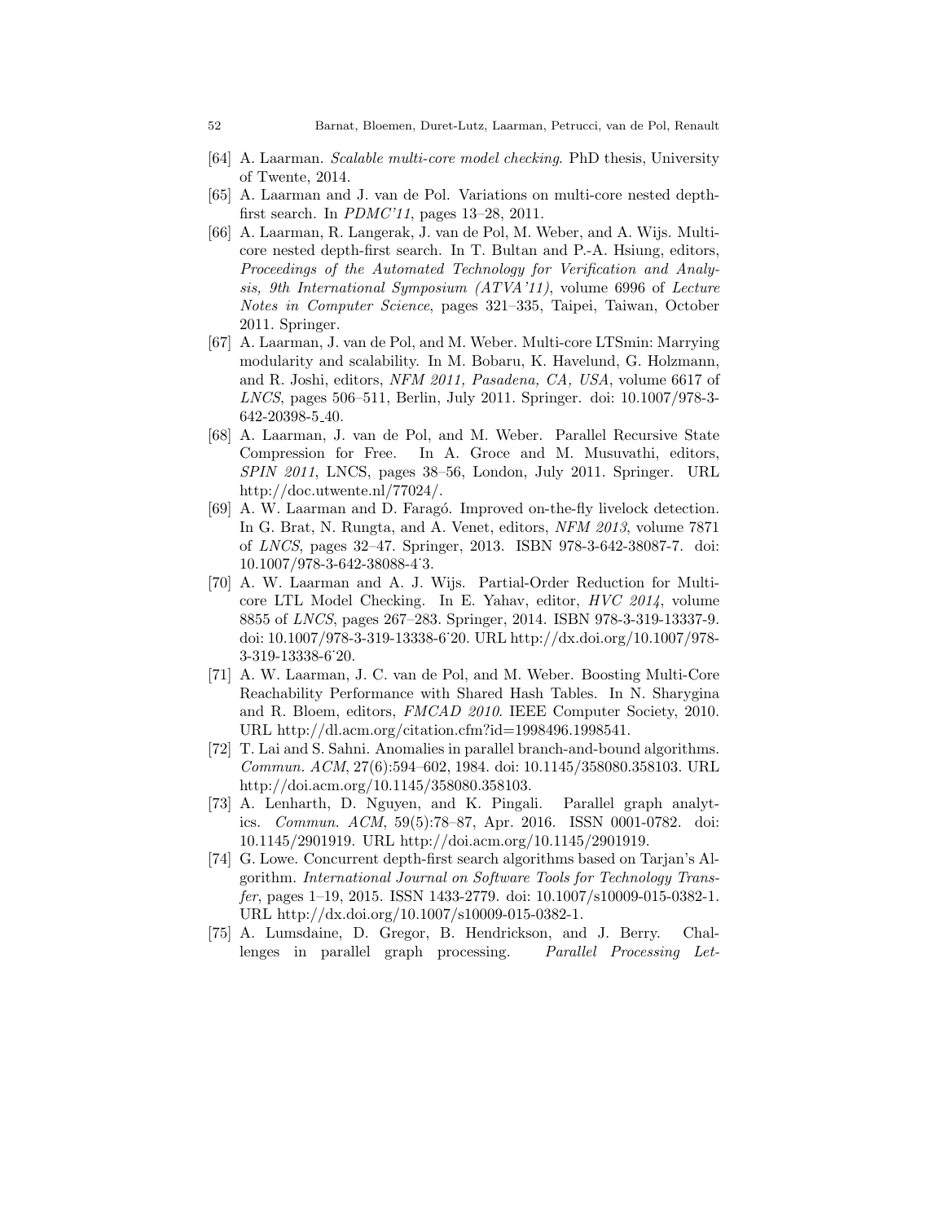[64] A. Laarman. *Scalable multi-core model checking*. PhD thesis, University of Twente, 2014.

[65] A. Laarman and J. van de Pol. Variations on multi-core nested depth-first search. In *PDMC'11*, pages 13–28, 2011.

[66] A. Laarman, R. Langerak, J. van de Pol, M. Weber, and A. Wijs. Multi-core nested depth-first search. In T. Bultan and P.-A. Hsiung, editors, *Proceedings of the Automated Technology for Verification and Analysis, 9th International Symposium (ATVA'11)*, volume 6996 of *Lecture Notes in Computer Science*, pages 321–335, Taipei, Taiwan, October 2011. Springer.

[67] A. Laarman, J. van de Pol, and M. Weber. Multi-core LTSmin: Marrying modularity and scalability. In M. Bobaru, K. Havelund, G. Holzmann, and R. Joshi, editors, *NFM 2011, Pasadena, CA, USA*, volume 6617 of *LNCS*, pages 506–511, Berlin, July 2011. Springer. doi: 10.1007/978-3-642-20398-5_40.

[68] A. Laarman, J. van de Pol, and M. Weber. Parallel Recursive State Compression for Free. In A. Groce and M. Musuvathi, editors, *SPIN 2011*, LNCS, pages 38–56, London, July 2011. Springer. URL http://doc.utwente.nl/77024/.

[69] A. W. Laarman and D. Faragó. Improved on-the-fly livelock detection. In G. Brat, N. Rungta, and A. Venet, editors, *NFM 2013*, volume 7871 of *LNCS*, pages 32–47. Springer, 2013. ISBN 978-3-642-38087-7. doi: 10.1007/978-3-642-38088-4˙3.

[70] A. W. Laarman and A. J. Wijs. Partial-Order Reduction for Multi-core LTL Model Checking. In E. Yahav, editor, *HVC 2014*, volume 8855 of *LNCS*, pages 267–283. Springer, 2014. ISBN 978-3-319-13337-9. doi: 10.1007/978-3-319-13338-6˙20. URL http://dx.doi.org/10.1007/978-3-319-13338-6˙20.

[71] A. W. Laarman, J. C. van de Pol, and M. Weber. Boosting Multi-Core Reachability Performance with Shared Hash Tables. In N. Sharygina and R. Bloem, editors, *FMCAD 2010*. IEEE Computer Society, 2010. URL http://dl.acm.org/citation.cfm?id=1998496.1998541.

[72] T. Lai and S. Sahni. Anomalies in parallel branch-and-bound algorithms. *Commun. ACM*, 27(6):594–602, 1984. doi: 10.1145/358080.358103. URL http://doi.acm.org/10.1145/358080.358103.

[73] A. Lenharth, D. Nguyen, and K. Pingali. Parallel graph analytics. *Commun. ACM*, 59(5):78–87, Apr. 2016. ISSN 0001-0782. doi: 10.1145/2901919. URL http://doi.acm.org/10.1145/2901919.

[74] G. Lowe. Concurrent depth-first search algorithms based on Tarjan's Algorithm. *International Journal on Software Tools for Technology Transfer*, pages 1–19, 2015. ISSN 1433-2779. doi: 10.1007/s10009-015-0382-1. URL http://dx.doi.org/10.1007/s10009-015-0382-1.

[75] A. Lumsdaine, D. Gregor, B. Hendrickson, and J. Berry. Challenges in parallel graph processing. *Parallel Processing Let-*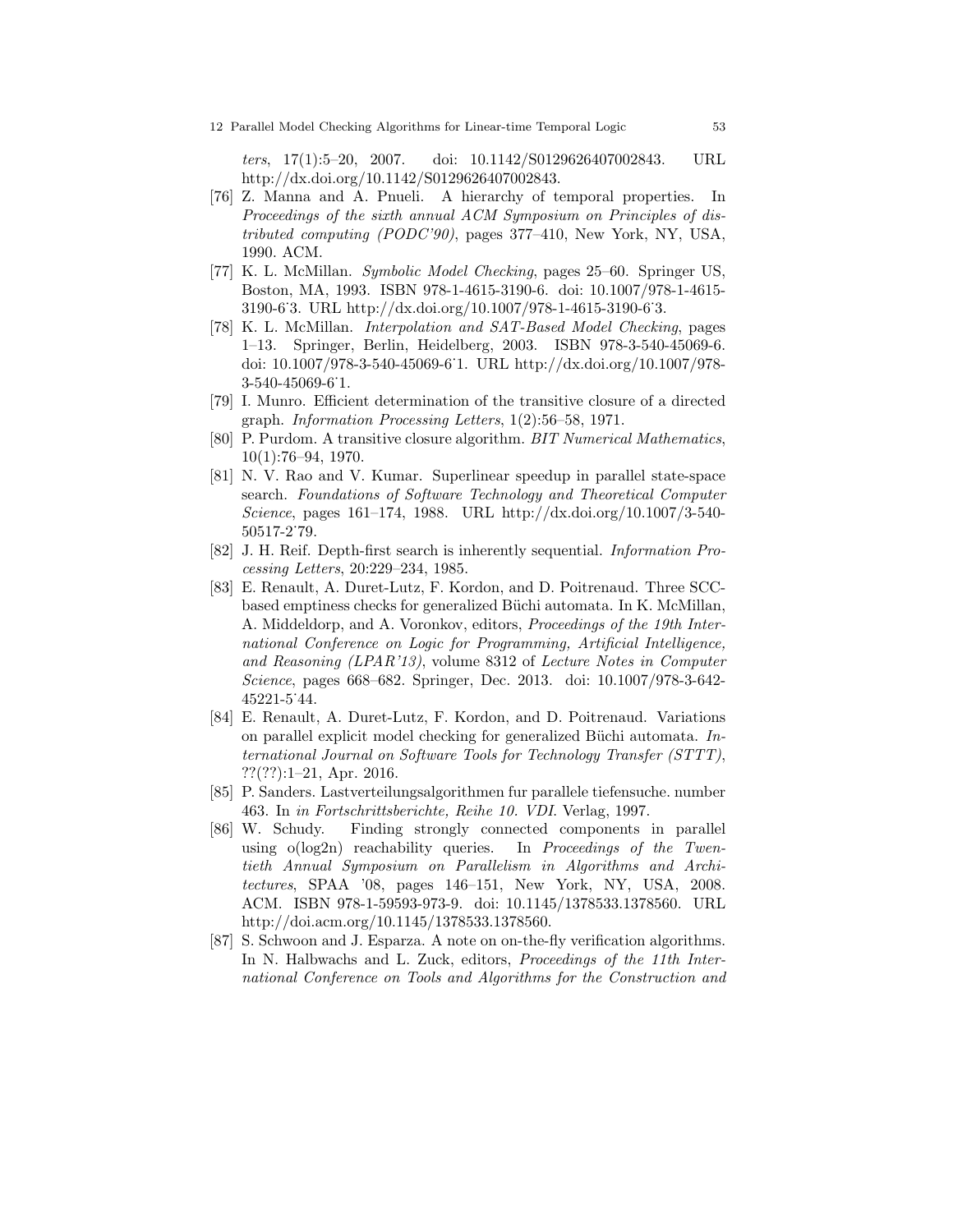*ters*, 17(1):5–20, 2007. doi: 10.1142/S0129626407002843. URL http://dx.doi.org/10.1142/S0129626407002843.

[76] Z. Manna and A. Pnueli. A hierarchy of temporal properties. In *Proceedings of the sixth annual ACM Symposium on Principles of distributed computing (PODC'90)*, pages 377–410, New York, NY, USA, 1990. ACM.

[77] K. L. McMillan. *Symbolic Model Checking*, pages 25–60. Springer US, Boston, MA, 1993. ISBN 978-1-4615-3190-6. doi: 10.1007/978-1-4615-3190-6˙3. URL http://dx.doi.org/10.1007/978-1-4615-3190-6˙3.

[78] K. L. McMillan. *Interpolation and SAT-Based Model Checking*, pages 1–13. Springer, Berlin, Heidelberg, 2003. ISBN 978-3-540-45069-6. doi: 10.1007/978-3-540-45069-6˙1. URL http://dx.doi.org/10.1007/978-3-540-45069-6˙1.

[79] I. Munro. Efficient determination of the transitive closure of a directed graph. *Information Processing Letters*, 1(2):56–58, 1971.

[80] P. Purdom. A transitive closure algorithm. *BIT Numerical Mathematics*, 10(1):76–94, 1970.

[81] N. V. Rao and V. Kumar. Superlinear speedup in parallel state-space search. *Foundations of Software Technology and Theoretical Computer Science*, pages 161–174, 1988. URL http://dx.doi.org/10.1007/3-540-50517-2˙79.

[82] J. H. Reif. Depth-first search is inherently sequential. *Information Processing Letters*, 20:229–234, 1985.

[83] E. Renault, A. Duret-Lutz, F. Kordon, and D. Poitrenaud. Three SCC-based emptiness checks for generalized Büchi automata. In K. McMillan, A. Middeldorp, and A. Voronkov, editors, *Proceedings of the 19th International Conference on Logic for Programming, Artificial Intelligence, and Reasoning (LPAR'13)*, volume 8312 of *Lecture Notes in Computer Science*, pages 668–682. Springer, Dec. 2013. doi: 10.1007/978-3-642-45221-5˙44.

[84] E. Renault, A. Duret-Lutz, F. Kordon, and D. Poitrenaud. Variations on parallel explicit model checking for generalized Büchi automata. *International Journal on Software Tools for Technology Transfer (STTT)*, ??(??):1–21, Apr. 2016.

[85] P. Sanders. Lastverteilungsalgorithmen fur parallele tiefensuche. number 463. In *in Fortschrittsberichte, Reihe 10. VDI*. Verlag, 1997.

[86] W. Schudy. Finding strongly connected components in parallel using o(log2n) reachability queries. In *Proceedings of the Twentieth Annual Symposium on Parallelism in Algorithms and Architectures*, SPAA '08, pages 146–151, New York, NY, USA, 2008. ACM. ISBN 978-1-59593-973-9. doi: 10.1145/1378533.1378560. URL http://doi.acm.org/10.1145/1378533.1378560.

[87] S. Schwoon and J. Esparza. A note on on-the-fly verification algorithms. In N. Halbwachs and L. Zuck, editors, *Proceedings of the 11th International Conference on Tools and Algorithms for the Construction and*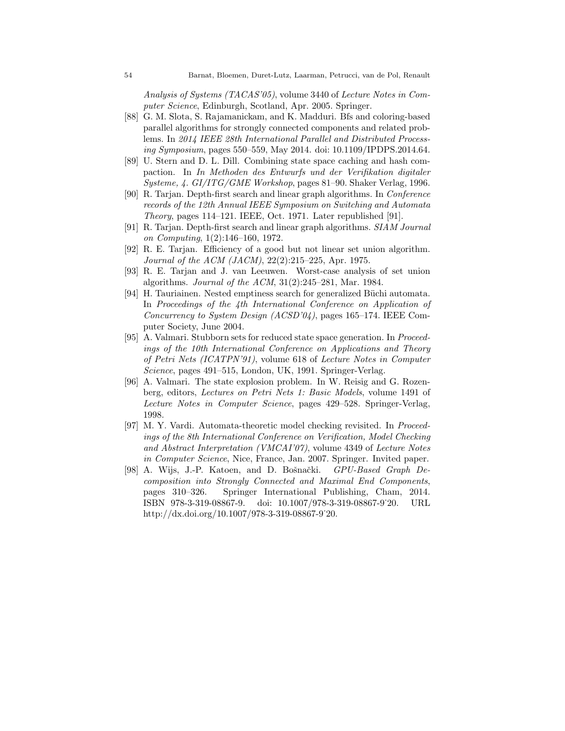*Analysis of Systems (TACAS'05)*, volume 3440 of *Lecture Notes in Computer Science*, Edinburgh, Scotland, Apr. 2005. Springer.

[88] G. M. Slota, S. Rajamanickam, and K. Madduri. Bfs and coloring-based parallel algorithms for strongly connected components and related problems. In *2014 IEEE 28th International Parallel and Distributed Processing Symposium*, pages 550–559, May 2014. doi: 10.1109/IPDPS.2014.64.

[89] U. Stern and D. L. Dill. Combining state space caching and hash compaction. In *In Methoden des Entwurfs und der Verifikation digitaler Systeme, 4. GI/ITG/GME Workshop*, pages 81–90. Shaker Verlag, 1996.

[90] R. Tarjan. Depth-first search and linear graph algorithms. In *Conference records of the 12th Annual IEEE Symposium on Switching and Automata Theory*, pages 114–121. IEEE, Oct. 1971. Later republished [91].

[91] R. Tarjan. Depth-first search and linear graph algorithms. *SIAM Journal on Computing*, 1(2):146–160, 1972.

[92] R. E. Tarjan. Efficiency of a good but not linear set union algorithm. *Journal of the ACM (JACM)*, 22(2):215–225, Apr. 1975.

[93] R. E. Tarjan and J. van Leeuwen. Worst-case analysis of set union algorithms. *Journal of the ACM*, 31(2):245–281, Mar. 1984.

[94] H. Tauriainen. Nested emptiness search for generalized Büchi automata. In *Proceedings of the 4th International Conference on Application of Concurrency to System Design (ACSD'04)*, pages 165–174. IEEE Computer Society, June 2004.

[95] A. Valmari. Stubborn sets for reduced state space generation. In *Proceedings of the 10th International Conference on Applications and Theory of Petri Nets (ICATPN'91)*, volume 618 of *Lecture Notes in Computer Science*, pages 491–515, London, UK, 1991. Springer-Verlag.

[96] A. Valmari. The state explosion problem. In W. Reisig and G. Rozenberg, editors, *Lectures on Petri Nets 1: Basic Models*, volume 1491 of *Lecture Notes in Computer Science*, pages 429–528. Springer-Verlag, 1998.

[97] M. Y. Vardi. Automata-theoretic model checking revisited. In *Proceedings of the 8th International Conference on Verification, Model Checking and Abstract Interpretation (VMCAI'07)*, volume 4349 of *Lecture Notes in Computer Science*, Nice, France, Jan. 2007. Springer. Invited paper.

[98] A. Wijs, J.-P. Katoen, and D. Bošnački. *GPU-Based Graph Decomposition into Strongly Connected and Maximal End Components*, pages 310–326. Springer International Publishing, Cham, 2014. ISBN 978-3-319-08867-9. doi: 10.1007/978-3-319-08867-9˙20. URL http://dx.doi.org/10.1007/978-3-319-08867-9˙20.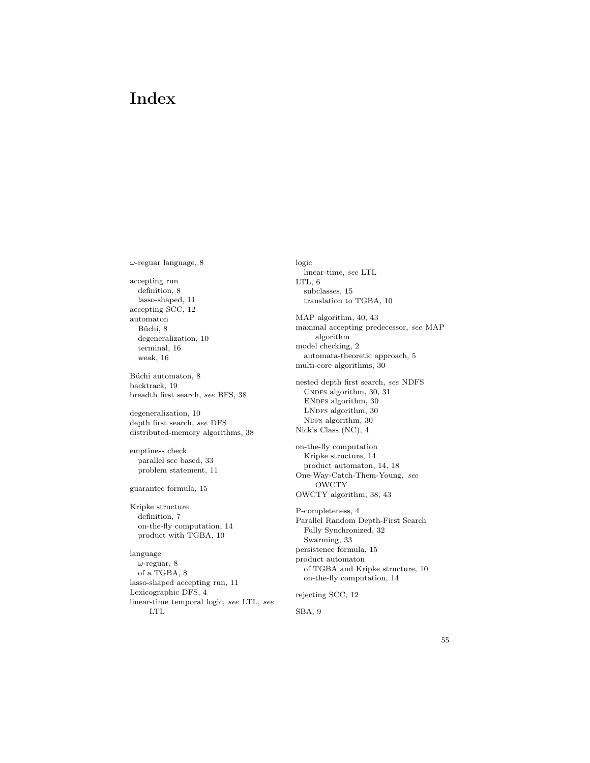# Index

$\omega$-reguar language, 8

accepting run
  definition, 8
  lasso-shaped, 11
accepting SCC, 12
automaton
  Büchi, 8
  degeneralization, 10
  terminal, 16
  weak, 16

Büchi automaton, 8
backtrack, 19
breadth first search, *see* BFS, 38

degeneralization, 10
depth first search, *see* DFS
distributed-memory algorithms, 38

emptiness check
  parallel scc based, 33
  problem statement, 11

guarantee formula, 15

Kripke structure
  definition, 7
  on-the-fly computation, 14
  product with TGBA, 10

language
  $\omega$-reguar, 8
  of a TGBA, 8
lasso-shaped accepting run, 11
Lexicographic DFS, 4
linear-time temporal logic, *see* LTL, *see* LTL

logic
  linear-time, *see* LTL
LTL, 6
  subclasses, 15
  translation to TGBA, 10

MAP algorithm, 40, 43
maximal accepting predecessor, *see* MAP algorithm
model checking, 2
  automata-theoretic approach, 5
multi-core algorithms, 30

nested depth first search, *see* NDFS
  CNDFS algorithm, 30, 31
  ENDFS algorithm, 30
  LNDFS algorithm, 30
  NDFS algorithm, 30
Nick's Class (NC), 4

on-the-fly computation
  Kripke structure, 14
  product automaton, 14, 18
One-Way-Catch-Them-Young, *see* OWCTY
OWCTY algorithm, 38, 43

P-completeness, 4
Parallel Random Depth-First Search
  Fully Synchronized, 32
  Swarming, 33
persistence formula, 15
product automaton
  of TGBA and Kripke structure, 10
  on-the-fly computation, 14

rejecting SCC, 12

SBA, 9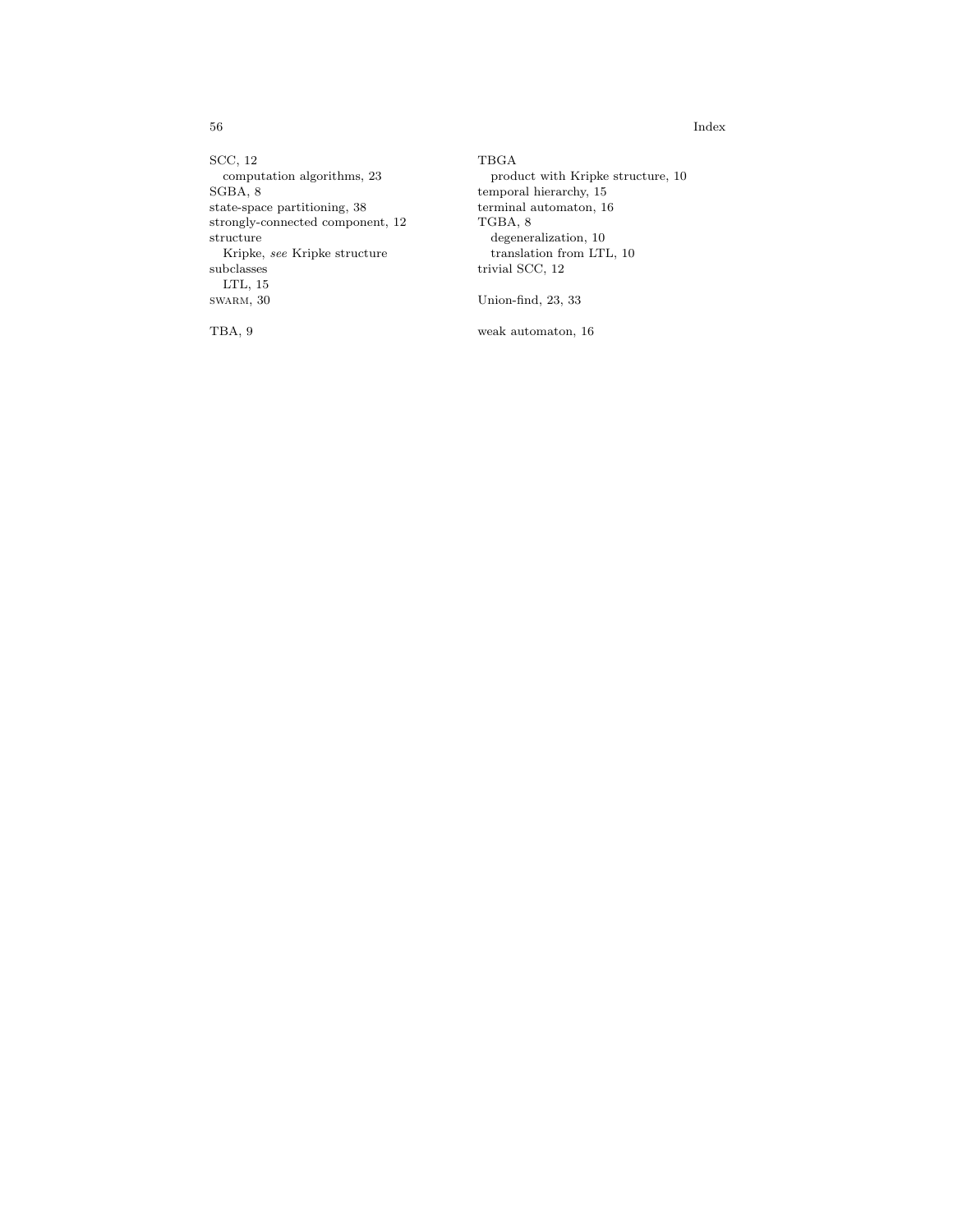SCC, 12
  computation algorithms, 23
SGBA, 8
state-space partitioning, 38
strongly-connected component, 12
structure
  Kripke, *see* Kripke structure
subclasses
  LTL, 15
SWARM, 30

TBA, 9
TBGA
  product with Kripke structure, 10
temporal hierarchy, 15
terminal automaton, 16
TGBA, 8
  degeneralization, 10
  translation from LTL, 10
trivial SCC, 12

Union-find, 23, 33

weak automaton, 16